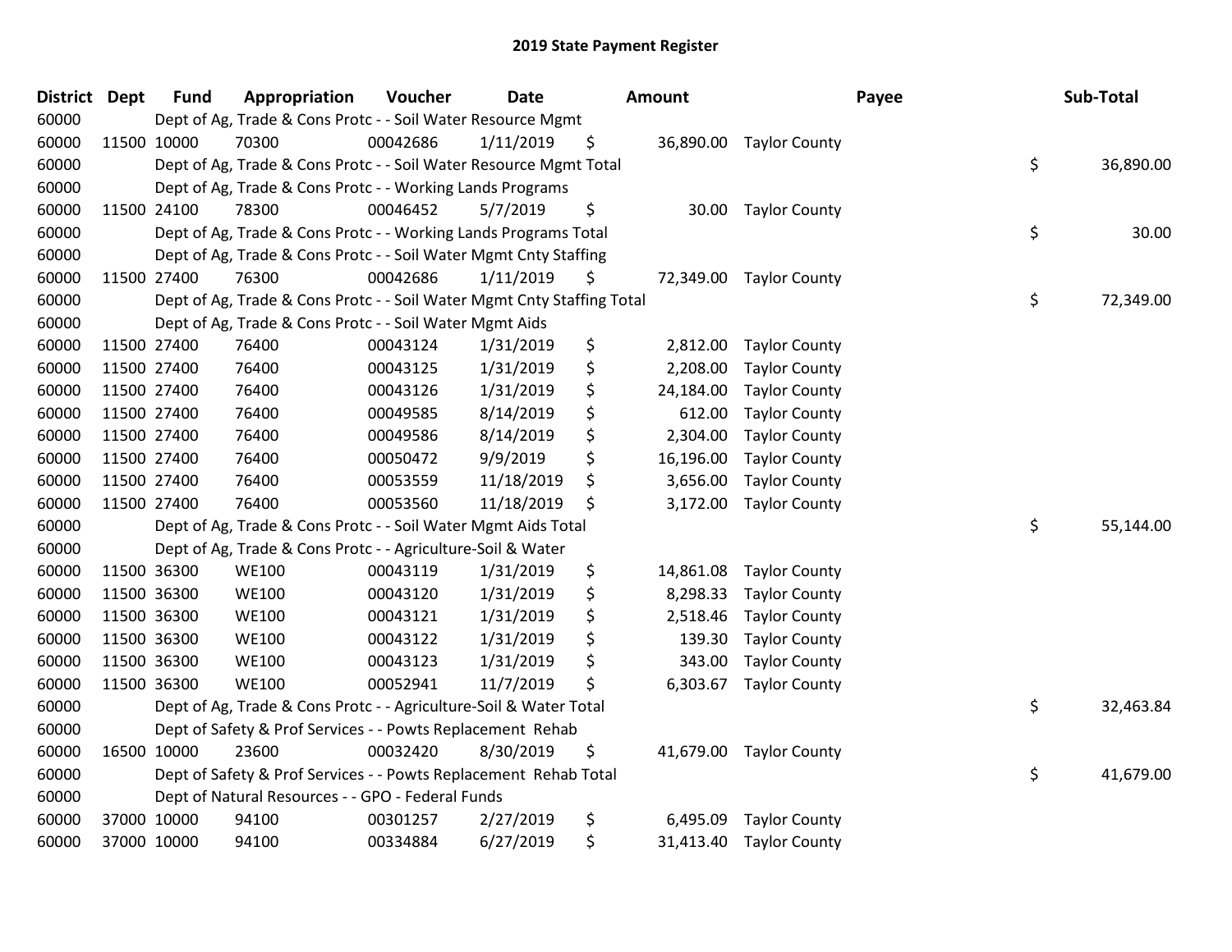# 2019 State Payment Register

| District | Dept | Fund | Appropriation | Voucher | Date | Amount | Payee | Sub-Total |
|---|---|---|---|---|---|---|---|---|
| 60000 | | Dept of Ag, Trade & Cons Protc - - Soil Water Resource Mgmt | | | | | | |
| 60000 | 11500 | 10000 | 70300 | 00042686 | 1/11/2019 | $ 36,890.00 | Taylor County | |
| 60000 | | Dept of Ag, Trade & Cons Protc - - Soil Water Resource Mgmt Total | | | | | | $ 36,890.00 |
| 60000 | | Dept of Ag, Trade & Cons Protc - - Working Lands Programs | | | | | | |
| 60000 | 11500 | 24100 | 78300 | 00046452 | 5/7/2019 | $ 30.00 | Taylor County | |
| 60000 | | Dept of Ag, Trade & Cons Protc - - Working Lands Programs Total | | | | | | $ 30.00 |
| 60000 | | Dept of Ag, Trade & Cons Protc - - Soil Water Mgmt Cnty Staffing | | | | | | |
| 60000 | 11500 | 27400 | 76300 | 00042686 | 1/11/2019 | $ 72,349.00 | Taylor County | |
| 60000 | | Dept of Ag, Trade & Cons Protc - - Soil Water Mgmt Cnty Staffing Total | | | | | | $ 72,349.00 |
| 60000 | | Dept of Ag, Trade & Cons Protc - - Soil Water Mgmt Aids | | | | | | |
| 60000 | 11500 | 27400 | 76400 | 00043124 | 1/31/2019 | $ 2,812.00 | Taylor County | |
| 60000 | 11500 | 27400 | 76400 | 00043125 | 1/31/2019 | $ 2,208.00 | Taylor County | |
| 60000 | 11500 | 27400 | 76400 | 00043126 | 1/31/2019 | $ 24,184.00 | Taylor County | |
| 60000 | 11500 | 27400 | 76400 | 00049585 | 8/14/2019 | $ 612.00 | Taylor County | |
| 60000 | 11500 | 27400 | 76400 | 00049586 | 8/14/2019 | $ 2,304.00 | Taylor County | |
| 60000 | 11500 | 27400 | 76400 | 00050472 | 9/9/2019 | $ 16,196.00 | Taylor County | |
| 60000 | 11500 | 27400 | 76400 | 00053559 | 11/18/2019 | $ 3,656.00 | Taylor County | |
| 60000 | 11500 | 27400 | 76400 | 00053560 | 11/18/2019 | $ 3,172.00 | Taylor County | |
| 60000 | | Dept of Ag, Trade & Cons Protc - - Soil Water Mgmt Aids Total | | | | | | $ 55,144.00 |
| 60000 | | Dept of Ag, Trade & Cons Protc - - Agriculture-Soil & Water | | | | | | |
| 60000 | 11500 | 36300 | WE100 | 00043119 | 1/31/2019 | $ 14,861.08 | Taylor County | |
| 60000 | 11500 | 36300 | WE100 | 00043120 | 1/31/2019 | $ 8,298.33 | Taylor County | |
| 60000 | 11500 | 36300 | WE100 | 00043121 | 1/31/2019 | $ 2,518.46 | Taylor County | |
| 60000 | 11500 | 36300 | WE100 | 00043122 | 1/31/2019 | $ 139.30 | Taylor County | |
| 60000 | 11500 | 36300 | WE100 | 00043123 | 1/31/2019 | $ 343.00 | Taylor County | |
| 60000 | 11500 | 36300 | WE100 | 00052941 | 11/7/2019 | $ 6,303.67 | Taylor County | |
| 60000 | | Dept of Ag, Trade & Cons Protc - - Agriculture-Soil & Water Total | | | | | | $ 32,463.84 |
| 60000 | | Dept of Safety & Prof Services - - Powts Replacement Rehab | | | | | | |
| 60000 | 16500 | 10000 | 23600 | 00032420 | 8/30/2019 | $ 41,679.00 | Taylor County | |
| 60000 | | Dept of Safety & Prof Services - - Powts Replacement Rehab Total | | | | | | $ 41,679.00 |
| 60000 | | Dept of Natural Resources - - GPO - Federal Funds | | | | | | |
| 60000 | 37000 | 10000 | 94100 | 00301257 | 2/27/2019 | $ 6,495.09 | Taylor County | |
| 60000 | 37000 | 10000 | 94100 | 00334884 | 6/27/2019 | $ 31,413.40 | Taylor County | |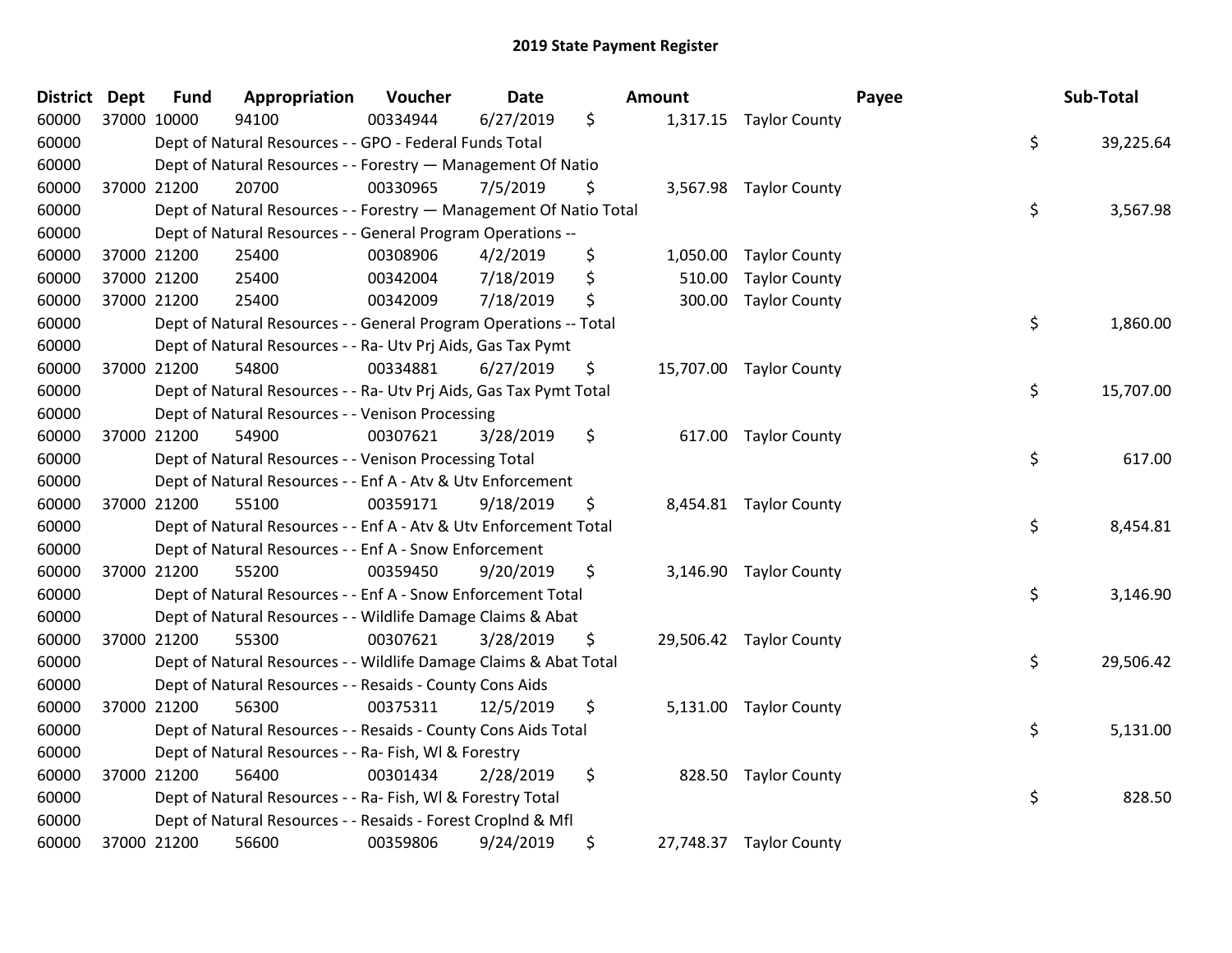## 2019 State Payment Register

| District | Dept | Fund | Appropriation | Voucher | Date | Amount | Payee | Sub-Total |
|---|---|---|---|---|---|---|---|---|
| 60000 | 37000 | 10000 | 94100 | 00334944 | 6/27/2019 | $ 1,317.15 | Taylor County | |
| 60000 | | Dept of Natural Resources - - GPO - Federal Funds Total | | | | | | $ 39,225.64 |
| 60000 | | Dept of Natural Resources - - Forestry — Management Of Natio | | | | | | |
| 60000 | 37000 | 21200 | 20700 | 00330965 | 7/5/2019 | $ 3,567.98 | Taylor County | |
| 60000 | | Dept of Natural Resources - - Forestry — Management Of Natio Total | | | | | | $ 3,567.98 |
| 60000 | | Dept of Natural Resources - - General Program Operations -- | | | | | | |
| 60000 | 37000 | 21200 | 25400 | 00308906 | 4/2/2019 | $ 1,050.00 | Taylor County | |
| 60000 | 37000 | 21200 | 25400 | 00342004 | 7/18/2019 | $ 510.00 | Taylor County | |
| 60000 | 37000 | 21200 | 25400 | 00342009 | 7/18/2019 | $ 300.00 | Taylor County | |
| 60000 | | Dept of Natural Resources - - General Program Operations -- Total | | | | | | $ 1,860.00 |
| 60000 | | Dept of Natural Resources - - Ra- Utv Prj Aids, Gas Tax Pymt | | | | | | |
| 60000 | 37000 | 21200 | 54800 | 00334881 | 6/27/2019 | $ 15,707.00 | Taylor County | |
| 60000 | | Dept of Natural Resources - - Ra- Utv Prj Aids, Gas Tax Pymt Total | | | | | | $ 15,707.00 |
| 60000 | | Dept of Natural Resources - - Venison Processing | | | | | | |
| 60000 | 37000 | 21200 | 54900 | 00307621 | 3/28/2019 | $ 617.00 | Taylor County | |
| 60000 | | Dept of Natural Resources - - Venison Processing Total | | | | | | $ 617.00 |
| 60000 | | Dept of Natural Resources - - Enf A - Atv & Utv Enforcement | | | | | | |
| 60000 | 37000 | 21200 | 55100 | 00359171 | 9/18/2019 | $ 8,454.81 | Taylor County | |
| 60000 | | Dept of Natural Resources - - Enf A - Atv & Utv Enforcement Total | | | | | | $ 8,454.81 |
| 60000 | | Dept of Natural Resources - - Enf A - Snow Enforcement | | | | | | |
| 60000 | 37000 | 21200 | 55200 | 00359450 | 9/20/2019 | $ 3,146.90 | Taylor County | |
| 60000 | | Dept of Natural Resources - - Enf A - Snow Enforcement Total | | | | | | $ 3,146.90 |
| 60000 | | Dept of Natural Resources - - Wildlife Damage Claims & Abat | | | | | | |
| 60000 | 37000 | 21200 | 55300 | 00307621 | 3/28/2019 | $ 29,506.42 | Taylor County | |
| 60000 | | Dept of Natural Resources - - Wildlife Damage Claims & Abat Total | | | | | | $ 29,506.42 |
| 60000 | | Dept of Natural Resources - - Resaids - County Cons Aids | | | | | | |
| 60000 | 37000 | 21200 | 56300 | 00375311 | 12/5/2019 | $ 5,131.00 | Taylor County | |
| 60000 | | Dept of Natural Resources - - Resaids - County Cons Aids Total | | | | | | $ 5,131.00 |
| 60000 | | Dept of Natural Resources - - Ra- Fish, Wl & Forestry | | | | | | |
| 60000 | 37000 | 21200 | 56400 | 00301434 | 2/28/2019 | $ 828.50 | Taylor County | |
| 60000 | | Dept of Natural Resources - - Ra- Fish, Wl & Forestry Total | | | | | | $ 828.50 |
| 60000 | | Dept of Natural Resources - - Resaids - Forest Croplnd & Mfl | | | | | | |
| 60000 | 37000 | 21200 | 56600 | 00359806 | 9/24/2019 | $ 27,748.37 | Taylor County | |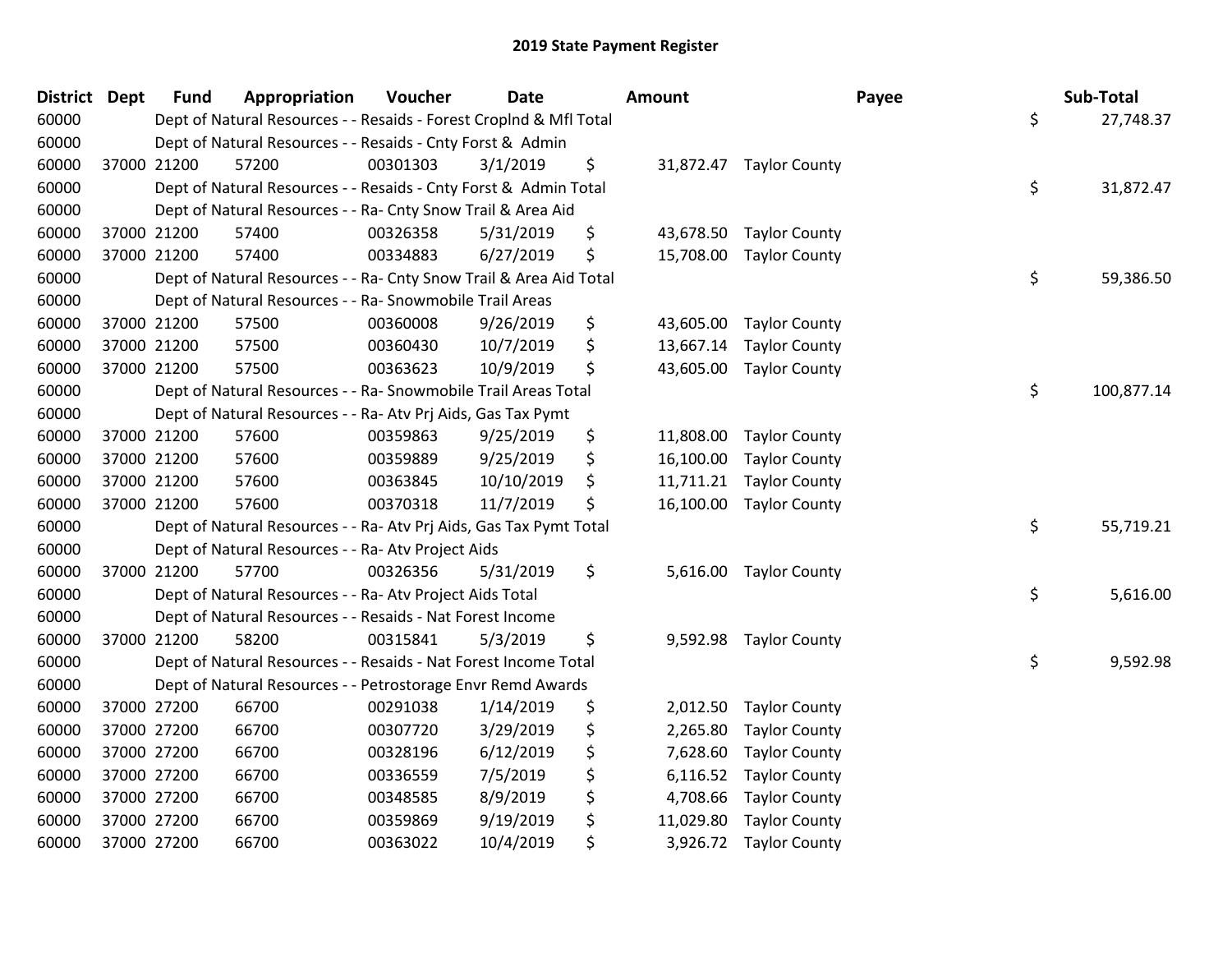# 2019 State Payment Register

| District | Dept | Fund | Appropriation | Voucher | Date | Amount | | Payee | | Sub-Total |
|---|---|---|---|---|---|---|---|---|---|---|
| 60000 | | Dept of Natural Resources - - Resaids - Forest Croplnd & Mfl Total | | | | | | | $ | 27,748.37 |
| 60000 | | Dept of Natural Resources - - Resaids - Cnty Forst & Admin | | | | | | | | |
| 60000 | 37000 | 21200 | 57200 | 00301303 | 3/1/2019 | $ | 31,872.47 | Taylor County | | |
| 60000 | | Dept of Natural Resources - - Resaids - Cnty Forst & Admin Total | | | | | | | $ | 31,872.47 |
| 60000 | | Dept of Natural Resources - - Ra- Cnty Snow Trail & Area Aid | | | | | | | | |
| 60000 | 37000 | 21200 | 57400 | 00326358 | 5/31/2019 | $ | 43,678.50 | Taylor County | | |
| 60000 | 37000 | 21200 | 57400 | 00334883 | 6/27/2019 | $ | 15,708.00 | Taylor County | | |
| 60000 | | Dept of Natural Resources - - Ra- Cnty Snow Trail & Area Aid Total | | | | | | | $ | 59,386.50 |
| 60000 | | Dept of Natural Resources - - Ra- Snowmobile Trail Areas | | | | | | | | |
| 60000 | 37000 | 21200 | 57500 | 00360008 | 9/26/2019 | $ | 43,605.00 | Taylor County | | |
| 60000 | 37000 | 21200 | 57500 | 00360430 | 10/7/2019 | $ | 13,667.14 | Taylor County | | |
| 60000 | 37000 | 21200 | 57500 | 00363623 | 10/9/2019 | $ | 43,605.00 | Taylor County | | |
| 60000 | | Dept of Natural Resources - - Ra- Snowmobile Trail Areas Total | | | | | | | $ | 100,877.14 |
| 60000 | | Dept of Natural Resources - - Ra- Atv Prj Aids, Gas Tax Pymt | | | | | | | | |
| 60000 | 37000 | 21200 | 57600 | 00359863 | 9/25/2019 | $ | 11,808.00 | Taylor County | | |
| 60000 | 37000 | 21200 | 57600 | 00359889 | 9/25/2019 | $ | 16,100.00 | Taylor County | | |
| 60000 | 37000 | 21200 | 57600 | 00363845 | 10/10/2019 | $ | 11,711.21 | Taylor County | | |
| 60000 | 37000 | 21200 | 57600 | 00370318 | 11/7/2019 | $ | 16,100.00 | Taylor County | | |
| 60000 | | Dept of Natural Resources - - Ra- Atv Prj Aids, Gas Tax Pymt Total | | | | | | | $ | 55,719.21 |
| 60000 | | Dept of Natural Resources - - Ra- Atv Project Aids | | | | | | | | |
| 60000 | 37000 | 21200 | 57700 | 00326356 | 5/31/2019 | $ | 5,616.00 | Taylor County | | |
| 60000 | | Dept of Natural Resources - - Ra- Atv Project Aids Total | | | | | | | $ | 5,616.00 |
| 60000 | | Dept of Natural Resources - - Resaids - Nat Forest Income | | | | | | | | |
| 60000 | 37000 | 21200 | 58200 | 00315841 | 5/3/2019 | $ | 9,592.98 | Taylor County | | |
| 60000 | | Dept of Natural Resources - - Resaids - Nat Forest Income Total | | | | | | | $ | 9,592.98 |
| 60000 | | Dept of Natural Resources - - Petrostorage Envr Remd Awards | | | | | | | | |
| 60000 | 37000 | 27200 | 66700 | 00291038 | 1/14/2019 | $ | 2,012.50 | Taylor County | | |
| 60000 | 37000 | 27200 | 66700 | 00307720 | 3/29/2019 | $ | 2,265.80 | Taylor County | | |
| 60000 | 37000 | 27200 | 66700 | 00328196 | 6/12/2019 | $ | 7,628.60 | Taylor County | | |
| 60000 | 37000 | 27200 | 66700 | 00336559 | 7/5/2019 | $ | 6,116.52 | Taylor County | | |
| 60000 | 37000 | 27200 | 66700 | 00348585 | 8/9/2019 | $ | 4,708.66 | Taylor County | | |
| 60000 | 37000 | 27200 | 66700 | 00359869 | 9/19/2019 | $ | 11,029.80 | Taylor County | | |
| 60000 | 37000 | 27200 | 66700 | 00363022 | 10/4/2019 | $ | 3,926.72 | Taylor County | | |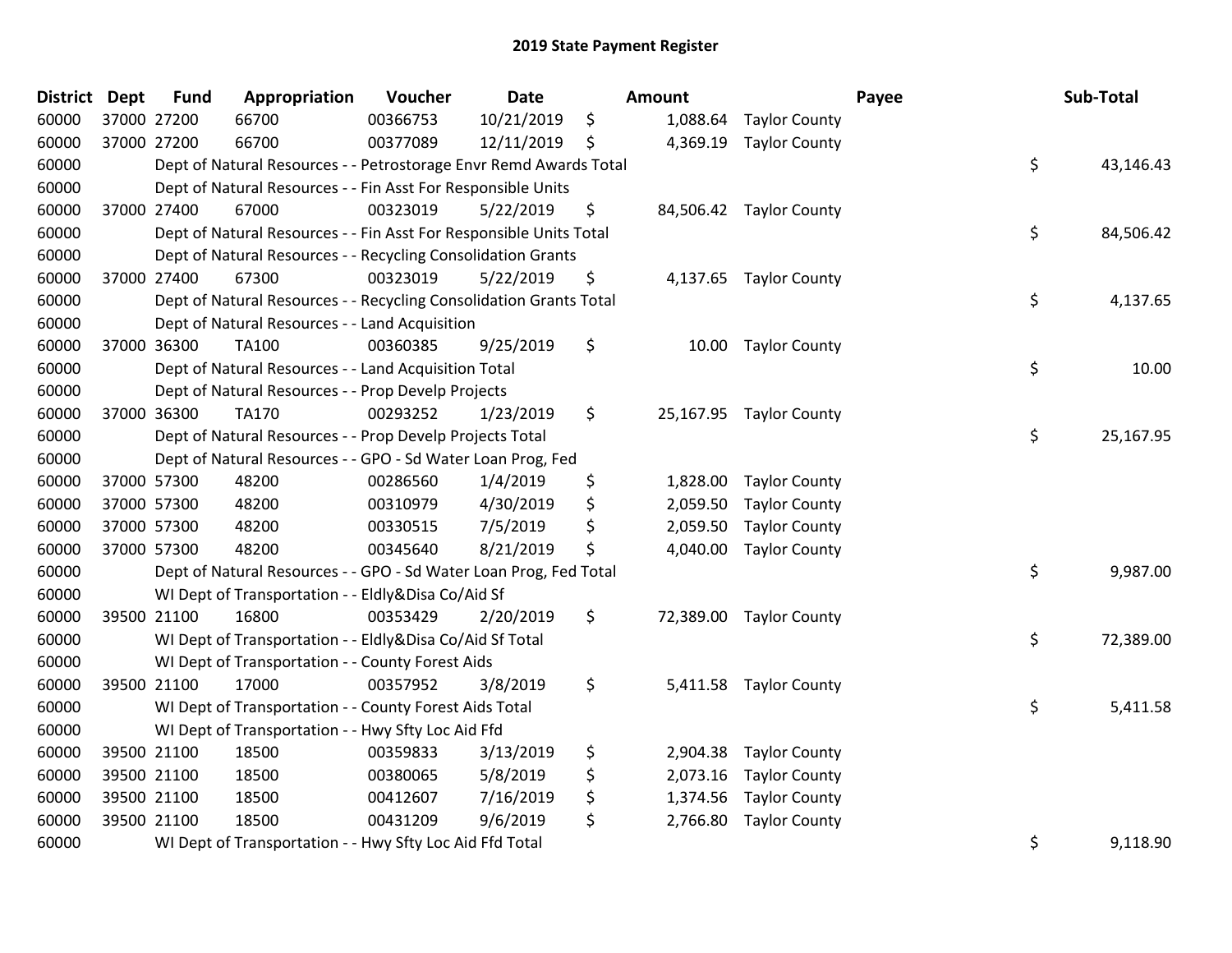## 2019 State Payment Register

| District | Dept | Fund | Appropriation | Voucher | Date | Amount | Payee | Sub-Total |
|---|---|---|---|---|---|---|---|---|
| 60000 | 37000 | 27200 | 66700 | 00366753 | 10/21/2019 | $ 1,088.64 | Taylor County | |
| 60000 | 37000 | 27200 | 66700 | 00377089 | 12/11/2019 | $ 4,369.19 | Taylor County | |
| 60000 | | Dept of Natural Resources - - Petrostorage Envr Remd Awards Total | | | | | | $ 43,146.43 |
| 60000 | | Dept of Natural Resources - - Fin Asst For Responsible Units | | | | | | |
| 60000 | 37000 | 27400 | 67000 | 00323019 | 5/22/2019 | $ 84,506.42 | Taylor County | |
| 60000 | | Dept of Natural Resources - - Fin Asst For Responsible Units Total | | | | | | $ 84,506.42 |
| 60000 | | Dept of Natural Resources - - Recycling Consolidation Grants | | | | | | |
| 60000 | 37000 | 27400 | 67300 | 00323019 | 5/22/2019 | $ 4,137.65 | Taylor County | |
| 60000 | | Dept of Natural Resources - - Recycling Consolidation Grants Total | | | | | | $ 4,137.65 |
| 60000 | | Dept of Natural Resources - - Land Acquisition | | | | | | |
| 60000 | 37000 | 36300 | TA100 | 00360385 | 9/25/2019 | $ 10.00 | Taylor County | |
| 60000 | | Dept of Natural Resources - - Land Acquisition Total | | | | | | $ 10.00 |
| 60000 | | Dept of Natural Resources - - Prop Develp Projects | | | | | | |
| 60000 | 37000 | 36300 | TA170 | 00293252 | 1/23/2019 | $ 25,167.95 | Taylor County | |
| 60000 | | Dept of Natural Resources - - Prop Develp Projects Total | | | | | | $ 25,167.95 |
| 60000 | | Dept of Natural Resources - - GPO - Sd Water Loan Prog, Fed | | | | | | |
| 60000 | 37000 | 57300 | 48200 | 00286560 | 1/4/2019 | $ 1,828.00 | Taylor County | |
| 60000 | 37000 | 57300 | 48200 | 00310979 | 4/30/2019 | $ 2,059.50 | Taylor County | |
| 60000 | 37000 | 57300 | 48200 | 00330515 | 7/5/2019 | $ 2,059.50 | Taylor County | |
| 60000 | 37000 | 57300 | 48200 | 00345640 | 8/21/2019 | $ 4,040.00 | Taylor County | |
| 60000 | | Dept of Natural Resources - - GPO - Sd Water Loan Prog, Fed Total | | | | | | $ 9,987.00 |
| 60000 | | WI Dept of Transportation - - Eldly&Disa Co/Aid Sf | | | | | | |
| 60000 | 39500 | 21100 | 16800 | 00353429 | 2/20/2019 | $ 72,389.00 | Taylor County | |
| 60000 | | WI Dept of Transportation - - Eldly&Disa Co/Aid Sf Total | | | | | | $ 72,389.00 |
| 60000 | | WI Dept of Transportation - - County Forest Aids | | | | | | |
| 60000 | 39500 | 21100 | 17000 | 00357952 | 3/8/2019 | $ 5,411.58 | Taylor County | |
| 60000 | | WI Dept of Transportation - - County Forest Aids Total | | | | | | $ 5,411.58 |
| 60000 | | WI Dept of Transportation - - Hwy Sfty Loc Aid Ffd | | | | | | |
| 60000 | 39500 | 21100 | 18500 | 00359833 | 3/13/2019 | $ 2,904.38 | Taylor County | |
| 60000 | 39500 | 21100 | 18500 | 00380065 | 5/8/2019 | $ 2,073.16 | Taylor County | |
| 60000 | 39500 | 21100 | 18500 | 00412607 | 7/16/2019 | $ 1,374.56 | Taylor County | |
| 60000 | 39500 | 21100 | 18500 | 00431209 | 9/6/2019 | $ 2,766.80 | Taylor County | |
| 60000 | | WI Dept of Transportation - - Hwy Sfty Loc Aid Ffd Total | | | | | | $ 9,118.90 |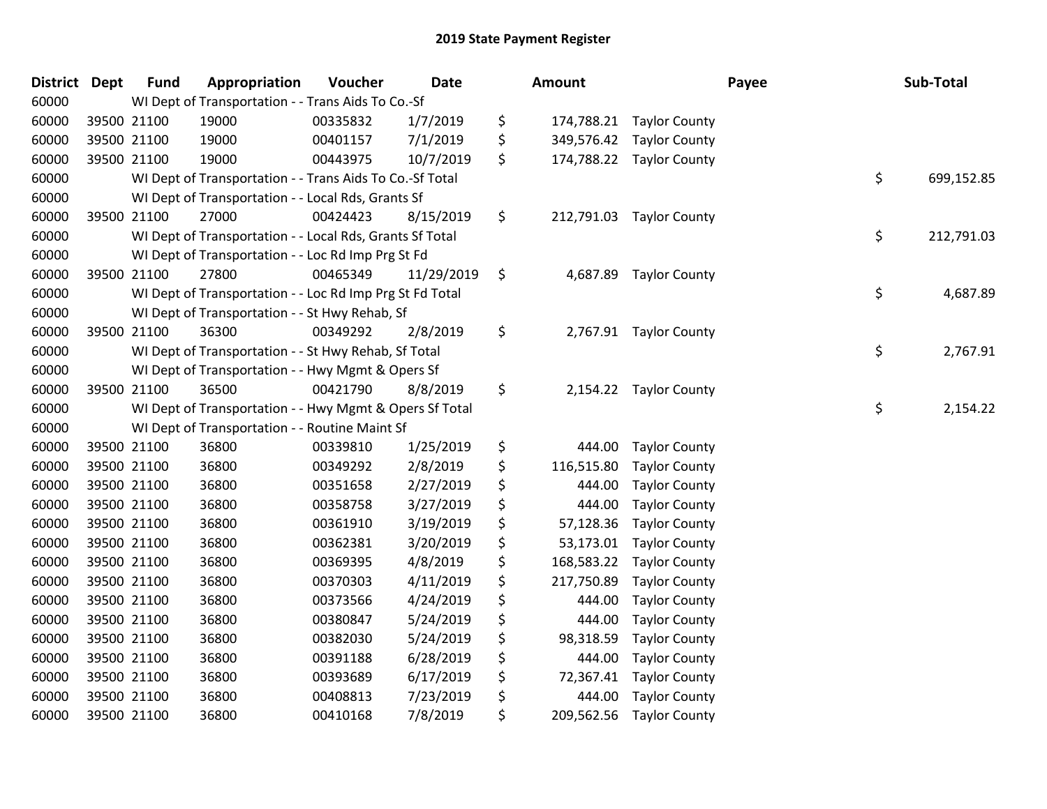## 2019 State Payment Register

| District | Dept | Fund | Appropriation | Voucher | Date | | Amount | Payee | | Sub-Total |
|---|---|---|---|---|---|---|---|---|---|---|
| 60000 | | WI Dept of Transportation - - Trans Aids To Co.-Sf | | | | | | | | |
| 60000 | 39500 | 21100 | 19000 | 00335832 | 1/7/2019 | $ | 174,788.21 | Taylor County | | |
| 60000 | 39500 | 21100 | 19000 | 00401157 | 7/1/2019 | $ | 349,576.42 | Taylor County | | |
| 60000 | 39500 | 21100 | 19000 | 00443975 | 10/7/2019 | $ | 174,788.22 | Taylor County | | |
| 60000 | | WI Dept of Transportation - - Trans Aids To Co.-Sf Total | | | | | | | $ | 699,152.85 |
| 60000 | | WI Dept of Transportation - - Local Rds, Grants Sf | | | | | | | | |
| 60000 | 39500 | 21100 | 27000 | 00424423 | 8/15/2019 | $ | 212,791.03 | Taylor County | | |
| 60000 | | WI Dept of Transportation - - Local Rds, Grants Sf Total | | | | | | | $ | 212,791.03 |
| 60000 | | WI Dept of Transportation - - Loc Rd Imp Prg St Fd | | | | | | | | |
| 60000 | 39500 | 21100 | 27800 | 00465349 | 11/29/2019 | $ | 4,687.89 | Taylor County | | |
| 60000 | | WI Dept of Transportation - - Loc Rd Imp Prg St Fd Total | | | | | | | $ | 4,687.89 |
| 60000 | | WI Dept of Transportation - - St Hwy Rehab, Sf | | | | | | | | |
| 60000 | 39500 | 21100 | 36300 | 00349292 | 2/8/2019 | $ | 2,767.91 | Taylor County | | |
| 60000 | | WI Dept of Transportation - - St Hwy Rehab, Sf Total | | | | | | | $ | 2,767.91 |
| 60000 | | WI Dept of Transportation - - Hwy Mgmt & Opers Sf | | | | | | | | |
| 60000 | 39500 | 21100 | 36500 | 00421790 | 8/8/2019 | $ | 2,154.22 | Taylor County | | |
| 60000 | | WI Dept of Transportation - - Hwy Mgmt & Opers Sf Total | | | | | | | $ | 2,154.22 |
| 60000 | | WI Dept of Transportation - - Routine Maint Sf | | | | | | | | |
| 60000 | 39500 | 21100 | 36800 | 00339810 | 1/25/2019 | $ | 444.00 | Taylor County | | |
| 60000 | 39500 | 21100 | 36800 | 00349292 | 2/8/2019 | $ | 116,515.80 | Taylor County | | |
| 60000 | 39500 | 21100 | 36800 | 00351658 | 2/27/2019 | $ | 444.00 | Taylor County | | |
| 60000 | 39500 | 21100 | 36800 | 00358758 | 3/27/2019 | $ | 444.00 | Taylor County | | |
| 60000 | 39500 | 21100 | 36800 | 00361910 | 3/19/2019 | $ | 57,128.36 | Taylor County | | |
| 60000 | 39500 | 21100 | 36800 | 00362381 | 3/20/2019 | $ | 53,173.01 | Taylor County | | |
| 60000 | 39500 | 21100 | 36800 | 00369395 | 4/8/2019 | $ | 168,583.22 | Taylor County | | |
| 60000 | 39500 | 21100 | 36800 | 00370303 | 4/11/2019 | $ | 217,750.89 | Taylor County | | |
| 60000 | 39500 | 21100 | 36800 | 00373566 | 4/24/2019 | $ | 444.00 | Taylor County | | |
| 60000 | 39500 | 21100 | 36800 | 00380847 | 5/24/2019 | $ | 444.00 | Taylor County | | |
| 60000 | 39500 | 21100 | 36800 | 00382030 | 5/24/2019 | $ | 98,318.59 | Taylor County | | |
| 60000 | 39500 | 21100 | 36800 | 00391188 | 6/28/2019 | $ | 444.00 | Taylor County | | |
| 60000 | 39500 | 21100 | 36800 | 00393689 | 6/17/2019 | $ | 72,367.41 | Taylor County | | |
| 60000 | 39500 | 21100 | 36800 | 00408813 | 7/23/2019 | $ | 444.00 | Taylor County | | |
| 60000 | 39500 | 21100 | 36800 | 00410168 | 7/8/2019 | $ | 209,562.56 | Taylor County | | |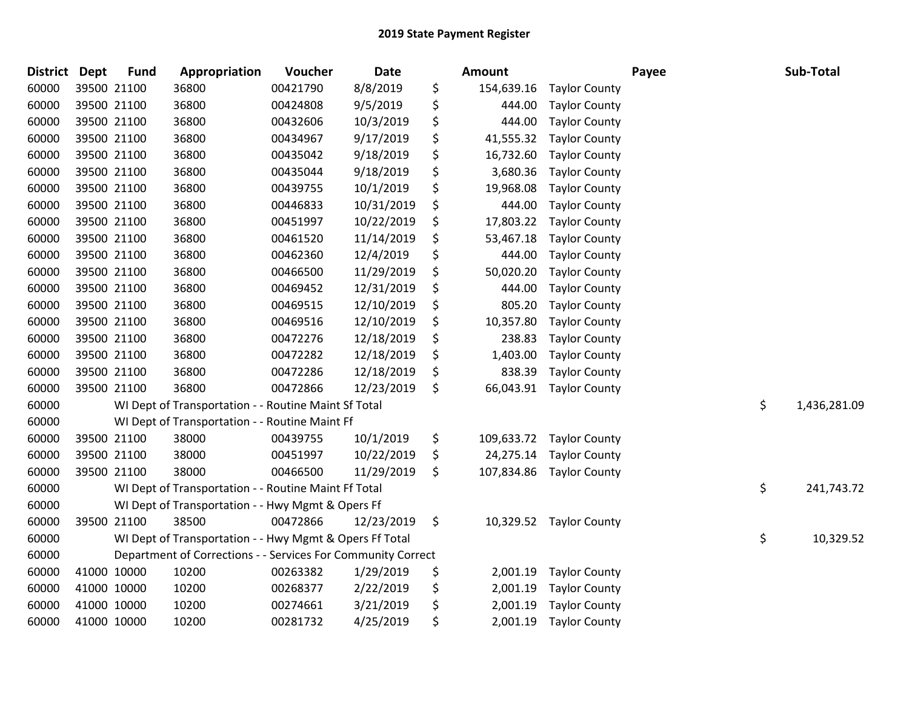# 2019 State Payment Register

| District | Dept | Fund | Appropriation | Voucher | Date | Amount | Payee | Sub-Total |
|---|---|---|---|---|---|---|---|---|
| 60000 | 39500 | 21100 | 36800 | 00421790 | 8/8/2019 | $ 154,639.16 | Taylor County | |
| 60000 | 39500 | 21100 | 36800 | 00424808 | 9/5/2019 | $ 444.00 | Taylor County | |
| 60000 | 39500 | 21100 | 36800 | 00432606 | 10/3/2019 | $ 444.00 | Taylor County | |
| 60000 | 39500 | 21100 | 36800 | 00434967 | 9/17/2019 | $ 41,555.32 | Taylor County | |
| 60000 | 39500 | 21100 | 36800 | 00435042 | 9/18/2019 | $ 16,732.60 | Taylor County | |
| 60000 | 39500 | 21100 | 36800 | 00435044 | 9/18/2019 | $ 3,680.36 | Taylor County | |
| 60000 | 39500 | 21100 | 36800 | 00439755 | 10/1/2019 | $ 19,968.08 | Taylor County | |
| 60000 | 39500 | 21100 | 36800 | 00446833 | 10/31/2019 | $ 444.00 | Taylor County | |
| 60000 | 39500 | 21100 | 36800 | 00451997 | 10/22/2019 | $ 17,803.22 | Taylor County | |
| 60000 | 39500 | 21100 | 36800 | 00461520 | 11/14/2019 | $ 53,467.18 | Taylor County | |
| 60000 | 39500 | 21100 | 36800 | 00462360 | 12/4/2019 | $ 444.00 | Taylor County | |
| 60000 | 39500 | 21100 | 36800 | 00466500 | 11/29/2019 | $ 50,020.20 | Taylor County | |
| 60000 | 39500 | 21100 | 36800 | 00469452 | 12/31/2019 | $ 444.00 | Taylor County | |
| 60000 | 39500 | 21100 | 36800 | 00469515 | 12/10/2019 | $ 805.20 | Taylor County | |
| 60000 | 39500 | 21100 | 36800 | 00469516 | 12/10/2019 | $ 10,357.80 | Taylor County | |
| 60000 | 39500 | 21100 | 36800 | 00472276 | 12/18/2019 | $ 238.83 | Taylor County | |
| 60000 | 39500 | 21100 | 36800 | 00472282 | 12/18/2019 | $ 1,403.00 | Taylor County | |
| 60000 | 39500 | 21100 | 36800 | 00472286 | 12/18/2019 | $ 838.39 | Taylor County | |
| 60000 | 39500 | 21100 | 36800 | 00472866 | 12/23/2019 | $ 66,043.91 | Taylor County | |
| 60000 | | WI Dept of Transportation - - Routine Maint Sf Total | | | | | | $ 1,436,281.09 |
| 60000 | | WI Dept of Transportation - - Routine Maint Ff | | | | | | |
| 60000 | 39500 | 21100 | 38000 | 00439755 | 10/1/2019 | $ 109,633.72 | Taylor County | |
| 60000 | 39500 | 21100 | 38000 | 00451997 | 10/22/2019 | $ 24,275.14 | Taylor County | |
| 60000 | 39500 | 21100 | 38000 | 00466500 | 11/29/2019 | $ 107,834.86 | Taylor County | |
| 60000 | | WI Dept of Transportation - - Routine Maint Ff Total | | | | | | $ 241,743.72 |
| 60000 | | WI Dept of Transportation - - Hwy Mgmt & Opers Ff | | | | | | |
| 60000 | 39500 | 21100 | 38500 | 00472866 | 12/23/2019 | $ 10,329.52 | Taylor County | |
| 60000 | | WI Dept of Transportation - - Hwy Mgmt & Opers Ff Total | | | | | | $ 10,329.52 |
| 60000 | | Department of Corrections - - Services For Community Correct | | | | | | |
| 60000 | 41000 | 10000 | 10200 | 00263382 | 1/29/2019 | $ 2,001.19 | Taylor County | |
| 60000 | 41000 | 10000 | 10200 | 00268377 | 2/22/2019 | $ 2,001.19 | Taylor County | |
| 60000 | 41000 | 10000 | 10200 | 00274661 | 3/21/2019 | $ 2,001.19 | Taylor County | |
| 60000 | 41000 | 10000 | 10200 | 00281732 | 4/25/2019 | $ 2,001.19 | Taylor County | |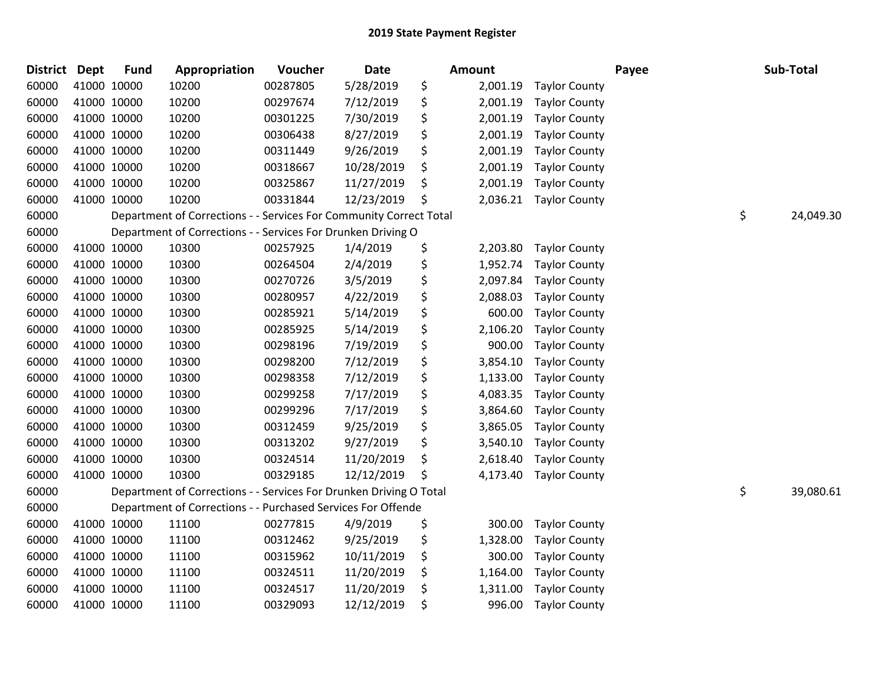# 2019 State Payment Register

| District | Dept | Fund | Appropriation | Voucher | Date | Amount | Payee | Sub-Total |
|---|---|---|---|---|---|---|---|---|
| 60000 | 41000 | 10000 | 10200 | 00287805 | 5/28/2019 | $ 2,001.19 | Taylor County | |
| 60000 | 41000 | 10000 | 10200 | 00297674 | 7/12/2019 | $ 2,001.19 | Taylor County | |
| 60000 | 41000 | 10000 | 10200 | 00301225 | 7/30/2019 | $ 2,001.19 | Taylor County | |
| 60000 | 41000 | 10000 | 10200 | 00306438 | 8/27/2019 | $ 2,001.19 | Taylor County | |
| 60000 | 41000 | 10000 | 10200 | 00311449 | 9/26/2019 | $ 2,001.19 | Taylor County | |
| 60000 | 41000 | 10000 | 10200 | 00318667 | 10/28/2019 | $ 2,001.19 | Taylor County | |
| 60000 | 41000 | 10000 | 10200 | 00325867 | 11/27/2019 | $ 2,001.19 | Taylor County | |
| 60000 | 41000 | 10000 | 10200 | 00331844 | 12/23/2019 | $ 2,036.21 | Taylor County | |
| 60000 | | Department of Corrections - - Services For Community Correct Total | | | | | | $ 24,049.30 |
| 60000 | | Department of Corrections - - Services For Drunken Driving O | | | | | | |
| 60000 | 41000 | 10000 | 10300 | 00257925 | 1/4/2019 | $ 2,203.80 | Taylor County | |
| 60000 | 41000 | 10000 | 10300 | 00264504 | 2/4/2019 | $ 1,952.74 | Taylor County | |
| 60000 | 41000 | 10000 | 10300 | 00270726 | 3/5/2019 | $ 2,097.84 | Taylor County | |
| 60000 | 41000 | 10000 | 10300 | 00280957 | 4/22/2019 | $ 2,088.03 | Taylor County | |
| 60000 | 41000 | 10000 | 10300 | 00285921 | 5/14/2019 | $ 600.00 | Taylor County | |
| 60000 | 41000 | 10000 | 10300 | 00285925 | 5/14/2019 | $ 2,106.20 | Taylor County | |
| 60000 | 41000 | 10000 | 10300 | 00298196 | 7/19/2019 | $ 900.00 | Taylor County | |
| 60000 | 41000 | 10000 | 10300 | 00298200 | 7/12/2019 | $ 3,854.10 | Taylor County | |
| 60000 | 41000 | 10000 | 10300 | 00298358 | 7/12/2019 | $ 1,133.00 | Taylor County | |
| 60000 | 41000 | 10000 | 10300 | 00299258 | 7/17/2019 | $ 4,083.35 | Taylor County | |
| 60000 | 41000 | 10000 | 10300 | 00299296 | 7/17/2019 | $ 3,864.60 | Taylor County | |
| 60000 | 41000 | 10000 | 10300 | 00312459 | 9/25/2019 | $ 3,865.05 | Taylor County | |
| 60000 | 41000 | 10000 | 10300 | 00313202 | 9/27/2019 | $ 3,540.10 | Taylor County | |
| 60000 | 41000 | 10000 | 10300 | 00324514 | 11/20/2019 | $ 2,618.40 | Taylor County | |
| 60000 | 41000 | 10000 | 10300 | 00329185 | 12/12/2019 | $ 4,173.40 | Taylor County | |
| 60000 | | Department of Corrections - - Services For Drunken Driving O Total | | | | | | $ 39,080.61 |
| 60000 | | Department of Corrections - - Purchased Services For Offende | | | | | | |
| 60000 | 41000 | 10000 | 11100 | 00277815 | 4/9/2019 | $ 300.00 | Taylor County | |
| 60000 | 41000 | 10000 | 11100 | 00312462 | 9/25/2019 | $ 1,328.00 | Taylor County | |
| 60000 | 41000 | 10000 | 11100 | 00315962 | 10/11/2019 | $ 300.00 | Taylor County | |
| 60000 | 41000 | 10000 | 11100 | 00324511 | 11/20/2019 | $ 1,164.00 | Taylor County | |
| 60000 | 41000 | 10000 | 11100 | 00324517 | 11/20/2019 | $ 1,311.00 | Taylor County | |
| 60000 | 41000 | 10000 | 11100 | 00329093 | 12/12/2019 | $ 996.00 | Taylor County | |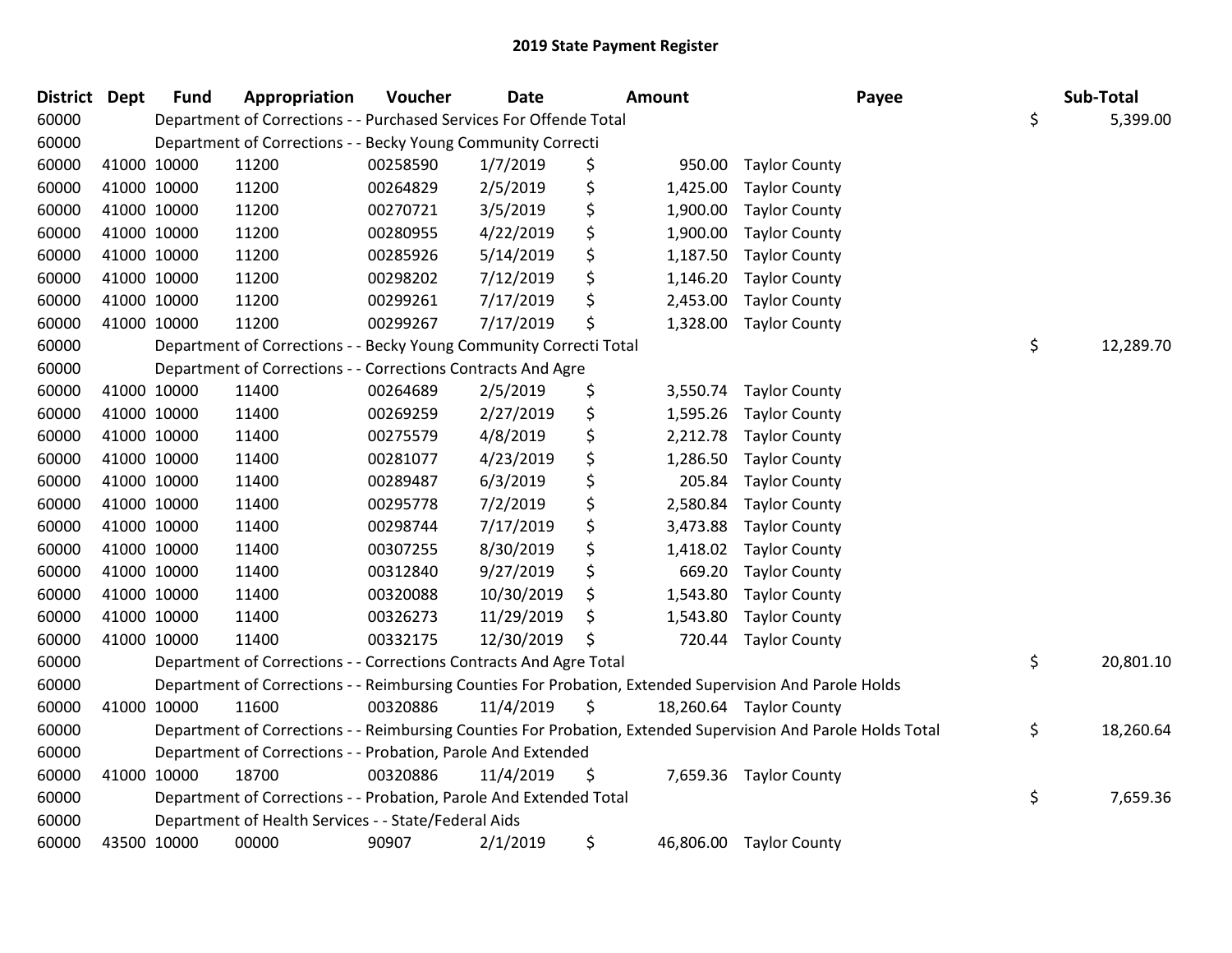# 2019 State Payment Register

| District | Dept | Fund | Appropriation | Voucher | Date | Amount | Payee | Sub-Total |
|---|---|---|---|---|---|---|---|---|
| 60000 | | Department of Corrections - - Purchased Services For Offende Total | | | | | | $ 5,399.00 |
| 60000 | | Department of Corrections - - Becky Young Community Correcti | | | | | | |
| 60000 | 41000 | 10000 | 11200 | 00258590 | 1/7/2019 | $ 950.00 | Taylor County | |
| 60000 | 41000 | 10000 | 11200 | 00264829 | 2/5/2019 | $ 1,425.00 | Taylor County | |
| 60000 | 41000 | 10000 | 11200 | 00270721 | 3/5/2019 | $ 1,900.00 | Taylor County | |
| 60000 | 41000 | 10000 | 11200 | 00280955 | 4/22/2019 | $ 1,900.00 | Taylor County | |
| 60000 | 41000 | 10000 | 11200 | 00285926 | 5/14/2019 | $ 1,187.50 | Taylor County | |
| 60000 | 41000 | 10000 | 11200 | 00298202 | 7/12/2019 | $ 1,146.20 | Taylor County | |
| 60000 | 41000 | 10000 | 11200 | 00299261 | 7/17/2019 | $ 2,453.00 | Taylor County | |
| 60000 | 41000 | 10000 | 11200 | 00299267 | 7/17/2019 | $ 1,328.00 | Taylor County | |
| 60000 | | Department of Corrections - - Becky Young Community Correcti Total | | | | | | $ 12,289.70 |
| 60000 | | Department of Corrections - - Corrections Contracts And Agre | | | | | | |
| 60000 | 41000 | 10000 | 11400 | 00264689 | 2/5/2019 | $ 3,550.74 | Taylor County | |
| 60000 | 41000 | 10000 | 11400 | 00269259 | 2/27/2019 | $ 1,595.26 | Taylor County | |
| 60000 | 41000 | 10000 | 11400 | 00275579 | 4/8/2019 | $ 2,212.78 | Taylor County | |
| 60000 | 41000 | 10000 | 11400 | 00281077 | 4/23/2019 | $ 1,286.50 | Taylor County | |
| 60000 | 41000 | 10000 | 11400 | 00289487 | 6/3/2019 | $ 205.84 | Taylor County | |
| 60000 | 41000 | 10000 | 11400 | 00295778 | 7/2/2019 | $ 2,580.84 | Taylor County | |
| 60000 | 41000 | 10000 | 11400 | 00298744 | 7/17/2019 | $ 3,473.88 | Taylor County | |
| 60000 | 41000 | 10000 | 11400 | 00307255 | 8/30/2019 | $ 1,418.02 | Taylor County | |
| 60000 | 41000 | 10000 | 11400 | 00312840 | 9/27/2019 | $ 669.20 | Taylor County | |
| 60000 | 41000 | 10000 | 11400 | 00320088 | 10/30/2019 | $ 1,543.80 | Taylor County | |
| 60000 | 41000 | 10000 | 11400 | 00326273 | 11/29/2019 | $ 1,543.80 | Taylor County | |
| 60000 | 41000 | 10000 | 11400 | 00332175 | 12/30/2019 | $ 720.44 | Taylor County | |
| 60000 | | Department of Corrections - - Corrections Contracts And Agre Total | | | | | | $ 20,801.10 |
| 60000 | | Department of Corrections - - Reimbursing Counties For Probation, Extended Supervision And Parole Holds | | | | | | |
| 60000 | 41000 | 10000 | 11600 | 00320886 | 11/4/2019 | $ 18,260.64 | Taylor County | |
| 60000 | | Department of Corrections - - Reimbursing Counties For Probation, Extended Supervision And Parole Holds Total | | | | | | $ 18,260.64 |
| 60000 | | Department of Corrections - - Probation, Parole And Extended | | | | | | |
| 60000 | 41000 | 10000 | 18700 | 00320886 | 11/4/2019 | $ 7,659.36 | Taylor County | |
| 60000 | | Department of Corrections - - Probation, Parole And Extended Total | | | | | | $ 7,659.36 |
| 60000 | | Department of Health Services - - State/Federal Aids | | | | | | |
| 60000 | 43500 | 10000 | 00000 | 90907 | 2/1/2019 | $ 46,806.00 | Taylor County | |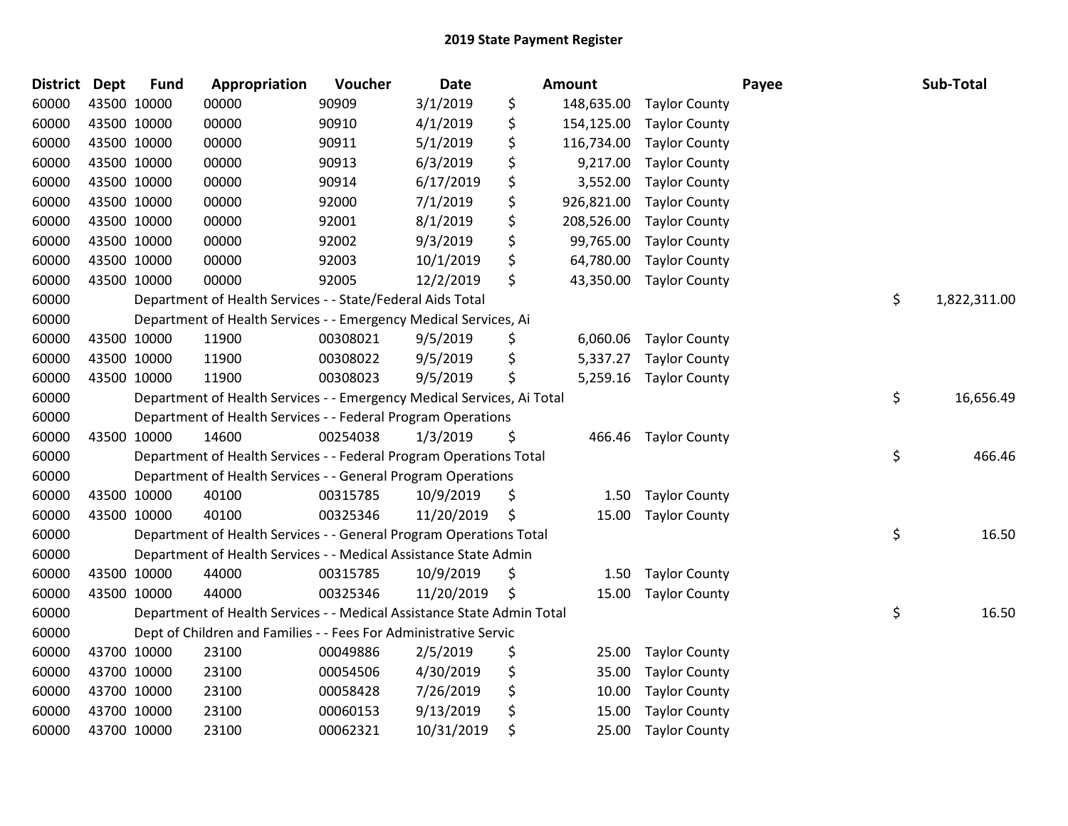# 2019 State Payment Register

| District | Dept | Fund | Appropriation | Voucher | Date | Amount | Payee | Sub-Total |
|---|---|---|---|---|---|---|---|---|
| 60000 | 43500 | 10000 | 00000 | 90909 | 3/1/2019 | $ 148,635.00 | Taylor County | |
| 60000 | 43500 | 10000 | 00000 | 90910 | 4/1/2019 | $ 154,125.00 | Taylor County | |
| 60000 | 43500 | 10000 | 00000 | 90911 | 5/1/2019 | $ 116,734.00 | Taylor County | |
| 60000 | 43500 | 10000 | 00000 | 90913 | 6/3/2019 | $ 9,217.00 | Taylor County | |
| 60000 | 43500 | 10000 | 00000 | 90914 | 6/17/2019 | $ 3,552.00 | Taylor County | |
| 60000 | 43500 | 10000 | 00000 | 92000 | 7/1/2019 | $ 926,821.00 | Taylor County | |
| 60000 | 43500 | 10000 | 00000 | 92001 | 8/1/2019 | $ 208,526.00 | Taylor County | |
| 60000 | 43500 | 10000 | 00000 | 92002 | 9/3/2019 | $ 99,765.00 | Taylor County | |
| 60000 | 43500 | 10000 | 00000 | 92003 | 10/1/2019 | $ 64,780.00 | Taylor County | |
| 60000 | 43500 | 10000 | 00000 | 92005 | 12/2/2019 | $ 43,350.00 | Taylor County | |
| 60000 | Department of Health Services - - State/Federal Aids Total | | | | | | | $ 1,822,311.00 |
| 60000 | Department of Health Services - - Emergency Medical Services, Ai | | | | | | | |
| 60000 | 43500 | 10000 | 11900 | 00308021 | 9/5/2019 | $ 6,060.06 | Taylor County | |
| 60000 | 43500 | 10000 | 11900 | 00308022 | 9/5/2019 | $ 5,337.27 | Taylor County | |
| 60000 | 43500 | 10000 | 11900 | 00308023 | 9/5/2019 | $ 5,259.16 | Taylor County | |
| 60000 | Department of Health Services - - Emergency Medical Services, Ai Total | | | | | | | $ 16,656.49 |
| 60000 | Department of Health Services - - Federal Program Operations | | | | | | | |
| 60000 | 43500 | 10000 | 14600 | 00254038 | 1/3/2019 | $ 466.46 | Taylor County | |
| 60000 | Department of Health Services - - Federal Program Operations Total | | | | | | | $ 466.46 |
| 60000 | Department of Health Services - - General Program Operations | | | | | | | |
| 60000 | 43500 | 10000 | 40100 | 00315785 | 10/9/2019 | $ 1.50 | Taylor County | |
| 60000 | 43500 | 10000 | 40100 | 00325346 | 11/20/2019 | $ 15.00 | Taylor County | |
| 60000 | Department of Health Services - - General Program Operations Total | | | | | | | $ 16.50 |
| 60000 | Department of Health Services - - Medical Assistance State Admin | | | | | | | |
| 60000 | 43500 | 10000 | 44000 | 00315785 | 10/9/2019 | $ 1.50 | Taylor County | |
| 60000 | 43500 | 10000 | 44000 | 00325346 | 11/20/2019 | $ 15.00 | Taylor County | |
| 60000 | Department of Health Services - - Medical Assistance State Admin Total | | | | | | | $ 16.50 |
| 60000 | Dept of Children and Families - - Fees For Administrative Servic | | | | | | | |
| 60000 | 43700 | 10000 | 23100 | 00049886 | 2/5/2019 | $ 25.00 | Taylor County | |
| 60000 | 43700 | 10000 | 23100 | 00054506 | 4/30/2019 | $ 35.00 | Taylor County | |
| 60000 | 43700 | 10000 | 23100 | 00058428 | 7/26/2019 | $ 10.00 | Taylor County | |
| 60000 | 43700 | 10000 | 23100 | 00060153 | 9/13/2019 | $ 15.00 | Taylor County | |
| 60000 | 43700 | 10000 | 23100 | 00062321 | 10/31/2019 | $ 25.00 | Taylor County | |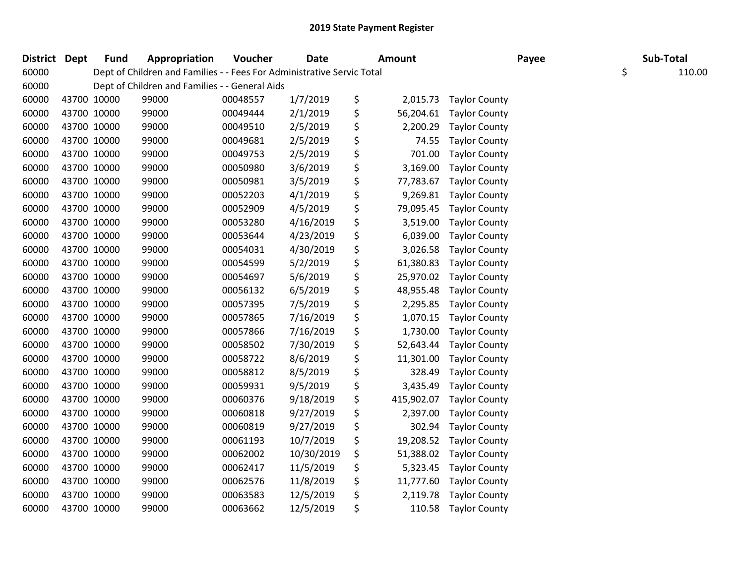# 2019 State Payment Register

| District | Dept | Fund | Appropriation | Voucher | Date | Amount | Payee | Sub-Total |
|---|---|---|---|---|---|---|---|---|
| 60000 | | Dept of Children and Families - - Fees For Administrative Servic Total | | | | | | $ 110.00 |
| 60000 | | Dept of Children and Families - - General Aids | | | | | | |
| 60000 | 43700 | 10000 | 99000 | 00048557 | 1/7/2019 | $ 2,015.73 | Taylor County | |
| 60000 | 43700 | 10000 | 99000 | 00049444 | 2/1/2019 | $ 56,204.61 | Taylor County | |
| 60000 | 43700 | 10000 | 99000 | 00049510 | 2/5/2019 | $ 2,200.29 | Taylor County | |
| 60000 | 43700 | 10000 | 99000 | 00049681 | 2/5/2019 | $ 74.55 | Taylor County | |
| 60000 | 43700 | 10000 | 99000 | 00049753 | 2/5/2019 | $ 701.00 | Taylor County | |
| 60000 | 43700 | 10000 | 99000 | 00050980 | 3/6/2019 | $ 3,169.00 | Taylor County | |
| 60000 | 43700 | 10000 | 99000 | 00050981 | 3/5/2019 | $ 77,783.67 | Taylor County | |
| 60000 | 43700 | 10000 | 99000 | 00052203 | 4/1/2019 | $ 9,269.81 | Taylor County | |
| 60000 | 43700 | 10000 | 99000 | 00052909 | 4/5/2019 | $ 79,095.45 | Taylor County | |
| 60000 | 43700 | 10000 | 99000 | 00053280 | 4/16/2019 | $ 3,519.00 | Taylor County | |
| 60000 | 43700 | 10000 | 99000 | 00053644 | 4/23/2019 | $ 6,039.00 | Taylor County | |
| 60000 | 43700 | 10000 | 99000 | 00054031 | 4/30/2019 | $ 3,026.58 | Taylor County | |
| 60000 | 43700 | 10000 | 99000 | 00054599 | 5/2/2019 | $ 61,380.83 | Taylor County | |
| 60000 | 43700 | 10000 | 99000 | 00054697 | 5/6/2019 | $ 25,970.02 | Taylor County | |
| 60000 | 43700 | 10000 | 99000 | 00056132 | 6/5/2019 | $ 48,955.48 | Taylor County | |
| 60000 | 43700 | 10000 | 99000 | 00057395 | 7/5/2019 | $ 2,295.85 | Taylor County | |
| 60000 | 43700 | 10000 | 99000 | 00057865 | 7/16/2019 | $ 1,070.15 | Taylor County | |
| 60000 | 43700 | 10000 | 99000 | 00057866 | 7/16/2019 | $ 1,730.00 | Taylor County | |
| 60000 | 43700 | 10000 | 99000 | 00058502 | 7/30/2019 | $ 52,643.44 | Taylor County | |
| 60000 | 43700 | 10000 | 99000 | 00058722 | 8/6/2019 | $ 11,301.00 | Taylor County | |
| 60000 | 43700 | 10000 | 99000 | 00058812 | 8/5/2019 | $ 328.49 | Taylor County | |
| 60000 | 43700 | 10000 | 99000 | 00059931 | 9/5/2019 | $ 3,435.49 | Taylor County | |
| 60000 | 43700 | 10000 | 99000 | 00060376 | 9/18/2019 | $ 415,902.07 | Taylor County | |
| 60000 | 43700 | 10000 | 99000 | 00060818 | 9/27/2019 | $ 2,397.00 | Taylor County | |
| 60000 | 43700 | 10000 | 99000 | 00060819 | 9/27/2019 | $ 302.94 | Taylor County | |
| 60000 | 43700 | 10000 | 99000 | 00061193 | 10/7/2019 | $ 19,208.52 | Taylor County | |
| 60000 | 43700 | 10000 | 99000 | 00062002 | 10/30/2019 | $ 51,388.02 | Taylor County | |
| 60000 | 43700 | 10000 | 99000 | 00062417 | 11/5/2019 | $ 5,323.45 | Taylor County | |
| 60000 | 43700 | 10000 | 99000 | 00062576 | 11/8/2019 | $ 11,777.60 | Taylor County | |
| 60000 | 43700 | 10000 | 99000 | 00063583 | 12/5/2019 | $ 2,119.78 | Taylor County | |
| 60000 | 43700 | 10000 | 99000 | 00063662 | 12/5/2019 | $ 110.58 | Taylor County | |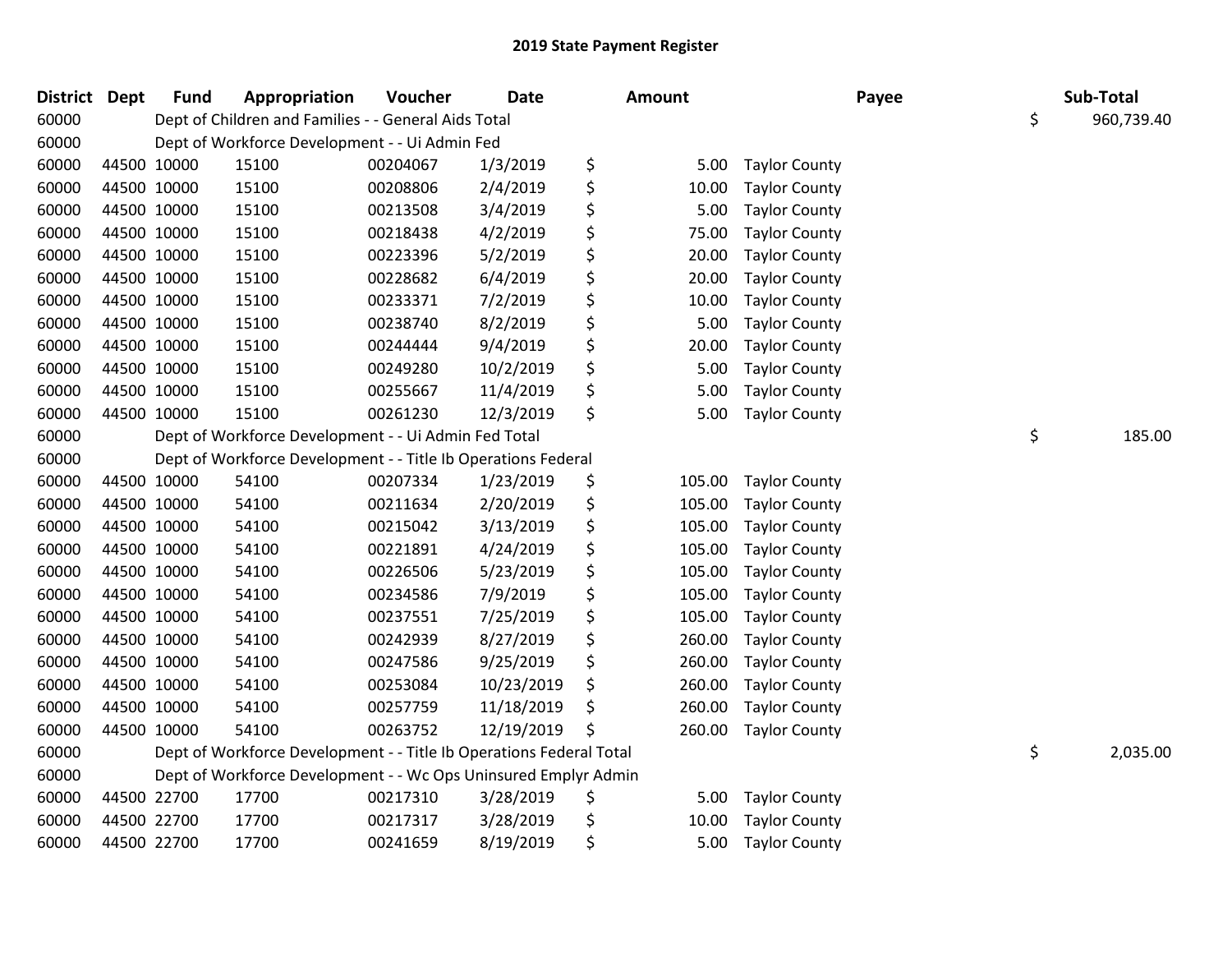# 2019 State Payment Register

| District | Dept | Fund | Appropriation | Voucher | Date | Amount | Payee | Sub-Total |
|---|---|---|---|---|---|---|---|---|
| 60000 | | Dept of Children and Families - - General Aids Total | | | | | | $ 960,739.40 |
| 60000 | | Dept of Workforce Development - - Ui Admin Fed | | | | | | |
| 60000 | 44500 | 10000 | 15100 | 00204067 | 1/3/2019 | $ 5.00 | Taylor County | |
| 60000 | 44500 | 10000 | 15100 | 00208806 | 2/4/2019 | $ 10.00 | Taylor County | |
| 60000 | 44500 | 10000 | 15100 | 00213508 | 3/4/2019 | $ 5.00 | Taylor County | |
| 60000 | 44500 | 10000 | 15100 | 00218438 | 4/2/2019 | $ 75.00 | Taylor County | |
| 60000 | 44500 | 10000 | 15100 | 00223396 | 5/2/2019 | $ 20.00 | Taylor County | |
| 60000 | 44500 | 10000 | 15100 | 00228682 | 6/4/2019 | $ 20.00 | Taylor County | |
| 60000 | 44500 | 10000 | 15100 | 00233371 | 7/2/2019 | $ 10.00 | Taylor County | |
| 60000 | 44500 | 10000 | 15100 | 00238740 | 8/2/2019 | $ 5.00 | Taylor County | |
| 60000 | 44500 | 10000 | 15100 | 00244444 | 9/4/2019 | $ 20.00 | Taylor County | |
| 60000 | 44500 | 10000 | 15100 | 00249280 | 10/2/2019 | $ 5.00 | Taylor County | |
| 60000 | 44500 | 10000 | 15100 | 00255667 | 11/4/2019 | $ 5.00 | Taylor County | |
| 60000 | 44500 | 10000 | 15100 | 00261230 | 12/3/2019 | $ 5.00 | Taylor County | |
| 60000 | | Dept of Workforce Development - - Ui Admin Fed Total | | | | | | $ 185.00 |
| 60000 | | Dept of Workforce Development - - Title Ib Operations Federal | | | | | | |
| 60000 | 44500 | 10000 | 54100 | 00207334 | 1/23/2019 | $ 105.00 | Taylor County | |
| 60000 | 44500 | 10000 | 54100 | 00211634 | 2/20/2019 | $ 105.00 | Taylor County | |
| 60000 | 44500 | 10000 | 54100 | 00215042 | 3/13/2019 | $ 105.00 | Taylor County | |
| 60000 | 44500 | 10000 | 54100 | 00221891 | 4/24/2019 | $ 105.00 | Taylor County | |
| 60000 | 44500 | 10000 | 54100 | 00226506 | 5/23/2019 | $ 105.00 | Taylor County | |
| 60000 | 44500 | 10000 | 54100 | 00234586 | 7/9/2019 | $ 105.00 | Taylor County | |
| 60000 | 44500 | 10000 | 54100 | 00237551 | 7/25/2019 | $ 105.00 | Taylor County | |
| 60000 | 44500 | 10000 | 54100 | 00242939 | 8/27/2019 | $ 260.00 | Taylor County | |
| 60000 | 44500 | 10000 | 54100 | 00247586 | 9/25/2019 | $ 260.00 | Taylor County | |
| 60000 | 44500 | 10000 | 54100 | 00253084 | 10/23/2019 | $ 260.00 | Taylor County | |
| 60000 | 44500 | 10000 | 54100 | 00257759 | 11/18/2019 | $ 260.00 | Taylor County | |
| 60000 | 44500 | 10000 | 54100 | 00263752 | 12/19/2019 | $ 260.00 | Taylor County | |
| 60000 | | Dept of Workforce Development - - Title Ib Operations Federal Total | | | | | | $ 2,035.00 |
| 60000 | | Dept of Workforce Development - - Wc Ops Uninsured Emplyr Admin | | | | | | |
| 60000 | 44500 | 22700 | 17700 | 00217310 | 3/28/2019 | $ 5.00 | Taylor County | |
| 60000 | 44500 | 22700 | 17700 | 00217317 | 3/28/2019 | $ 10.00 | Taylor County | |
| 60000 | 44500 | 22700 | 17700 | 00241659 | 8/19/2019 | $ 5.00 | Taylor County | |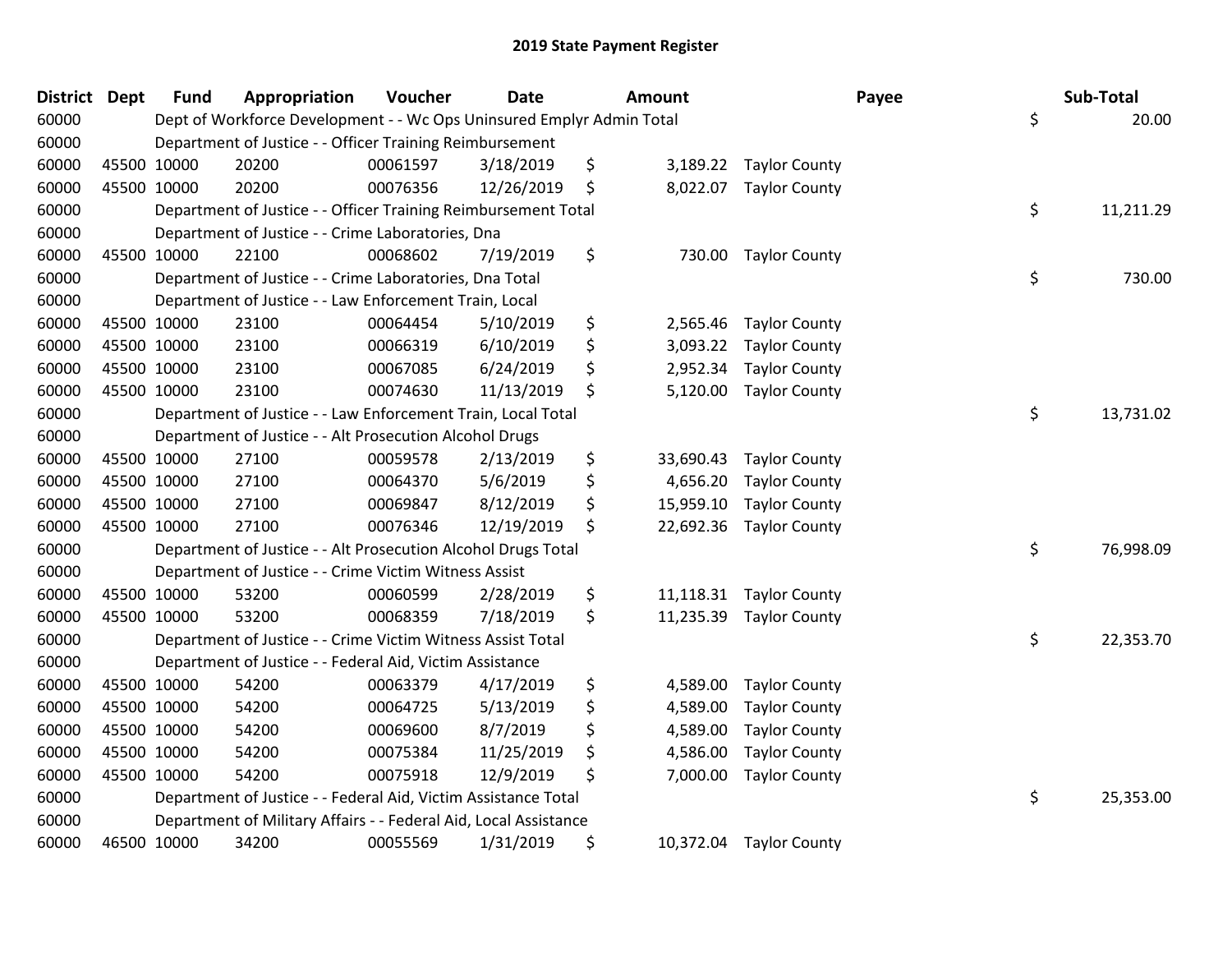# 2019 State Payment Register

| District | Dept | Fund | Appropriation | Voucher | Date | Amount | Payee | Sub-Total |
|---|---|---|---|---|---|---|---|---|
| 60000 | | Dept of Workforce Development - - Wc Ops Uninsured Emplyr Admin Total | | | | | | $ 20.00 |
| 60000 | | Department of Justice - - Officer Training Reimbursement | | | | | | |
| 60000 | 45500 | 10000 | 20200 | 00061597 | 3/18/2019 | $ 3,189.22 | Taylor County | |
| 60000 | 45500 | 10000 | 20200 | 00076356 | 12/26/2019 | $ 8,022.07 | Taylor County | |
| 60000 | | Department of Justice - - Officer Training Reimbursement Total | | | | | | $ 11,211.29 |
| 60000 | | Department of Justice - - Crime Laboratories, Dna | | | | | | |
| 60000 | 45500 | 10000 | 22100 | 00068602 | 7/19/2019 | $ 730.00 | Taylor County | |
| 60000 | | Department of Justice - - Crime Laboratories, Dna Total | | | | | | $ 730.00 |
| 60000 | | Department of Justice - - Law Enforcement Train, Local | | | | | | |
| 60000 | 45500 | 10000 | 23100 | 00064454 | 5/10/2019 | $ 2,565.46 | Taylor County | |
| 60000 | 45500 | 10000 | 23100 | 00066319 | 6/10/2019 | $ 3,093.22 | Taylor County | |
| 60000 | 45500 | 10000 | 23100 | 00067085 | 6/24/2019 | $ 2,952.34 | Taylor County | |
| 60000 | 45500 | 10000 | 23100 | 00074630 | 11/13/2019 | $ 5,120.00 | Taylor County | |
| 60000 | | Department of Justice - - Law Enforcement Train, Local Total | | | | | | $ 13,731.02 |
| 60000 | | Department of Justice - - Alt Prosecution Alcohol Drugs | | | | | | |
| 60000 | 45500 | 10000 | 27100 | 00059578 | 2/13/2019 | $ 33,690.43 | Taylor County | |
| 60000 | 45500 | 10000 | 27100 | 00064370 | 5/6/2019 | $ 4,656.20 | Taylor County | |
| 60000 | 45500 | 10000 | 27100 | 00069847 | 8/12/2019 | $ 15,959.10 | Taylor County | |
| 60000 | 45500 | 10000 | 27100 | 00076346 | 12/19/2019 | $ 22,692.36 | Taylor County | |
| 60000 | | Department of Justice - - Alt Prosecution Alcohol Drugs Total | | | | | | $ 76,998.09 |
| 60000 | | Department of Justice - - Crime Victim Witness Assist | | | | | | |
| 60000 | 45500 | 10000 | 53200 | 00060599 | 2/28/2019 | $ 11,118.31 | Taylor County | |
| 60000 | 45500 | 10000 | 53200 | 00068359 | 7/18/2019 | $ 11,235.39 | Taylor County | |
| 60000 | | Department of Justice - - Crime Victim Witness Assist Total | | | | | | $ 22,353.70 |
| 60000 | | Department of Justice - - Federal Aid, Victim Assistance | | | | | | |
| 60000 | 45500 | 10000 | 54200 | 00063379 | 4/17/2019 | $ 4,589.00 | Taylor County | |
| 60000 | 45500 | 10000 | 54200 | 00064725 | 5/13/2019 | $ 4,589.00 | Taylor County | |
| 60000 | 45500 | 10000 | 54200 | 00069600 | 8/7/2019 | $ 4,589.00 | Taylor County | |
| 60000 | 45500 | 10000 | 54200 | 00075384 | 11/25/2019 | $ 4,586.00 | Taylor County | |
| 60000 | 45500 | 10000 | 54200 | 00075918 | 12/9/2019 | $ 7,000.00 | Taylor County | |
| 60000 | | Department of Justice - - Federal Aid, Victim Assistance Total | | | | | | $ 25,353.00 |
| 60000 | | Department of Military Affairs - - Federal Aid, Local Assistance | | | | | | |
| 60000 | 46500 | 10000 | 34200 | 00055569 | 1/31/2019 | $ 10,372.04 | Taylor County | |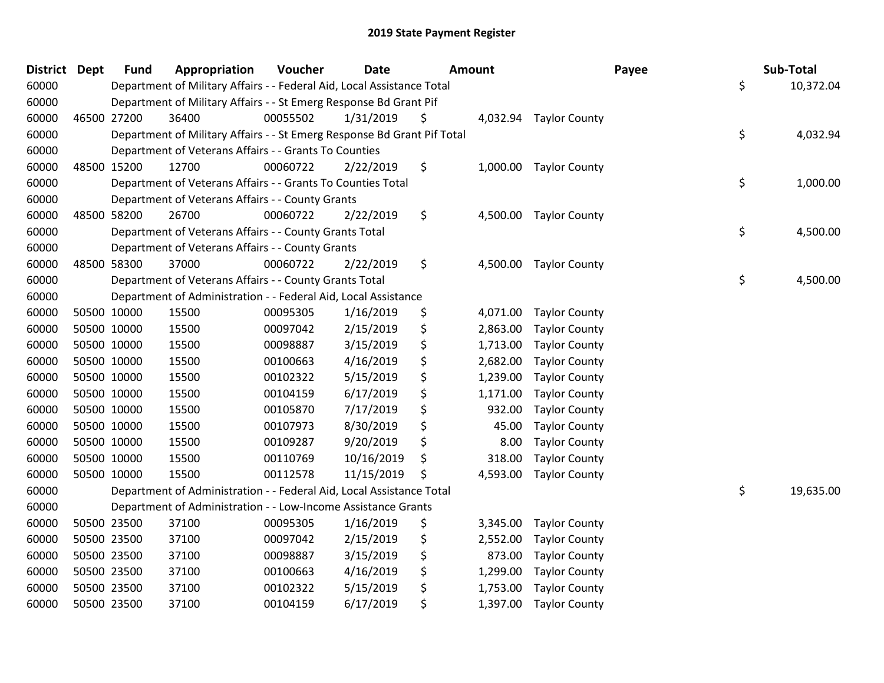# 2019 State Payment Register

| District | Dept | Fund | Appropriation | Voucher | Date | Amount | Payee | Sub-Total |
|---|---|---|---|---|---|---|---|---|
| 60000 | | | Department of Military Affairs - - Federal Aid, Local Assistance Total | | | | | $ 10,372.04 |
| 60000 | | | Department of Military Affairs - - St Emerg Response Bd Grant Pif | | | | | |
| 60000 | 46500 | 27200 | 36400 | 00055502 | 1/31/2019 | $ 4,032.94 | Taylor County | |
| 60000 | | | Department of Military Affairs - - St Emerg Response Bd Grant Pif Total | | | | | $ 4,032.94 |
| 60000 | | | Department of Veterans Affairs - - Grants To Counties | | | | | |
| 60000 | 48500 | 15200 | 12700 | 00060722 | 2/22/2019 | $ 1,000.00 | Taylor County | |
| 60000 | | | Department of Veterans Affairs - - Grants To Counties Total | | | | | $ 1,000.00 |
| 60000 | | | Department of Veterans Affairs - - County Grants | | | | | |
| 60000 | 48500 | 58200 | 26700 | 00060722 | 2/22/2019 | $ 4,500.00 | Taylor County | |
| 60000 | | | Department of Veterans Affairs - - County Grants Total | | | | | $ 4,500.00 |
| 60000 | | | Department of Veterans Affairs - - County Grants | | | | | |
| 60000 | 48500 | 58300 | 37000 | 00060722 | 2/22/2019 | $ 4,500.00 | Taylor County | |
| 60000 | | | Department of Veterans Affairs - - County Grants Total | | | | | $ 4,500.00 |
| 60000 | | | Department of Administration - - Federal Aid, Local Assistance | | | | | |
| 60000 | 50500 | 10000 | 15500 | 00095305 | 1/16/2019 | $ 4,071.00 | Taylor County | |
| 60000 | 50500 | 10000 | 15500 | 00097042 | 2/15/2019 | $ 2,863.00 | Taylor County | |
| 60000 | 50500 | 10000 | 15500 | 00098887 | 3/15/2019 | $ 1,713.00 | Taylor County | |
| 60000 | 50500 | 10000 | 15500 | 00100663 | 4/16/2019 | $ 2,682.00 | Taylor County | |
| 60000 | 50500 | 10000 | 15500 | 00102322 | 5/15/2019 | $ 1,239.00 | Taylor County | |
| 60000 | 50500 | 10000 | 15500 | 00104159 | 6/17/2019 | $ 1,171.00 | Taylor County | |
| 60000 | 50500 | 10000 | 15500 | 00105870 | 7/17/2019 | $ 932.00 | Taylor County | |
| 60000 | 50500 | 10000 | 15500 | 00107973 | 8/30/2019 | $ 45.00 | Taylor County | |
| 60000 | 50500 | 10000 | 15500 | 00109287 | 9/20/2019 | $ 8.00 | Taylor County | |
| 60000 | 50500 | 10000 | 15500 | 00110769 | 10/16/2019 | $ 318.00 | Taylor County | |
| 60000 | 50500 | 10000 | 15500 | 00112578 | 11/15/2019 | $ 4,593.00 | Taylor County | |
| 60000 | | | Department of Administration - - Federal Aid, Local Assistance Total | | | | | $ 19,635.00 |
| 60000 | | | Department of Administration - - Low-Income Assistance Grants | | | | | |
| 60000 | 50500 | 23500 | 37100 | 00095305 | 1/16/2019 | $ 3,345.00 | Taylor County | |
| 60000 | 50500 | 23500 | 37100 | 00097042 | 2/15/2019 | $ 2,552.00 | Taylor County | |
| 60000 | 50500 | 23500 | 37100 | 00098887 | 3/15/2019 | $ 873.00 | Taylor County | |
| 60000 | 50500 | 23500 | 37100 | 00100663 | 4/16/2019 | $ 1,299.00 | Taylor County | |
| 60000 | 50500 | 23500 | 37100 | 00102322 | 5/15/2019 | $ 1,753.00 | Taylor County | |
| 60000 | 50500 | 23500 | 37100 | 00104159 | 6/17/2019 | $ 1,397.00 | Taylor County | |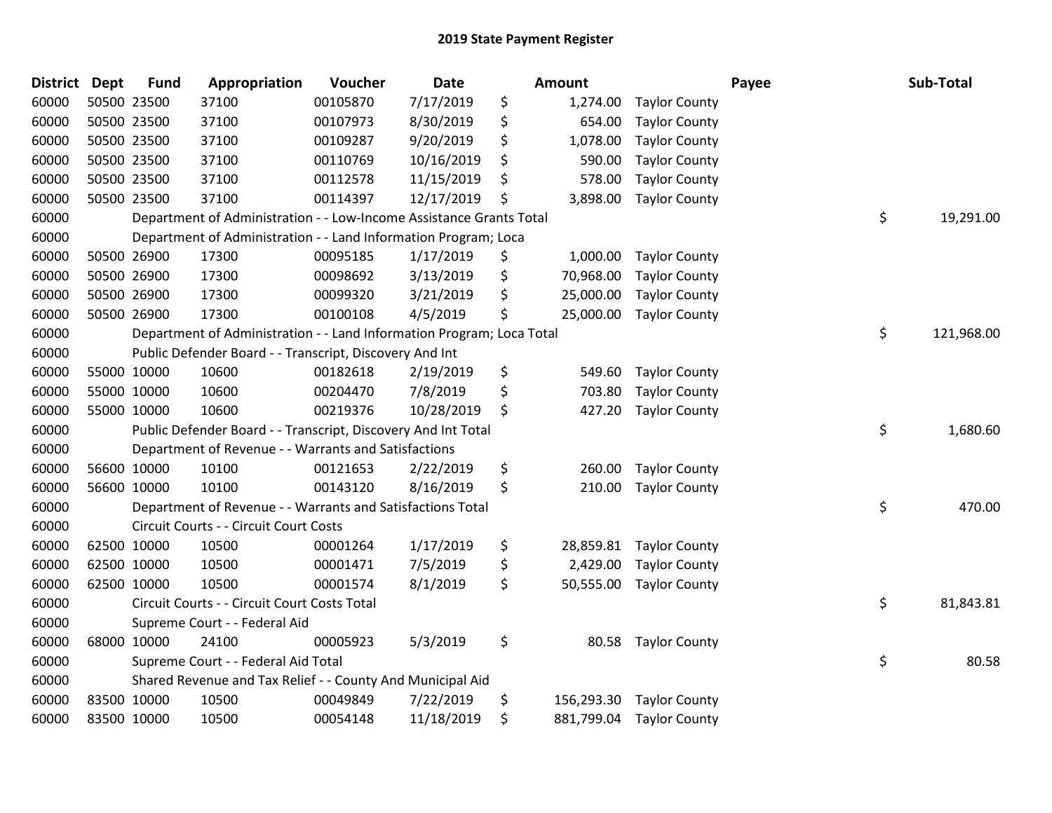# 2019 State Payment Register

| District | Dept | Fund | Appropriation | Voucher | Date | Amount | Payee | Sub-Total |
|---|---|---|---|---|---|---|---|---|
| 60000 | 50500 | 23500 | 37100 | 00105870 | 7/17/2019 | $ 1,274.00 | Taylor County | |
| 60000 | 50500 | 23500 | 37100 | 00107973 | 8/30/2019 | $ 654.00 | Taylor County | |
| 60000 | 50500 | 23500 | 37100 | 00109287 | 9/20/2019 | $ 1,078.00 | Taylor County | |
| 60000 | 50500 | 23500 | 37100 | 00110769 | 10/16/2019 | $ 590.00 | Taylor County | |
| 60000 | 50500 | 23500 | 37100 | 00112578 | 11/15/2019 | $ 578.00 | Taylor County | |
| 60000 | 50500 | 23500 | 37100 | 00114397 | 12/17/2019 | $ 3,898.00 | Taylor County | |
| 60000 | | Department of Administration - - Low-Income Assistance Grants Total | | | | | | $ 19,291.00 |
| 60000 | | Department of Administration - - Land Information Program; Loca | | | | | | |
| 60000 | 50500 | 26900 | 17300 | 00095185 | 1/17/2019 | $ 1,000.00 | Taylor County | |
| 60000 | 50500 | 26900 | 17300 | 00098692 | 3/13/2019 | $ 70,968.00 | Taylor County | |
| 60000 | 50500 | 26900 | 17300 | 00099320 | 3/21/2019 | $ 25,000.00 | Taylor County | |
| 60000 | 50500 | 26900 | 17300 | 00100108 | 4/5/2019 | $ 25,000.00 | Taylor County | |
| 60000 | | Department of Administration - - Land Information Program; Loca Total | | | | | | $ 121,968.00 |
| 60000 | | Public Defender Board - - Transcript, Discovery And Int | | | | | | |
| 60000 | 55000 | 10000 | 10600 | 00182618 | 2/19/2019 | $ 549.60 | Taylor County | |
| 60000 | 55000 | 10000 | 10600 | 00204470 | 7/8/2019 | $ 703.80 | Taylor County | |
| 60000 | 55000 | 10000 | 10600 | 00219376 | 10/28/2019 | $ 427.20 | Taylor County | |
| 60000 | | Public Defender Board - - Transcript, Discovery And Int Total | | | | | | $ 1,680.60 |
| 60000 | | Department of Revenue - - Warrants and Satisfactions | | | | | | |
| 60000 | 56600 | 10000 | 10100 | 00121653 | 2/22/2019 | $ 260.00 | Taylor County | |
| 60000 | 56600 | 10000 | 10100 | 00143120 | 8/16/2019 | $ 210.00 | Taylor County | |
| 60000 | | Department of Revenue - - Warrants and Satisfactions Total | | | | | | $ 470.00 |
| 60000 | | Circuit Courts - - Circuit Court Costs | | | | | | |
| 60000 | 62500 | 10000 | 10500 | 00001264 | 1/17/2019 | $ 28,859.81 | Taylor County | |
| 60000 | 62500 | 10000 | 10500 | 00001471 | 7/5/2019 | $ 2,429.00 | Taylor County | |
| 60000 | 62500 | 10000 | 10500 | 00001574 | 8/1/2019 | $ 50,555.00 | Taylor County | |
| 60000 | | Circuit Courts - - Circuit Court Costs Total | | | | | | $ 81,843.81 |
| 60000 | | Supreme Court - - Federal Aid | | | | | | |
| 60000 | 68000 | 10000 | 24100 | 00005923 | 5/3/2019 | $ 80.58 | Taylor County | |
| 60000 | | Supreme Court - - Federal Aid Total | | | | | | $ 80.58 |
| 60000 | | Shared Revenue and Tax Relief - - County And Municipal Aid | | | | | | |
| 60000 | 83500 | 10000 | 10500 | 00049849 | 7/22/2019 | $ 156,293.30 | Taylor County | |
| 60000 | 83500 | 10000 | 10500 | 00054148 | 11/18/2019 | $ 881,799.04 | Taylor County | |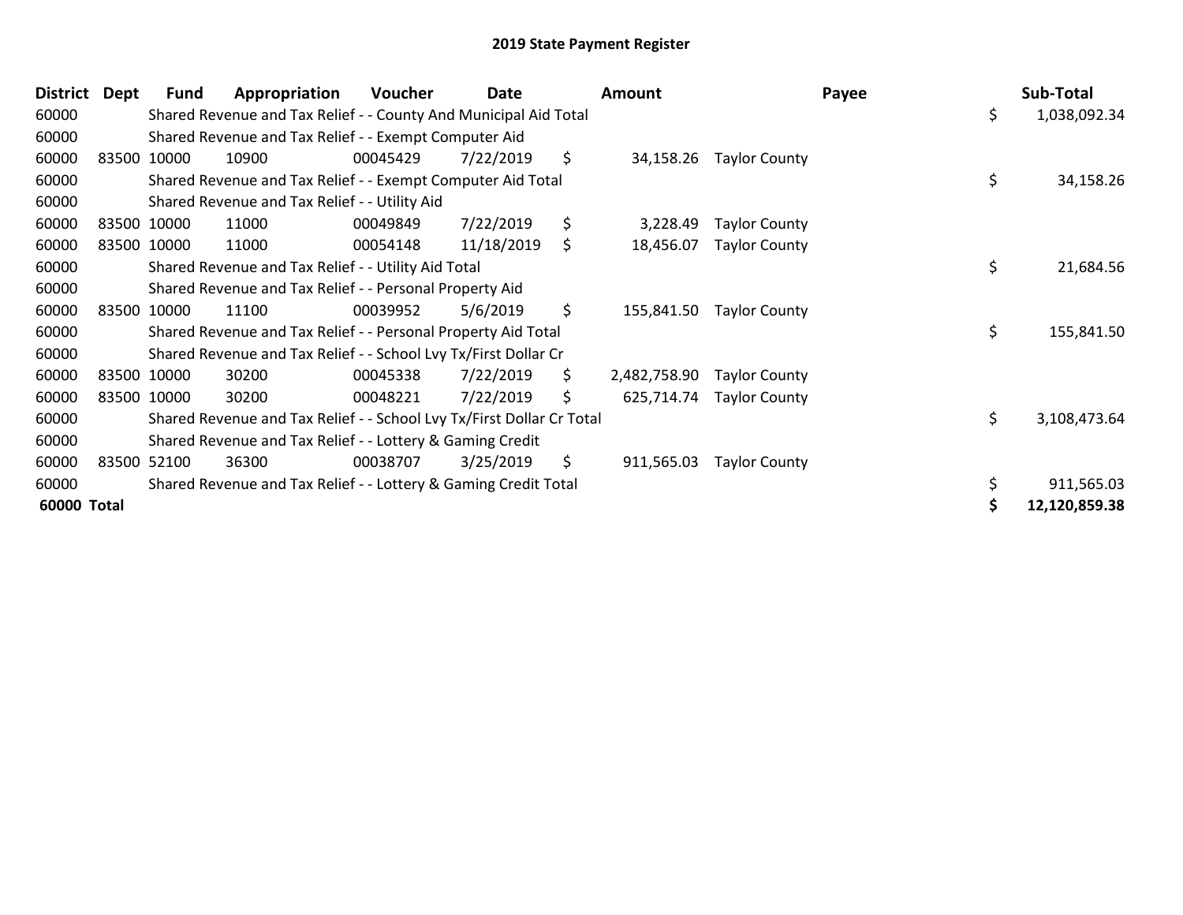# 2019 State Payment Register

| District | Dept | Fund | Appropriation | Voucher | Date | Amount | Payee | Sub-Total |
|---|---|---|---|---|---|---|---|---|
| 60000 | | Shared Revenue and Tax Relief - - County And Municipal Aid Total | | | | | | $ 1,038,092.34 |
| 60000 | | Shared Revenue and Tax Relief - - Exempt Computer Aid | | | | | | |
| 60000 | 83500 | 10000 | 10900 | 00045429 | 7/22/2019 | $ 34,158.26 | Taylor County | |
| 60000 | | Shared Revenue and Tax Relief - - Exempt Computer Aid Total | | | | | | $ 34,158.26 |
| 60000 | | Shared Revenue and Tax Relief - - Utility Aid | | | | | | |
| 60000 | 83500 | 10000 | 11000 | 00049849 | 7/22/2019 | $ 3,228.49 | Taylor County | |
| 60000 | 83500 | 10000 | 11000 | 00054148 | 11/18/2019 | $ 18,456.07 | Taylor County | |
| 60000 | | Shared Revenue and Tax Relief - - Utility Aid Total | | | | | | $ 21,684.56 |
| 60000 | | Shared Revenue and Tax Relief - - Personal Property Aid | | | | | | |
| 60000 | 83500 | 10000 | 11100 | 00039952 | 5/6/2019 | $ 155,841.50 | Taylor County | |
| 60000 | | Shared Revenue and Tax Relief - - Personal Property Aid Total | | | | | | $ 155,841.50 |
| 60000 | | Shared Revenue and Tax Relief - - School Lvy Tx/First Dollar Cr | | | | | | |
| 60000 | 83500 | 10000 | 30200 | 00045338 | 7/22/2019 | $ 2,482,758.90 | Taylor County | |
| 60000 | 83500 | 10000 | 30200 | 00048221 | 7/22/2019 | $ 625,714.74 | Taylor County | |
| 60000 | | Shared Revenue and Tax Relief - - School Lvy Tx/First Dollar Cr Total | | | | | | $ 3,108,473.64 |
| 60000 | | Shared Revenue and Tax Relief - - Lottery & Gaming Credit | | | | | | |
| 60000 | 83500 | 52100 | 36300 | 00038707 | 3/25/2019 | $ 911,565.03 | Taylor County | |
| 60000 | | Shared Revenue and Tax Relief - - Lottery & Gaming Credit Total | | | | | | $ 911,565.03 |
| **60000 Total** | | | | | | | | **$ 12,120,859.38** |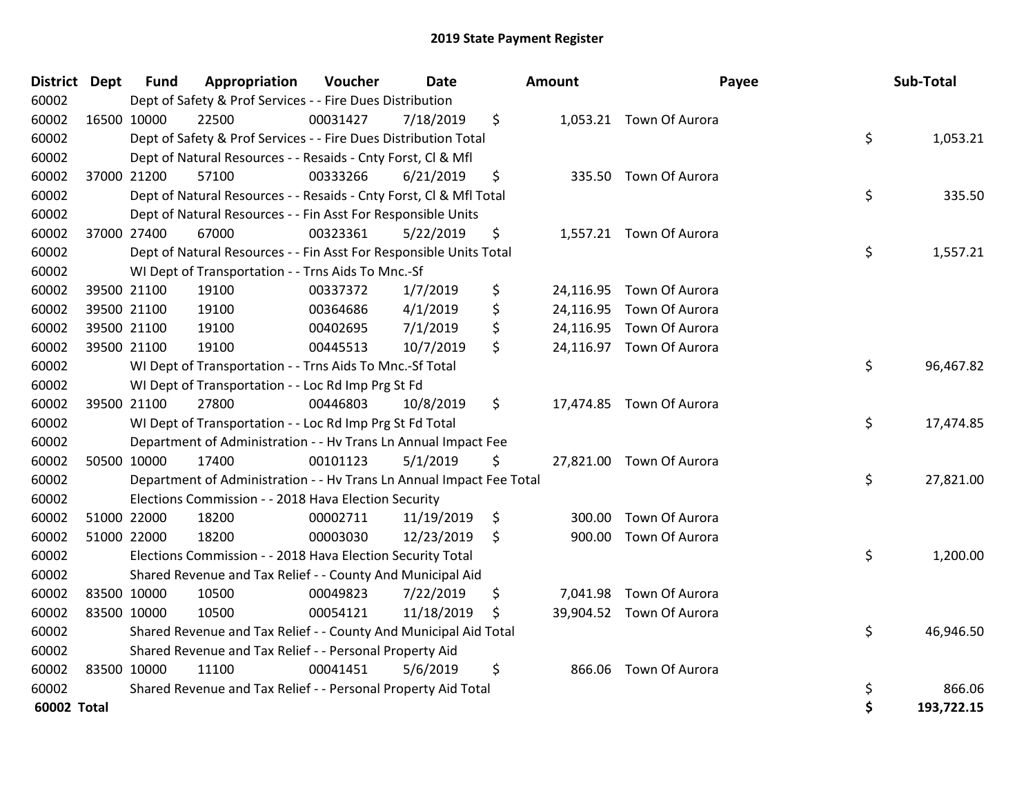# 2019 State Payment Register

| District | Dept | Fund | Appropriation | Voucher | Date | Amount | Payee | Sub-Total |
|---|---|---|---|---|---|---|---|---|
| 60002 | | Dept of Safety & Prof Services - - Fire Dues Distribution | | | | | | |
| 60002 | 16500 | 10000 | 22500 | 00031427 | 7/18/2019 | $ 1,053.21 | Town Of Aurora | |
| 60002 | | Dept of Safety & Prof Services - - Fire Dues Distribution Total | | | | | | $ 1,053.21 |
| 60002 | | Dept of Natural Resources - - Resaids - Cnty Forst, Cl & Mfl | | | | | | |
| 60002 | 37000 | 21200 | 57100 | 00333266 | 6/21/2019 | $ 335.50 | Town Of Aurora | |
| 60002 | | Dept of Natural Resources - - Resaids - Cnty Forst, Cl & Mfl Total | | | | | | $ 335.50 |
| 60002 | | Dept of Natural Resources - - Fin Asst For Responsible Units | | | | | | |
| 60002 | 37000 | 27400 | 67000 | 00323361 | 5/22/2019 | $ 1,557.21 | Town Of Aurora | |
| 60002 | | Dept of Natural Resources - - Fin Asst For Responsible Units Total | | | | | | $ 1,557.21 |
| 60002 | | WI Dept of Transportation - - Trns Aids To Mnc.-Sf | | | | | | |
| 60002 | 39500 | 21100 | 19100 | 00337372 | 1/7/2019 | $ 24,116.95 | Town Of Aurora | |
| 60002 | 39500 | 21100 | 19100 | 00364686 | 4/1/2019 | $ 24,116.95 | Town Of Aurora | |
| 60002 | 39500 | 21100 | 19100 | 00402695 | 7/1/2019 | $ 24,116.95 | Town Of Aurora | |
| 60002 | 39500 | 21100 | 19100 | 00445513 | 10/7/2019 | $ 24,116.97 | Town Of Aurora | |
| 60002 | | WI Dept of Transportation - - Trns Aids To Mnc.-Sf Total | | | | | | $ 96,467.82 |
| 60002 | | WI Dept of Transportation - - Loc Rd Imp Prg St Fd | | | | | | |
| 60002 | 39500 | 21100 | 27800 | 00446803 | 10/8/2019 | $ 17,474.85 | Town Of Aurora | |
| 60002 | | WI Dept of Transportation - - Loc Rd Imp Prg St Fd Total | | | | | | $ 17,474.85 |
| 60002 | | Department of Administration - - Hv Trans Ln Annual Impact Fee | | | | | | |
| 60002 | 50500 | 10000 | 17400 | 00101123 | 5/1/2019 | $ 27,821.00 | Town Of Aurora | |
| 60002 | | Department of Administration - - Hv Trans Ln Annual Impact Fee Total | | | | | | $ 27,821.00 |
| 60002 | | Elections Commission - - 2018 Hava Election Security | | | | | | |
| 60002 | 51000 | 22000 | 18200 | 00002711 | 11/19/2019 | $ 300.00 | Town Of Aurora | |
| 60002 | 51000 | 22000 | 18200 | 00003030 | 12/23/2019 | $ 900.00 | Town Of Aurora | |
| 60002 | | Elections Commission - - 2018 Hava Election Security Total | | | | | | $ 1,200.00 |
| 60002 | | Shared Revenue and Tax Relief - - County And Municipal Aid | | | | | | |
| 60002 | 83500 | 10000 | 10500 | 00049823 | 7/22/2019 | $ 7,041.98 | Town Of Aurora | |
| 60002 | 83500 | 10000 | 10500 | 00054121 | 11/18/2019 | $ 39,904.52 | Town Of Aurora | |
| 60002 | | Shared Revenue and Tax Relief - - County And Municipal Aid Total | | | | | | $ 46,946.50 |
| 60002 | | Shared Revenue and Tax Relief - - Personal Property Aid | | | | | | |
| 60002 | 83500 | 10000 | 11100 | 00041451 | 5/6/2019 | $ 866.06 | Town Of Aurora | |
| 60002 | | Shared Revenue and Tax Relief - - Personal Property Aid Total | | | | | | $ 866.06 |
| **60002 Total** | | | | | | | | **$ 193,722.15** |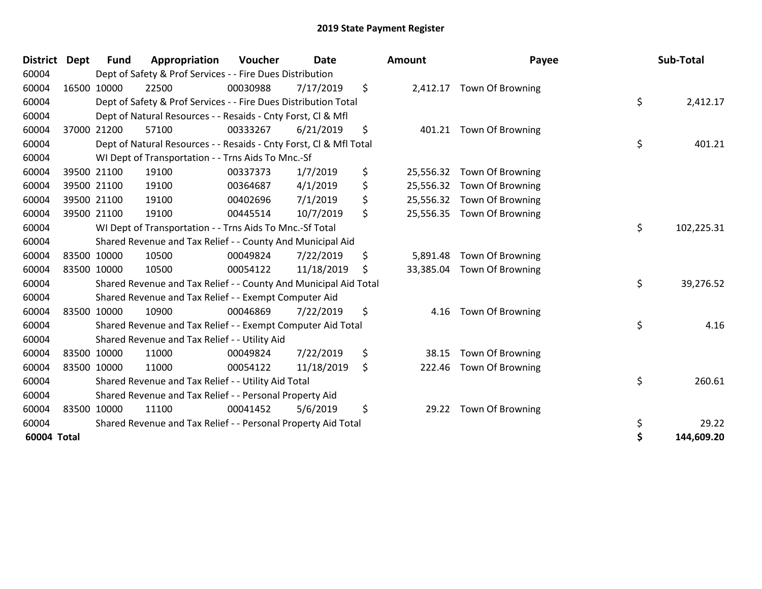# 2019 State Payment Register

| District | Dept | Fund | Appropriation | Voucher | Date | Amount | Payee | Sub-Total |
|---|---|---|---|---|---|---|---|---|
| 60004 | | Dept of Safety & Prof Services - - Fire Dues Distribution | | | | | | |
| 60004 | 16500 | 10000 | 22500 | 00030988 | 7/17/2019 | $ 2,412.17 | Town Of Browning | |
| 60004 | | Dept of Safety & Prof Services - - Fire Dues Distribution Total | | | | | | $ 2,412.17 |
| 60004 | | Dept of Natural Resources - - Resaids - Cnty Forst, Cl & Mfl | | | | | | |
| 60004 | 37000 | 21200 | 57100 | 00333267 | 6/21/2019 | $ 401.21 | Town Of Browning | |
| 60004 | | Dept of Natural Resources - - Resaids - Cnty Forst, Cl & Mfl Total | | | | | | $ 401.21 |
| 60004 | | WI Dept of Transportation - - Trns Aids To Mnc.-Sf | | | | | | |
| 60004 | 39500 | 21100 | 19100 | 00337373 | 1/7/2019 | $ 25,556.32 | Town Of Browning | |
| 60004 | 39500 | 21100 | 19100 | 00364687 | 4/1/2019 | $ 25,556.32 | Town Of Browning | |
| 60004 | 39500 | 21100 | 19100 | 00402696 | 7/1/2019 | $ 25,556.32 | Town Of Browning | |
| 60004 | 39500 | 21100 | 19100 | 00445514 | 10/7/2019 | $ 25,556.35 | Town Of Browning | |
| 60004 | | WI Dept of Transportation - - Trns Aids To Mnc.-Sf Total | | | | | | $ 102,225.31 |
| 60004 | | Shared Revenue and Tax Relief - - County And Municipal Aid | | | | | | |
| 60004 | 83500 | 10000 | 10500 | 00049824 | 7/22/2019 | $ 5,891.48 | Town Of Browning | |
| 60004 | 83500 | 10000 | 10500 | 00054122 | 11/18/2019 | $ 33,385.04 | Town Of Browning | |
| 60004 | | Shared Revenue and Tax Relief - - County And Municipal Aid Total | | | | | | $ 39,276.52 |
| 60004 | | Shared Revenue and Tax Relief - - Exempt Computer Aid | | | | | | |
| 60004 | 83500 | 10000 | 10900 | 00046869 | 7/22/2019 | $ 4.16 | Town Of Browning | |
| 60004 | | Shared Revenue and Tax Relief - - Exempt Computer Aid Total | | | | | | $ 4.16 |
| 60004 | | Shared Revenue and Tax Relief - - Utility Aid | | | | | | |
| 60004 | 83500 | 10000 | 11000 | 00049824 | 7/22/2019 | $ 38.15 | Town Of Browning | |
| 60004 | 83500 | 10000 | 11000 | 00054122 | 11/18/2019 | $ 222.46 | Town Of Browning | |
| 60004 | | Shared Revenue and Tax Relief - - Utility Aid Total | | | | | | $ 260.61 |
| 60004 | | Shared Revenue and Tax Relief - - Personal Property Aid | | | | | | |
| 60004 | 83500 | 10000 | 11100 | 00041452 | 5/6/2019 | $ 29.22 | Town Of Browning | |
| 60004 | | Shared Revenue and Tax Relief - - Personal Property Aid Total | | | | | | $ 29.22 |
| **60004 Total** | | | | | | | | **$ 144,609.20** |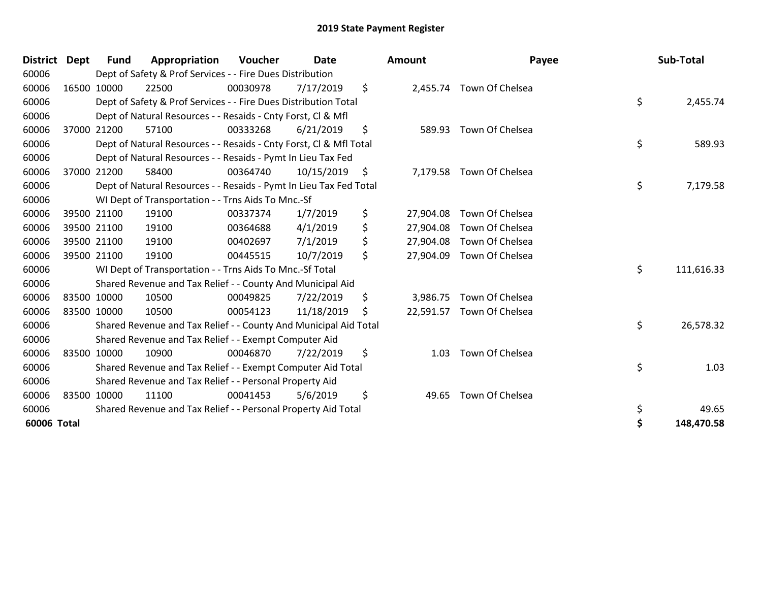# 2019 State Payment Register

| District | Dept | Fund | Appropriation | Voucher | Date | Amount | Payee | Sub-Total |
|---|---|---|---|---|---|---|---|---|
| 60006 | | Dept of Safety & Prof Services - - Fire Dues Distribution | | | | | | |
| 60006 | 16500 | 10000 | 22500 | 00030978 | 7/17/2019 | $ 2,455.74 | Town Of Chelsea | |
| 60006 | | Dept of Safety & Prof Services - - Fire Dues Distribution Total | | | | | | $ 2,455.74 |
| 60006 | | Dept of Natural Resources - - Resaids - Cnty Forst, Cl & Mfl | | | | | | |
| 60006 | 37000 | 21200 | 57100 | 00333268 | 6/21/2019 | $ 589.93 | Town Of Chelsea | |
| 60006 | | Dept of Natural Resources - - Resaids - Cnty Forst, Cl & Mfl Total | | | | | | $ 589.93 |
| 60006 | | Dept of Natural Resources - - Resaids - Pymt In Lieu Tax Fed | | | | | | |
| 60006 | 37000 | 21200 | 58400 | 00364740 | 10/15/2019 | $ 7,179.58 | Town Of Chelsea | |
| 60006 | | Dept of Natural Resources - - Resaids - Pymt In Lieu Tax Fed Total | | | | | | $ 7,179.58 |
| 60006 | | WI Dept of Transportation - - Trns Aids To Mnc.-Sf | | | | | | |
| 60006 | 39500 | 21100 | 19100 | 00337374 | 1/7/2019 | $ 27,904.08 | Town Of Chelsea | |
| 60006 | 39500 | 21100 | 19100 | 00364688 | 4/1/2019 | $ 27,904.08 | Town Of Chelsea | |
| 60006 | 39500 | 21100 | 19100 | 00402697 | 7/1/2019 | $ 27,904.08 | Town Of Chelsea | |
| 60006 | 39500 | 21100 | 19100 | 00445515 | 10/7/2019 | $ 27,904.09 | Town Of Chelsea | |
| 60006 | | WI Dept of Transportation - - Trns Aids To Mnc.-Sf Total | | | | | | $ 111,616.33 |
| 60006 | | Shared Revenue and Tax Relief - - County And Municipal Aid | | | | | | |
| 60006 | 83500 | 10000 | 10500 | 00049825 | 7/22/2019 | $ 3,986.75 | Town Of Chelsea | |
| 60006 | 83500 | 10000 | 10500 | 00054123 | 11/18/2019 | $ 22,591.57 | Town Of Chelsea | |
| 60006 | | Shared Revenue and Tax Relief - - County And Municipal Aid Total | | | | | | $ 26,578.32 |
| 60006 | | Shared Revenue and Tax Relief - - Exempt Computer Aid | | | | | | |
| 60006 | 83500 | 10000 | 10900 | 00046870 | 7/22/2019 | $ 1.03 | Town Of Chelsea | |
| 60006 | | Shared Revenue and Tax Relief - - Exempt Computer Aid Total | | | | | | $ 1.03 |
| 60006 | | Shared Revenue and Tax Relief - - Personal Property Aid | | | | | | |
| 60006 | 83500 | 10000 | 11100 | 00041453 | 5/6/2019 | $ 49.65 | Town Of Chelsea | |
| 60006 | | Shared Revenue and Tax Relief - - Personal Property Aid Total | | | | | | $ 49.65 |
| **60006 Total** | | | | | | | | **$ 148,470.58** |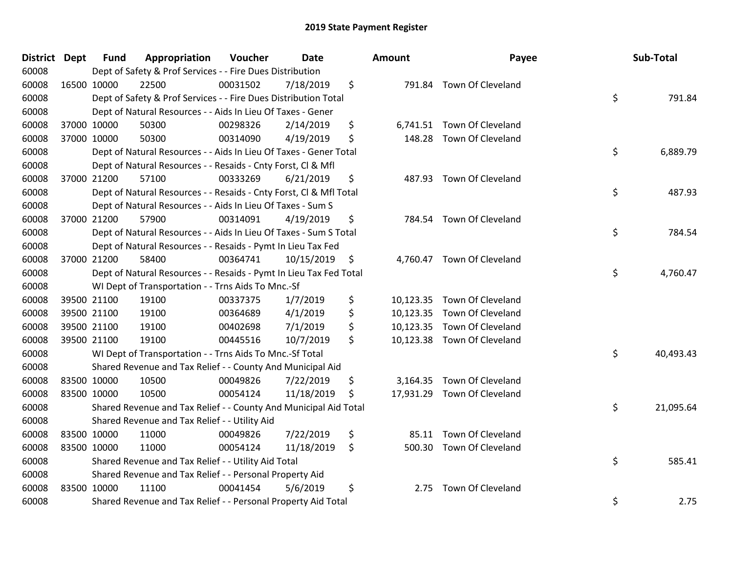# 2019 State Payment Register

| District | Dept | Fund | Appropriation | Voucher | Date | Amount | Payee | Sub-Total |
|---|---|---|---|---|---|---|---|---|
| 60008 | | Dept of Safety & Prof Services - - Fire Dues Distribution | | | | | | |
| 60008 | 16500 | 10000 | 22500 | 00031502 | 7/18/2019 | $ 791.84 | Town Of Cleveland | |
| 60008 | | Dept of Safety & Prof Services - - Fire Dues Distribution Total | | | | | | $ 791.84 |
| 60008 | | Dept of Natural Resources - - Aids In Lieu Of Taxes - Gener | | | | | | |
| 60008 | 37000 | 10000 | 50300 | 00298326 | 2/14/2019 | $ 6,741.51 | Town Of Cleveland | |
| 60008 | 37000 | 10000 | 50300 | 00314090 | 4/19/2019 | $ 148.28 | Town Of Cleveland | |
| 60008 | | Dept of Natural Resources - - Aids In Lieu Of Taxes - Gener Total | | | | | | $ 6,889.79 |
| 60008 | | Dept of Natural Resources - - Resaids - Cnty Forst, Cl & Mfl | | | | | | |
| 60008 | 37000 | 21200 | 57100 | 00333269 | 6/21/2019 | $ 487.93 | Town Of Cleveland | |
| 60008 | | Dept of Natural Resources - - Resaids - Cnty Forst, Cl & Mfl Total | | | | | | $ 487.93 |
| 60008 | | Dept of Natural Resources - - Aids In Lieu Of Taxes - Sum S | | | | | | |
| 60008 | 37000 | 21200 | 57900 | 00314091 | 4/19/2019 | $ 784.54 | Town Of Cleveland | |
| 60008 | | Dept of Natural Resources - - Aids In Lieu Of Taxes - Sum S Total | | | | | | $ 784.54 |
| 60008 | | Dept of Natural Resources - - Resaids - Pymt In Lieu Tax Fed | | | | | | |
| 60008 | 37000 | 21200 | 58400 | 00364741 | 10/15/2019 | $ 4,760.47 | Town Of Cleveland | |
| 60008 | | Dept of Natural Resources - - Resaids - Pymt In Lieu Tax Fed Total | | | | | | $ 4,760.47 |
| 60008 | | WI Dept of Transportation - - Trns Aids To Mnc.-Sf | | | | | | |
| 60008 | 39500 | 21100 | 19100 | 00337375 | 1/7/2019 | $ 10,123.35 | Town Of Cleveland | |
| 60008 | 39500 | 21100 | 19100 | 00364689 | 4/1/2019 | $ 10,123.35 | Town Of Cleveland | |
| 60008 | 39500 | 21100 | 19100 | 00402698 | 7/1/2019 | $ 10,123.35 | Town Of Cleveland | |
| 60008 | 39500 | 21100 | 19100 | 00445516 | 10/7/2019 | $ 10,123.38 | Town Of Cleveland | |
| 60008 | | WI Dept of Transportation - - Trns Aids To Mnc.-Sf Total | | | | | | $ 40,493.43 |
| 60008 | | Shared Revenue and Tax Relief - - County And Municipal Aid | | | | | | |
| 60008 | 83500 | 10000 | 10500 | 00049826 | 7/22/2019 | $ 3,164.35 | Town Of Cleveland | |
| 60008 | 83500 | 10000 | 10500 | 00054124 | 11/18/2019 | $ 17,931.29 | Town Of Cleveland | |
| 60008 | | Shared Revenue and Tax Relief - - County And Municipal Aid Total | | | | | | $ 21,095.64 |
| 60008 | | Shared Revenue and Tax Relief - - Utility Aid | | | | | | |
| 60008 | 83500 | 10000 | 11000 | 00049826 | 7/22/2019 | $ 85.11 | Town Of Cleveland | |
| 60008 | 83500 | 10000 | 11000 | 00054124 | 11/18/2019 | $ 500.30 | Town Of Cleveland | |
| 60008 | | Shared Revenue and Tax Relief - - Utility Aid Total | | | | | | $ 585.41 |
| 60008 | | Shared Revenue and Tax Relief - - Personal Property Aid | | | | | | |
| 60008 | 83500 | 10000 | 11100 | 00041454 | 5/6/2019 | $ 2.75 | Town Of Cleveland | |
| 60008 | | Shared Revenue and Tax Relief - - Personal Property Aid Total | | | | | | $ 2.75 |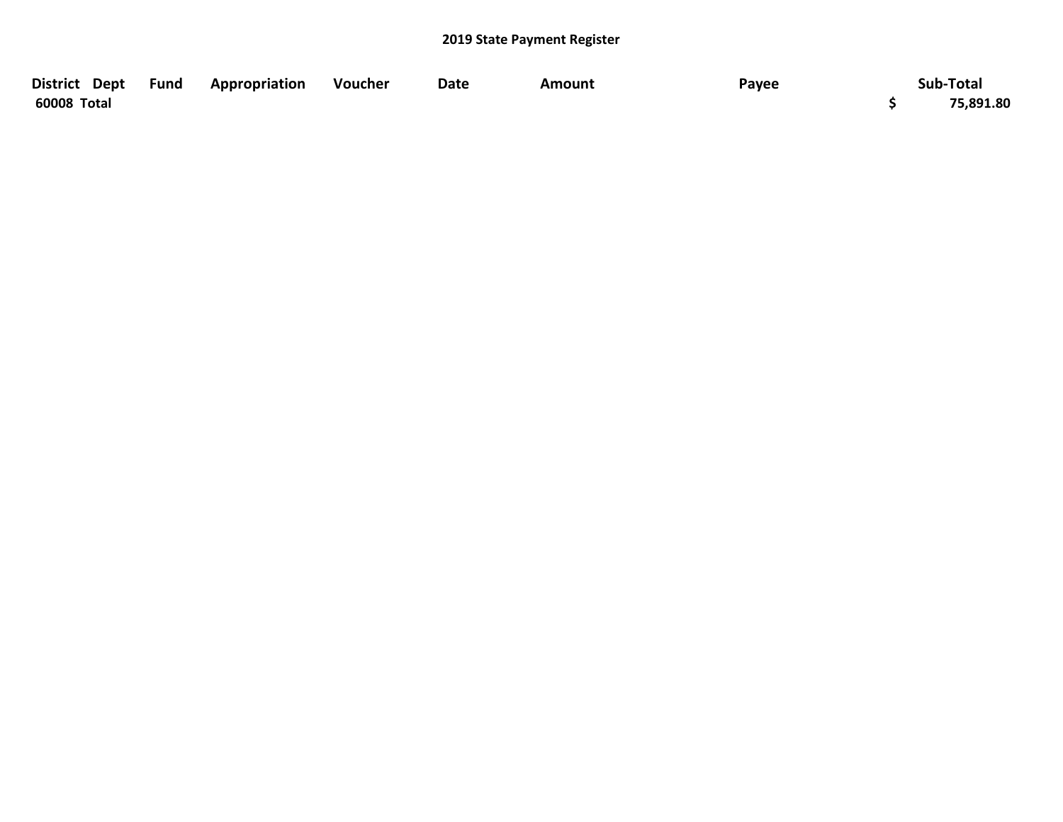# 2019 State Payment Register

| District | Dept | Fund | Appropriation | Voucher | Date | Amount | Payee | Sub-Total |
|---|---|---|---|---|---|---|---|---|
| **60008 Total** | | | | | | | | **$ 75,891.80** |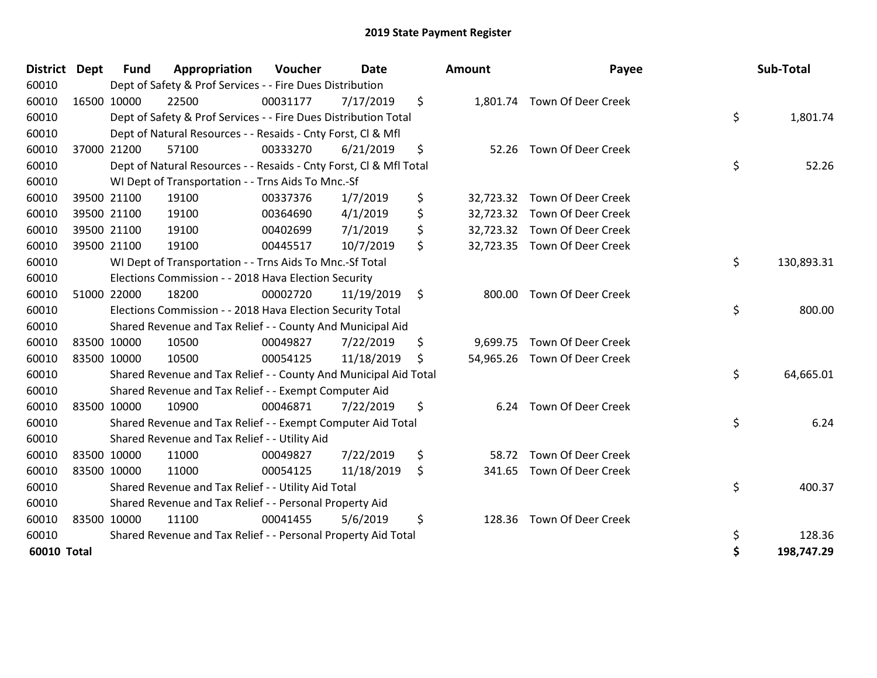# 2019 State Payment Register

| District | Dept | Fund | Appropriation | Voucher | Date | Amount | Payee | Sub-Total |
|---|---|---|---|---|---|---|---|---|
| 60010 | | Dept of Safety & Prof Services - - Fire Dues Distribution | | | | | | |
| 60010 | 16500 | 10000 | 22500 | 00031177 | 7/17/2019 | $ 1,801.74 | Town Of Deer Creek | |
| 60010 | | Dept of Safety & Prof Services - - Fire Dues Distribution Total | | | | | | $ 1,801.74 |
| 60010 | | Dept of Natural Resources - - Resaids - Cnty Forst, Cl & Mfl | | | | | | |
| 60010 | 37000 | 21200 | 57100 | 00333270 | 6/21/2019 | $ 52.26 | Town Of Deer Creek | |
| 60010 | | Dept of Natural Resources - - Resaids - Cnty Forst, Cl & Mfl Total | | | | | | $ 52.26 |
| 60010 | | WI Dept of Transportation - - Trns Aids To Mnc.-Sf | | | | | | |
| 60010 | 39500 | 21100 | 19100 | 00337376 | 1/7/2019 | $ 32,723.32 | Town Of Deer Creek | |
| 60010 | 39500 | 21100 | 19100 | 00364690 | 4/1/2019 | $ 32,723.32 | Town Of Deer Creek | |
| 60010 | 39500 | 21100 | 19100 | 00402699 | 7/1/2019 | $ 32,723.32 | Town Of Deer Creek | |
| 60010 | 39500 | 21100 | 19100 | 00445517 | 10/7/2019 | $ 32,723.35 | Town Of Deer Creek | |
| 60010 | | WI Dept of Transportation - - Trns Aids To Mnc.-Sf Total | | | | | | $ 130,893.31 |
| 60010 | | Elections Commission - - 2018 Hava Election Security | | | | | | |
| 60010 | 51000 | 22000 | 18200 | 00002720 | 11/19/2019 | $ 800.00 | Town Of Deer Creek | |
| 60010 | | Elections Commission - - 2018 Hava Election Security Total | | | | | | $ 800.00 |
| 60010 | | Shared Revenue and Tax Relief - - County And Municipal Aid | | | | | | |
| 60010 | 83500 | 10000 | 10500 | 00049827 | 7/22/2019 | $ 9,699.75 | Town Of Deer Creek | |
| 60010 | 83500 | 10000 | 10500 | 00054125 | 11/18/2019 | $ 54,965.26 | Town Of Deer Creek | |
| 60010 | | Shared Revenue and Tax Relief - - County And Municipal Aid Total | | | | | | $ 64,665.01 |
| 60010 | | Shared Revenue and Tax Relief - - Exempt Computer Aid | | | | | | |
| 60010 | 83500 | 10000 | 10900 | 00046871 | 7/22/2019 | $ 6.24 | Town Of Deer Creek | |
| 60010 | | Shared Revenue and Tax Relief - - Exempt Computer Aid Total | | | | | | $ 6.24 |
| 60010 | | Shared Revenue and Tax Relief - - Utility Aid | | | | | | |
| 60010 | 83500 | 10000 | 11000 | 00049827 | 7/22/2019 | $ 58.72 | Town Of Deer Creek | |
| 60010 | 83500 | 10000 | 11000 | 00054125 | 11/18/2019 | $ 341.65 | Town Of Deer Creek | |
| 60010 | | Shared Revenue and Tax Relief - - Utility Aid Total | | | | | | $ 400.37 |
| 60010 | | Shared Revenue and Tax Relief - - Personal Property Aid | | | | | | |
| 60010 | 83500 | 10000 | 11100 | 00041455 | 5/6/2019 | $ 128.36 | Town Of Deer Creek | |
| 60010 | | Shared Revenue and Tax Relief - - Personal Property Aid Total | | | | | | $ 128.36 |
| **60010 Total** | | | | | | | | **$ 198,747.29** |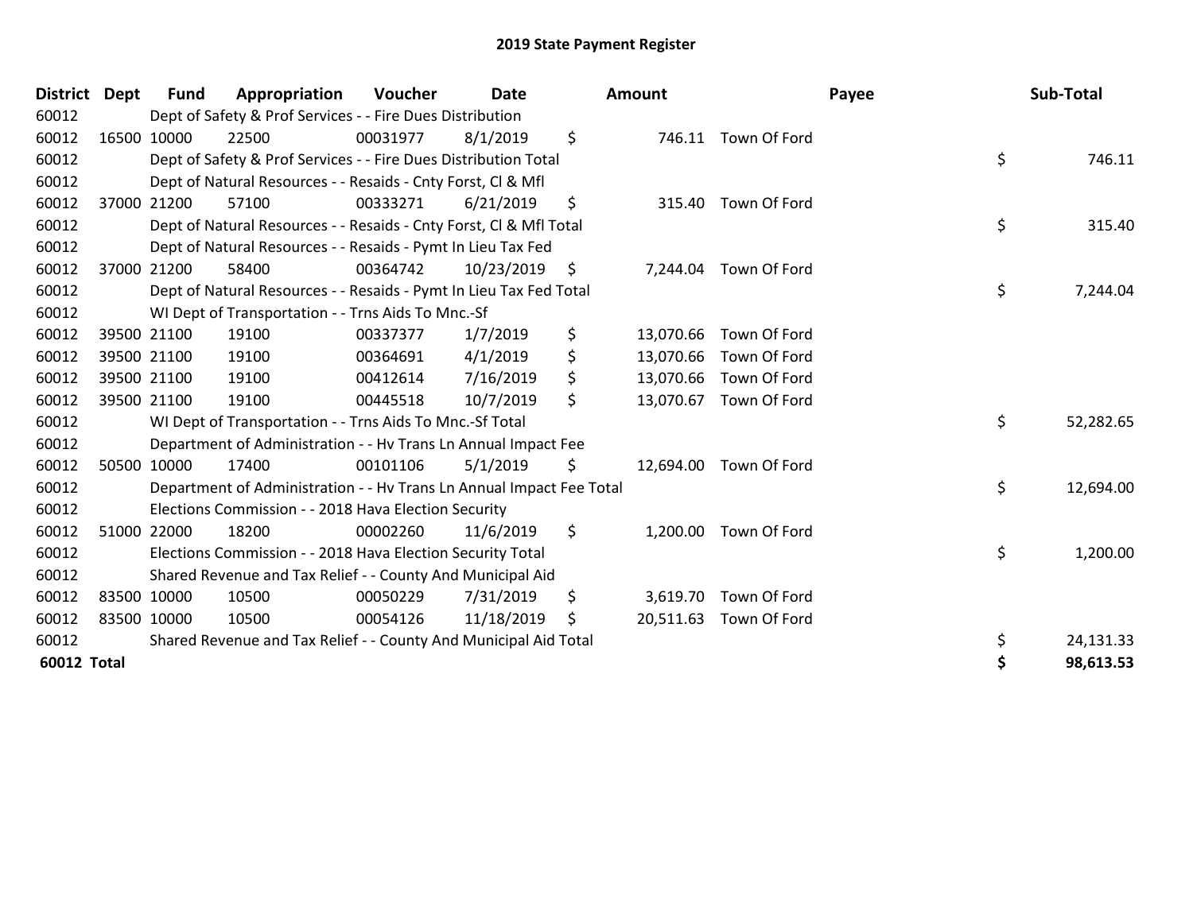# 2019 State Payment Register

| District | Dept | Fund | Appropriation | Voucher | Date | Amount | Payee | Sub-Total |
|---|---|---|---|---|---|---|---|---|
| 60012 | | Dept of Safety & Prof Services - - Fire Dues Distribution | | | | | | |
| 60012 | 16500 | 10000 | 22500 | 00031977 | 8/1/2019 | $ 746.11 | Town Of Ford | |
| 60012 | | Dept of Safety & Prof Services - - Fire Dues Distribution Total | | | | | | $ 746.11 |
| 60012 | | Dept of Natural Resources - - Resaids - Cnty Forst, Cl & Mfl | | | | | | |
| 60012 | 37000 | 21200 | 57100 | 00333271 | 6/21/2019 | $ 315.40 | Town Of Ford | |
| 60012 | | Dept of Natural Resources - - Resaids - Cnty Forst, Cl & Mfl Total | | | | | | $ 315.40 |
| 60012 | | Dept of Natural Resources - - Resaids - Pymt In Lieu Tax Fed | | | | | | |
| 60012 | 37000 | 21200 | 58400 | 00364742 | 10/23/2019 | $ 7,244.04 | Town Of Ford | |
| 60012 | | Dept of Natural Resources - - Resaids - Pymt In Lieu Tax Fed Total | | | | | | $ 7,244.04 |
| 60012 | | WI Dept of Transportation - - Trns Aids To Mnc.-Sf | | | | | | |
| 60012 | 39500 | 21100 | 19100 | 00337377 | 1/7/2019 | $ 13,070.66 | Town Of Ford | |
| 60012 | 39500 | 21100 | 19100 | 00364691 | 4/1/2019 | $ 13,070.66 | Town Of Ford | |
| 60012 | 39500 | 21100 | 19100 | 00412614 | 7/16/2019 | $ 13,070.66 | Town Of Ford | |
| 60012 | 39500 | 21100 | 19100 | 00445518 | 10/7/2019 | $ 13,070.67 | Town Of Ford | |
| 60012 | | WI Dept of Transportation - - Trns Aids To Mnc.-Sf Total | | | | | | $ 52,282.65 |
| 60012 | | Department of Administration - - Hv Trans Ln Annual Impact Fee | | | | | | |
| 60012 | 50500 | 10000 | 17400 | 00101106 | 5/1/2019 | $ 12,694.00 | Town Of Ford | |
| 60012 | | Department of Administration - - Hv Trans Ln Annual Impact Fee Total | | | | | | $ 12,694.00 |
| 60012 | | Elections Commission - - 2018 Hava Election Security | | | | | | |
| 60012 | 51000 | 22000 | 18200 | 00002260 | 11/6/2019 | $ 1,200.00 | Town Of Ford | |
| 60012 | | Elections Commission - - 2018 Hava Election Security Total | | | | | | $ 1,200.00 |
| 60012 | | Shared Revenue and Tax Relief - - County And Municipal Aid | | | | | | |
| 60012 | 83500 | 10000 | 10500 | 00050229 | 7/31/2019 | $ 3,619.70 | Town Of Ford | |
| 60012 | 83500 | 10000 | 10500 | 00054126 | 11/18/2019 | $ 20,511.63 | Town Of Ford | |
| 60012 | | Shared Revenue and Tax Relief - - County And Municipal Aid Total | | | | | | $ 24,131.33 |
| **60012 Total** | | | | | | | | **$ 98,613.53** |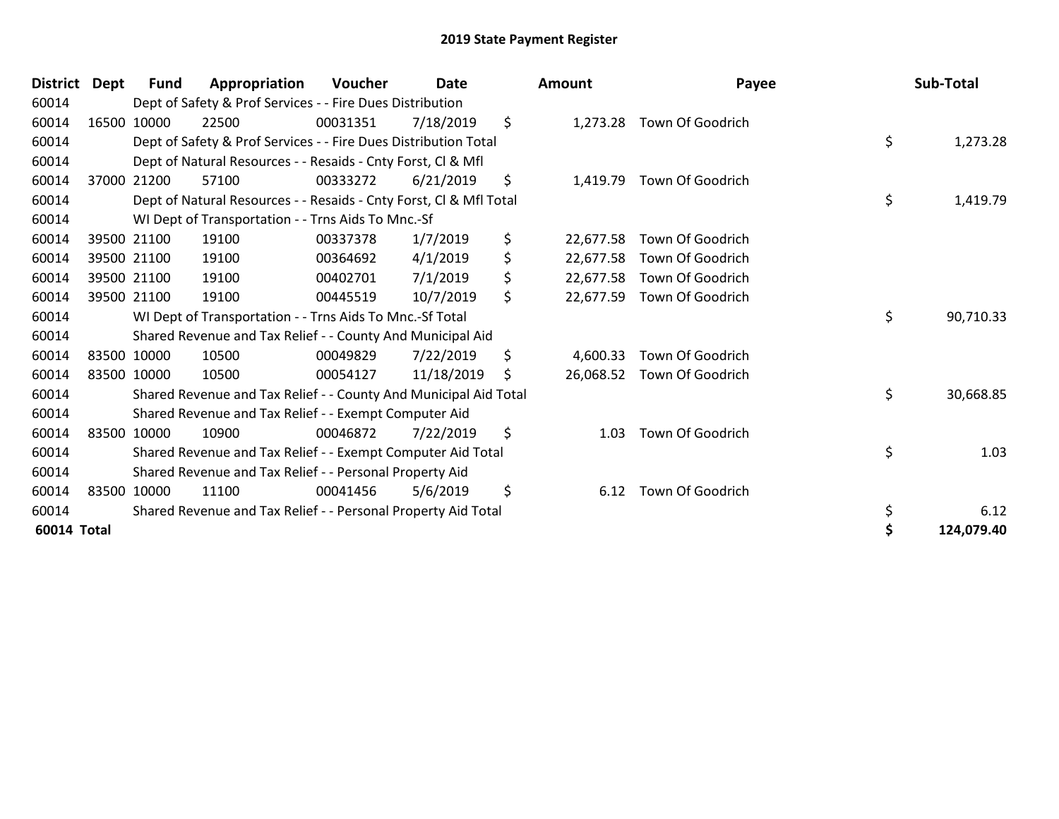# 2019 State Payment Register

| District | Dept | Fund | Appropriation | Voucher | Date | Amount | Payee | Sub-Total |
|---|---|---|---|---|---|---|---|---|
| 60014 | | Dept of Safety & Prof Services - - Fire Dues Distribution | | | | | | |
| 60014 | 16500 | 10000 | 22500 | 00031351 | 7/18/2019 | $ 1,273.28 | Town Of Goodrich | |
| 60014 | | Dept of Safety & Prof Services - - Fire Dues Distribution Total | | | | | | $ 1,273.28 |
| 60014 | | Dept of Natural Resources - - Resaids - Cnty Forst, Cl & Mfl | | | | | | |
| 60014 | 37000 | 21200 | 57100 | 00333272 | 6/21/2019 | $ 1,419.79 | Town Of Goodrich | |
| 60014 | | Dept of Natural Resources - - Resaids - Cnty Forst, Cl & Mfl Total | | | | | | $ 1,419.79 |
| 60014 | | WI Dept of Transportation - - Trns Aids To Mnc.-Sf | | | | | | |
| 60014 | 39500 | 21100 | 19100 | 00337378 | 1/7/2019 | $ 22,677.58 | Town Of Goodrich | |
| 60014 | 39500 | 21100 | 19100 | 00364692 | 4/1/2019 | $ 22,677.58 | Town Of Goodrich | |
| 60014 | 39500 | 21100 | 19100 | 00402701 | 7/1/2019 | $ 22,677.58 | Town Of Goodrich | |
| 60014 | 39500 | 21100 | 19100 | 00445519 | 10/7/2019 | $ 22,677.59 | Town Of Goodrich | |
| 60014 | | WI Dept of Transportation - - Trns Aids To Mnc.-Sf Total | | | | | | $ 90,710.33 |
| 60014 | | Shared Revenue and Tax Relief - - County And Municipal Aid | | | | | | |
| 60014 | 83500 | 10000 | 10500 | 00049829 | 7/22/2019 | $ 4,600.33 | Town Of Goodrich | |
| 60014 | 83500 | 10000 | 10500 | 00054127 | 11/18/2019 | $ 26,068.52 | Town Of Goodrich | |
| 60014 | | Shared Revenue and Tax Relief - - County And Municipal Aid Total | | | | | | $ 30,668.85 |
| 60014 | | Shared Revenue and Tax Relief - - Exempt Computer Aid | | | | | | |
| 60014 | 83500 | 10000 | 10900 | 00046872 | 7/22/2019 | $ 1.03 | Town Of Goodrich | |
| 60014 | | Shared Revenue and Tax Relief - - Exempt Computer Aid Total | | | | | | $ 1.03 |
| 60014 | | Shared Revenue and Tax Relief - - Personal Property Aid | | | | | | |
| 60014 | 83500 | 10000 | 11100 | 00041456 | 5/6/2019 | $ 6.12 | Town Of Goodrich | |
| 60014 | | Shared Revenue and Tax Relief - - Personal Property Aid Total | | | | | | $ 6.12 |
| **60014 Total** | | | | | | | | **$ 124,079.40** |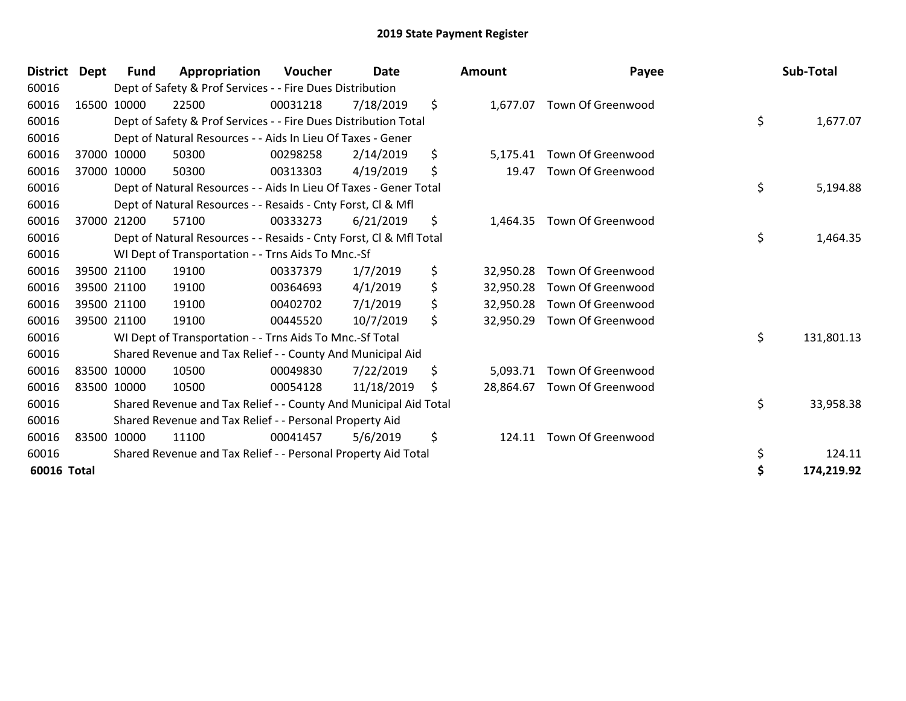## 2019 State Payment Register

| District | Dept | Fund | Appropriation | Voucher | Date | Amount | Payee | Sub-Total |
|---|---|---|---|---|---|---|---|---|
| 60016 | | Dept of Safety & Prof Services - - Fire Dues Distribution | | | | | | |
| 60016 | 16500 | 10000 | 22500 | 00031218 | 7/18/2019 | $ 1,677.07 | Town Of Greenwood | |
| 60016 | | Dept of Safety & Prof Services - - Fire Dues Distribution Total | | | | | | $ 1,677.07 |
| 60016 | | Dept of Natural Resources - - Aids In Lieu Of Taxes - Gener | | | | | | |
| 60016 | 37000 | 10000 | 50300 | 00298258 | 2/14/2019 | $ 5,175.41 | Town Of Greenwood | |
| 60016 | 37000 | 10000 | 50300 | 00313303 | 4/19/2019 | $ 19.47 | Town Of Greenwood | |
| 60016 | | Dept of Natural Resources - - Aids In Lieu Of Taxes - Gener Total | | | | | | $ 5,194.88 |
| 60016 | | Dept of Natural Resources - - Resaids - Cnty Forst, Cl & Mfl | | | | | | |
| 60016 | 37000 | 21200 | 57100 | 00333273 | 6/21/2019 | $ 1,464.35 | Town Of Greenwood | |
| 60016 | | Dept of Natural Resources - - Resaids - Cnty Forst, Cl & Mfl Total | | | | | | $ 1,464.35 |
| 60016 | | WI Dept of Transportation - - Trns Aids To Mnc.-Sf | | | | | | |
| 60016 | 39500 | 21100 | 19100 | 00337379 | 1/7/2019 | $ 32,950.28 | Town Of Greenwood | |
| 60016 | 39500 | 21100 | 19100 | 00364693 | 4/1/2019 | $ 32,950.28 | Town Of Greenwood | |
| 60016 | 39500 | 21100 | 19100 | 00402702 | 7/1/2019 | $ 32,950.28 | Town Of Greenwood | |
| 60016 | 39500 | 21100 | 19100 | 00445520 | 10/7/2019 | $ 32,950.29 | Town Of Greenwood | |
| 60016 | | WI Dept of Transportation - - Trns Aids To Mnc.-Sf Total | | | | | | $ 131,801.13 |
| 60016 | | Shared Revenue and Tax Relief - - County And Municipal Aid | | | | | | |
| 60016 | 83500 | 10000 | 10500 | 00049830 | 7/22/2019 | $ 5,093.71 | Town Of Greenwood | |
| 60016 | 83500 | 10000 | 10500 | 00054128 | 11/18/2019 | $ 28,864.67 | Town Of Greenwood | |
| 60016 | | Shared Revenue and Tax Relief - - County And Municipal Aid Total | | | | | | $ 33,958.38 |
| 60016 | | Shared Revenue and Tax Relief - - Personal Property Aid | | | | | | |
| 60016 | 83500 | 10000 | 11100 | 00041457 | 5/6/2019 | $ 124.11 | Town Of Greenwood | |
| 60016 | | Shared Revenue and Tax Relief - - Personal Property Aid Total | | | | | | $ 124.11 |
| **60016 Total** | | | | | | | | **$ 174,219.92** |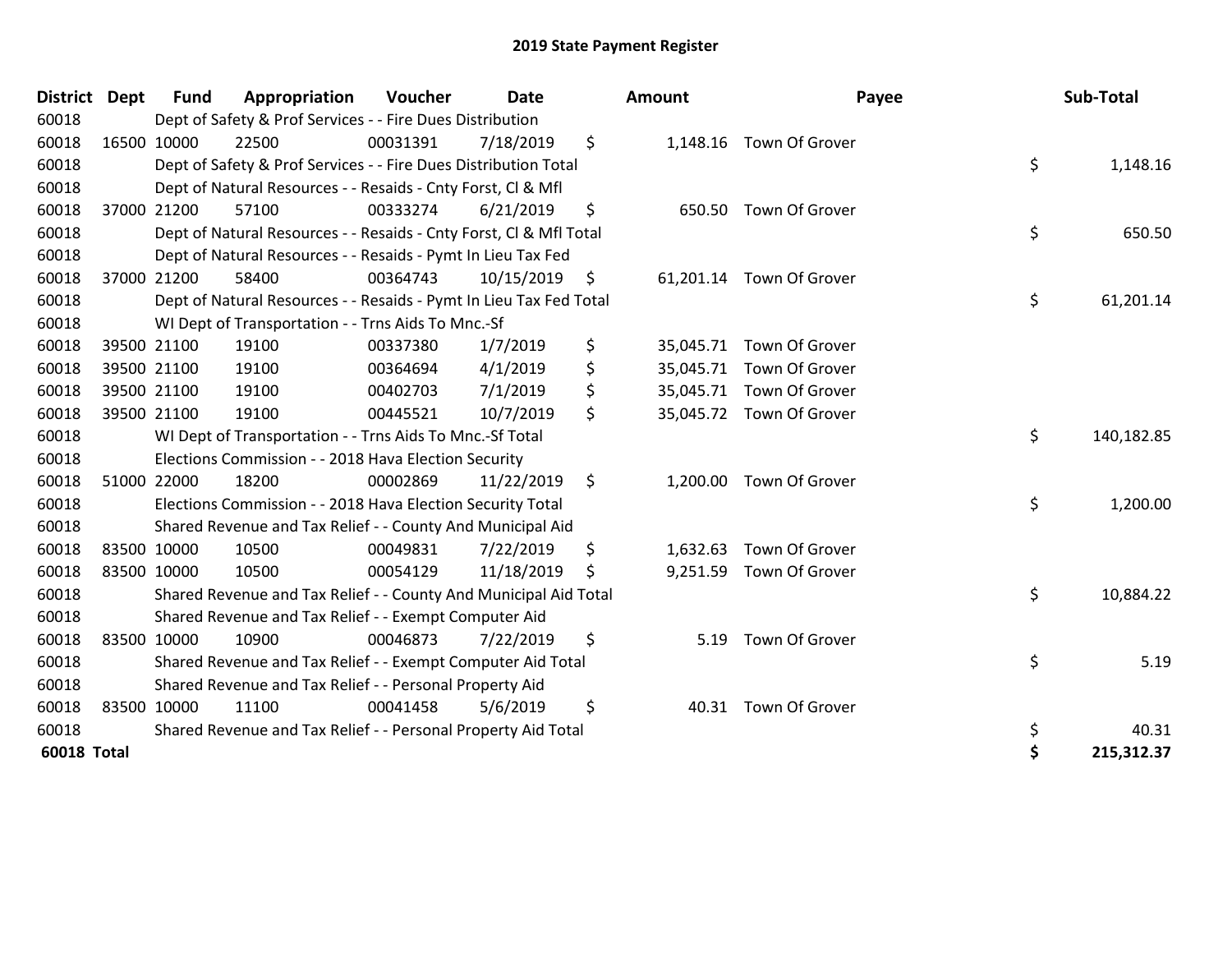# 2019 State Payment Register

| District | Dept | Fund | Appropriation | Voucher | Date | Amount | Payee | Sub-Total |
|---|---|---|---|---|---|---|---|---|
| 60018 | | Dept of Safety & Prof Services - - Fire Dues Distribution | | | | | | |
| 60018 | 16500 | 10000 | 22500 | 00031391 | 7/18/2019 | $ 1,148.16 | Town Of Grover | |
| 60018 | | Dept of Safety & Prof Services - - Fire Dues Distribution Total | | | | | | $ 1,148.16 |
| 60018 | | Dept of Natural Resources - - Resaids - Cnty Forst, Cl & Mfl | | | | | | |
| 60018 | 37000 | 21200 | 57100 | 00333274 | 6/21/2019 | $ 650.50 | Town Of Grover | |
| 60018 | | Dept of Natural Resources - - Resaids - Cnty Forst, Cl & Mfl Total | | | | | | $ 650.50 |
| 60018 | | Dept of Natural Resources - - Resaids - Pymt In Lieu Tax Fed | | | | | | |
| 60018 | 37000 | 21200 | 58400 | 00364743 | 10/15/2019 | $ 61,201.14 | Town Of Grover | |
| 60018 | | Dept of Natural Resources - - Resaids - Pymt In Lieu Tax Fed Total | | | | | | $ 61,201.14 |
| 60018 | | WI Dept of Transportation - - Trns Aids To Mnc.-Sf | | | | | | |
| 60018 | 39500 | 21100 | 19100 | 00337380 | 1/7/2019 | $ 35,045.71 | Town Of Grover | |
| 60018 | 39500 | 21100 | 19100 | 00364694 | 4/1/2019 | $ 35,045.71 | Town Of Grover | |
| 60018 | 39500 | 21100 | 19100 | 00402703 | 7/1/2019 | $ 35,045.71 | Town Of Grover | |
| 60018 | 39500 | 21100 | 19100 | 00445521 | 10/7/2019 | $ 35,045.72 | Town Of Grover | |
| 60018 | | WI Dept of Transportation - - Trns Aids To Mnc.-Sf Total | | | | | | $ 140,182.85 |
| 60018 | | Elections Commission - - 2018 Hava Election Security | | | | | | |
| 60018 | 51000 | 22000 | 18200 | 00002869 | 11/22/2019 | $ 1,200.00 | Town Of Grover | |
| 60018 | | Elections Commission - - 2018 Hava Election Security Total | | | | | | $ 1,200.00 |
| 60018 | | Shared Revenue and Tax Relief - - County And Municipal Aid | | | | | | |
| 60018 | 83500 | 10000 | 10500 | 00049831 | 7/22/2019 | $ 1,632.63 | Town Of Grover | |
| 60018 | 83500 | 10000 | 10500 | 00054129 | 11/18/2019 | $ 9,251.59 | Town Of Grover | |
| 60018 | | Shared Revenue and Tax Relief - - County And Municipal Aid Total | | | | | | $ 10,884.22 |
| 60018 | | Shared Revenue and Tax Relief - - Exempt Computer Aid | | | | | | |
| 60018 | 83500 | 10000 | 10900 | 00046873 | 7/22/2019 | $ 5.19 | Town Of Grover | |
| 60018 | | Shared Revenue and Tax Relief - - Exempt Computer Aid Total | | | | | | $ 5.19 |
| 60018 | | Shared Revenue and Tax Relief - - Personal Property Aid | | | | | | |
| 60018 | 83500 | 10000 | 11100 | 00041458 | 5/6/2019 | $ 40.31 | Town Of Grover | |
| 60018 | | Shared Revenue and Tax Relief - - Personal Property Aid Total | | | | | | $ 40.31 |
| **60018 Total** | | | | | | | | **$ 215,312.37** |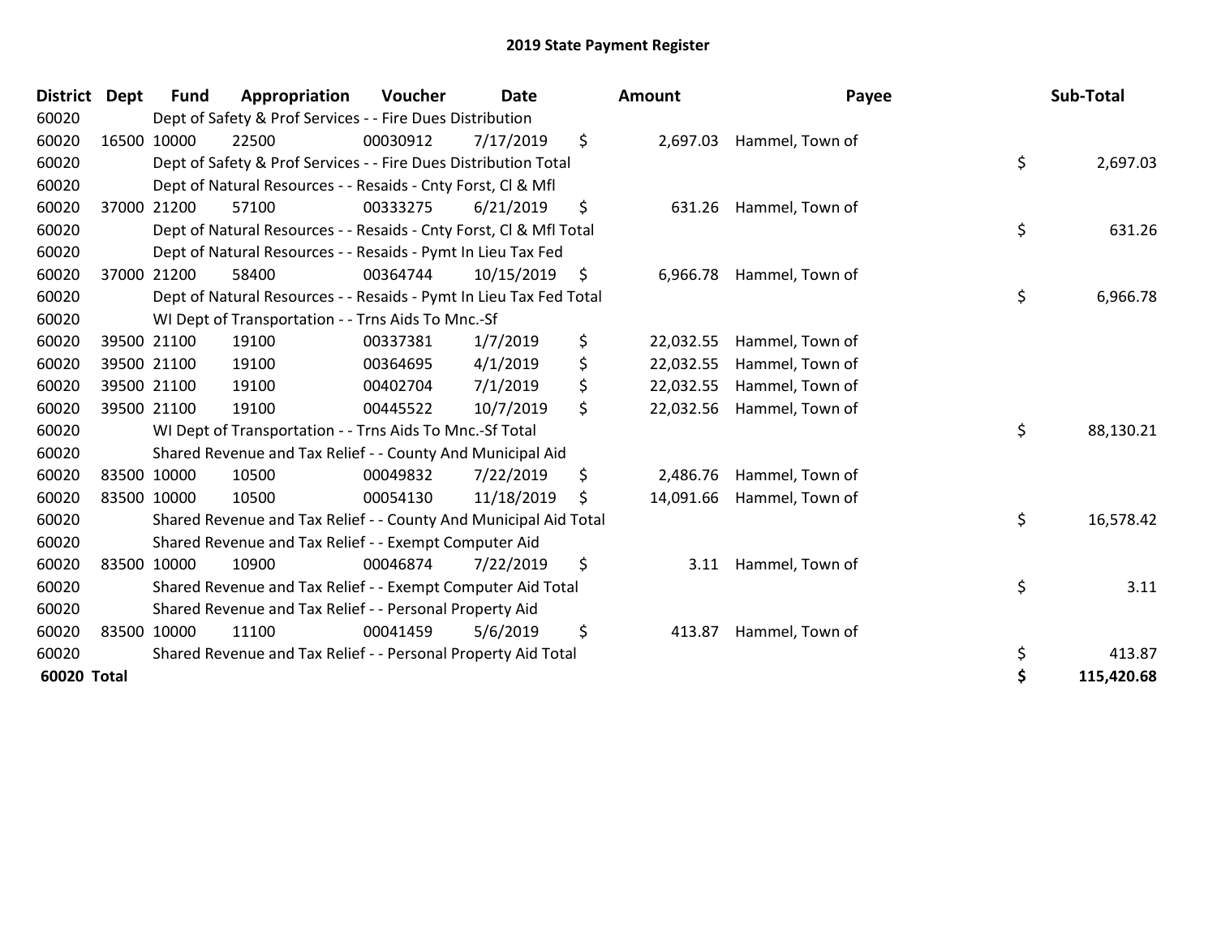# 2019 State Payment Register

| District | Dept | Fund | Appropriation | Voucher | Date | Amount | Payee | Sub-Total |
|---|---|---|---|---|---|---|---|---|
| 60020 | | Dept of Safety & Prof Services - - Fire Dues Distribution | | | | | | |
| 60020 | 16500 | 10000 | 22500 | 00030912 | 7/17/2019 | $ 2,697.03 | Hammel, Town of | |
| 60020 | | Dept of Safety & Prof Services - - Fire Dues Distribution Total | | | | | | $ 2,697.03 |
| 60020 | | Dept of Natural Resources - - Resaids - Cnty Forst, Cl & Mfl | | | | | | |
| 60020 | 37000 | 21200 | 57100 | 00333275 | 6/21/2019 | $ 631.26 | Hammel, Town of | |
| 60020 | | Dept of Natural Resources - - Resaids - Cnty Forst, Cl & Mfl Total | | | | | | $ 631.26 |
| 60020 | | Dept of Natural Resources - - Resaids - Pymt In Lieu Tax Fed | | | | | | |
| 60020 | 37000 | 21200 | 58400 | 00364744 | 10/15/2019 | $ 6,966.78 | Hammel, Town of | |
| 60020 | | Dept of Natural Resources - - Resaids - Pymt In Lieu Tax Fed Total | | | | | | $ 6,966.78 |
| 60020 | | WI Dept of Transportation - - Trns Aids To Mnc.-Sf | | | | | | |
| 60020 | 39500 | 21100 | 19100 | 00337381 | 1/7/2019 | $ 22,032.55 | Hammel, Town of | |
| 60020 | 39500 | 21100 | 19100 | 00364695 | 4/1/2019 | $ 22,032.55 | Hammel, Town of | |
| 60020 | 39500 | 21100 | 19100 | 00402704 | 7/1/2019 | $ 22,032.55 | Hammel, Town of | |
| 60020 | 39500 | 21100 | 19100 | 00445522 | 10/7/2019 | $ 22,032.56 | Hammel, Town of | |
| 60020 | | WI Dept of Transportation - - Trns Aids To Mnc.-Sf Total | | | | | | $ 88,130.21 |
| 60020 | | Shared Revenue and Tax Relief - - County And Municipal Aid | | | | | | |
| 60020 | 83500 | 10000 | 10500 | 00049832 | 7/22/2019 | $ 2,486.76 | Hammel, Town of | |
| 60020 | 83500 | 10000 | 10500 | 00054130 | 11/18/2019 | $ 14,091.66 | Hammel, Town of | |
| 60020 | | Shared Revenue and Tax Relief - - County And Municipal Aid Total | | | | | | $ 16,578.42 |
| 60020 | | Shared Revenue and Tax Relief - - Exempt Computer Aid | | | | | | |
| 60020 | 83500 | 10000 | 10900 | 00046874 | 7/22/2019 | $ 3.11 | Hammel, Town of | |
| 60020 | | Shared Revenue and Tax Relief - - Exempt Computer Aid Total | | | | | | $ 3.11 |
| 60020 | | Shared Revenue and Tax Relief - - Personal Property Aid | | | | | | |
| 60020 | 83500 | 10000 | 11100 | 00041459 | 5/6/2019 | $ 413.87 | Hammel, Town of | |
| 60020 | | Shared Revenue and Tax Relief - - Personal Property Aid Total | | | | | | $ 413.87 |
| **60020 Total** | | | | | | | | **$ 115,420.68** |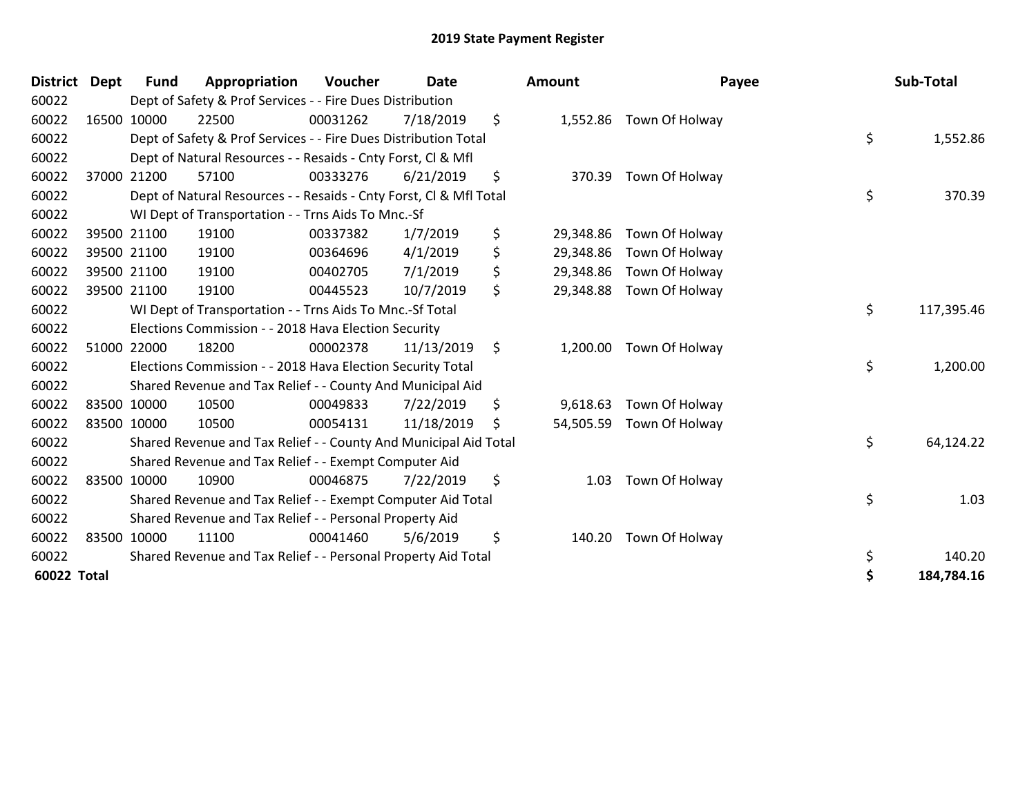# 2019 State Payment Register

| District | Dept | Fund | Appropriation | Voucher | Date | Amount | Payee | Sub-Total |
|---|---|---|---|---|---|---|---|---|
| 60022 | | Dept of Safety & Prof Services - - Fire Dues Distribution | | | | | | |
| 60022 | 16500 | 10000 | 22500 | 00031262 | 7/18/2019 | $ 1,552.86 | Town Of Holway | |
| 60022 | | Dept of Safety & Prof Services - - Fire Dues Distribution Total | | | | | | $ 1,552.86 |
| 60022 | | Dept of Natural Resources - - Resaids - Cnty Forst, Cl & Mfl | | | | | | |
| 60022 | 37000 | 21200 | 57100 | 00333276 | 6/21/2019 | $ 370.39 | Town Of Holway | |
| 60022 | | Dept of Natural Resources - - Resaids - Cnty Forst, Cl & Mfl Total | | | | | | $ 370.39 |
| 60022 | | WI Dept of Transportation - - Trns Aids To Mnc.-Sf | | | | | | |
| 60022 | 39500 | 21100 | 19100 | 00337382 | 1/7/2019 | $ 29,348.86 | Town Of Holway | |
| 60022 | 39500 | 21100 | 19100 | 00364696 | 4/1/2019 | $ 29,348.86 | Town Of Holway | |
| 60022 | 39500 | 21100 | 19100 | 00402705 | 7/1/2019 | $ 29,348.86 | Town Of Holway | |
| 60022 | 39500 | 21100 | 19100 | 00445523 | 10/7/2019 | $ 29,348.88 | Town Of Holway | |
| 60022 | | WI Dept of Transportation - - Trns Aids To Mnc.-Sf Total | | | | | | $ 117,395.46 |
| 60022 | | Elections Commission - - 2018 Hava Election Security | | | | | | |
| 60022 | 51000 | 22000 | 18200 | 00002378 | 11/13/2019 | $ 1,200.00 | Town Of Holway | |
| 60022 | | Elections Commission - - 2018 Hava Election Security Total | | | | | | $ 1,200.00 |
| 60022 | | Shared Revenue and Tax Relief - - County And Municipal Aid | | | | | | |
| 60022 | 83500 | 10000 | 10500 | 00049833 | 7/22/2019 | $ 9,618.63 | Town Of Holway | |
| 60022 | 83500 | 10000 | 10500 | 00054131 | 11/18/2019 | $ 54,505.59 | Town Of Holway | |
| 60022 | | Shared Revenue and Tax Relief - - County And Municipal Aid Total | | | | | | $ 64,124.22 |
| 60022 | | Shared Revenue and Tax Relief - - Exempt Computer Aid | | | | | | |
| 60022 | 83500 | 10000 | 10900 | 00046875 | 7/22/2019 | $ 1.03 | Town Of Holway | |
| 60022 | | Shared Revenue and Tax Relief - - Exempt Computer Aid Total | | | | | | $ 1.03 |
| 60022 | | Shared Revenue and Tax Relief - - Personal Property Aid | | | | | | |
| 60022 | 83500 | 10000 | 11100 | 00041460 | 5/6/2019 | $ 140.20 | Town Of Holway | |
| 60022 | | Shared Revenue and Tax Relief - - Personal Property Aid Total | | | | | | $ 140.20 |
| **60022 Total** | | | | | | | | **$ 184,784.16** |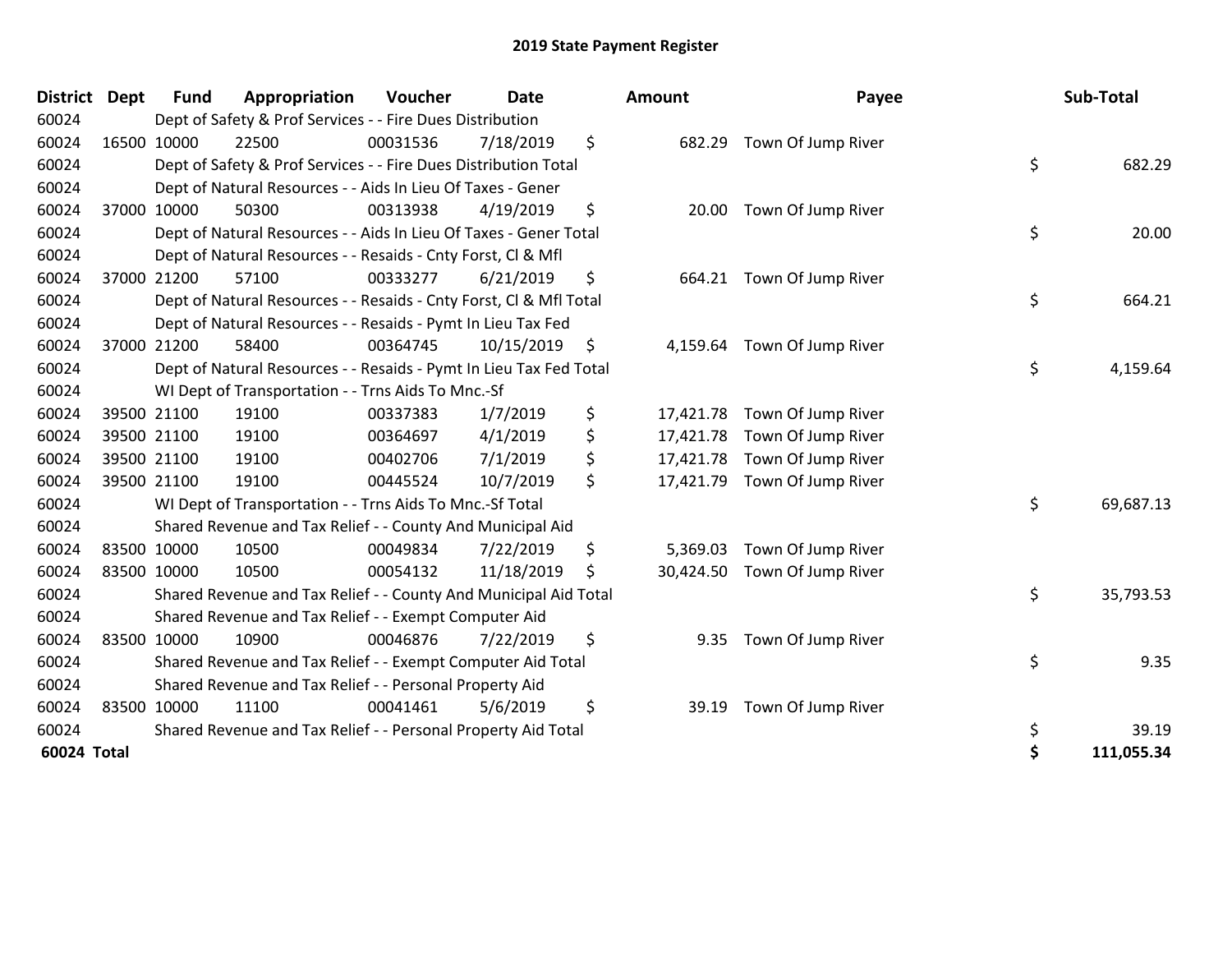# 2019 State Payment Register

| District | Dept | Fund | Appropriation | Voucher | Date | Amount | Payee | Sub-Total |
|---|---|---|---|---|---|---|---|---|
| 60024 | Dept of Safety & Prof Services - - Fire Dues Distribution | | | | | | | |
| 60024 | 16500 | 10000 | 22500 | 00031536 | 7/18/2019 | $ 682.29 | Town Of Jump River | |
| 60024 | Dept of Safety & Prof Services - - Fire Dues Distribution Total | | | | | | | $ 682.29 |
| 60024 | Dept of Natural Resources - - Aids In Lieu Of Taxes - Gener | | | | | | | |
| 60024 | 37000 | 10000 | 50300 | 00313938 | 4/19/2019 | $ 20.00 | Town Of Jump River | |
| 60024 | Dept of Natural Resources - - Aids In Lieu Of Taxes - Gener Total | | | | | | | $ 20.00 |
| 60024 | Dept of Natural Resources - - Resaids - Cnty Forst, Cl & Mfl | | | | | | | |
| 60024 | 37000 | 21200 | 57100 | 00333277 | 6/21/2019 | $ 664.21 | Town Of Jump River | |
| 60024 | Dept of Natural Resources - - Resaids - Cnty Forst, Cl & Mfl Total | | | | | | | $ 664.21 |
| 60024 | Dept of Natural Resources - - Resaids - Pymt In Lieu Tax Fed | | | | | | | |
| 60024 | 37000 | 21200 | 58400 | 00364745 | 10/15/2019 | $ 4,159.64 | Town Of Jump River | |
| 60024 | Dept of Natural Resources - - Resaids - Pymt In Lieu Tax Fed Total | | | | | | | $ 4,159.64 |
| 60024 | WI Dept of Transportation - - Trns Aids To Mnc.-Sf | | | | | | | |
| 60024 | 39500 | 21100 | 19100 | 00337383 | 1/7/2019 | $ 17,421.78 | Town Of Jump River | |
| 60024 | 39500 | 21100 | 19100 | 00364697 | 4/1/2019 | $ 17,421.78 | Town Of Jump River | |
| 60024 | 39500 | 21100 | 19100 | 00402706 | 7/1/2019 | $ 17,421.78 | Town Of Jump River | |
| 60024 | 39500 | 21100 | 19100 | 00445524 | 10/7/2019 | $ 17,421.79 | Town Of Jump River | |
| 60024 | WI Dept of Transportation - - Trns Aids To Mnc.-Sf Total | | | | | | | $ 69,687.13 |
| 60024 | Shared Revenue and Tax Relief - - County And Municipal Aid | | | | | | | |
| 60024 | 83500 | 10000 | 10500 | 00049834 | 7/22/2019 | $ 5,369.03 | Town Of Jump River | |
| 60024 | 83500 | 10000 | 10500 | 00054132 | 11/18/2019 | $ 30,424.50 | Town Of Jump River | |
| 60024 | Shared Revenue and Tax Relief - - County And Municipal Aid Total | | | | | | | $ 35,793.53 |
| 60024 | Shared Revenue and Tax Relief - - Exempt Computer Aid | | | | | | | |
| 60024 | 83500 | 10000 | 10900 | 00046876 | 7/22/2019 | $ 9.35 | Town Of Jump River | |
| 60024 | Shared Revenue and Tax Relief - - Exempt Computer Aid Total | | | | | | | $ 9.35 |
| 60024 | Shared Revenue and Tax Relief - - Personal Property Aid | | | | | | | |
| 60024 | 83500 | 10000 | 11100 | 00041461 | 5/6/2019 | $ 39.19 | Town Of Jump River | |
| 60024 | Shared Revenue and Tax Relief - - Personal Property Aid Total | | | | | | | $ 39.19 |
| **60024 Total** | | | | | | | | **$ 111,055.34** |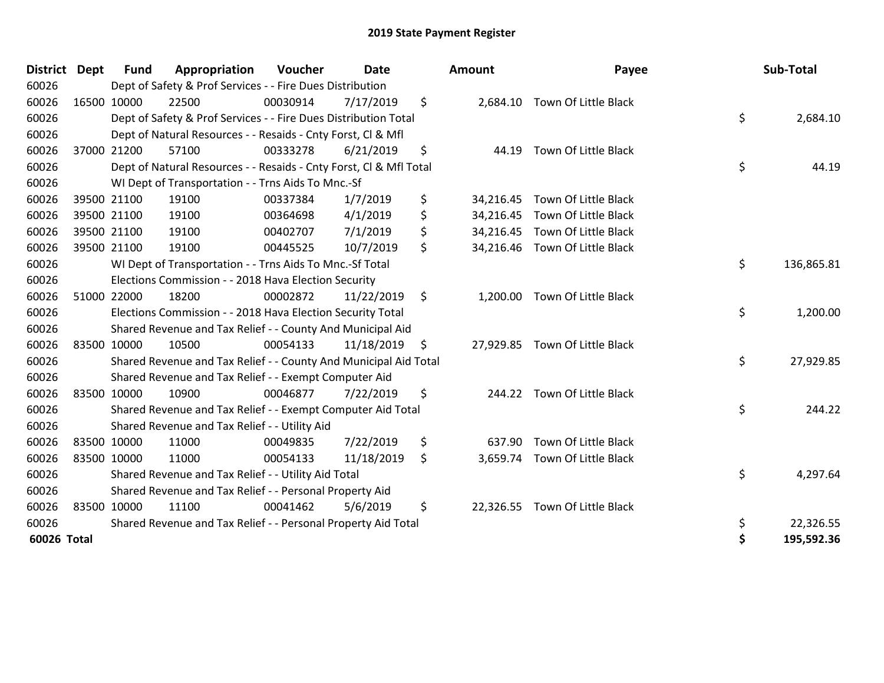# 2019 State Payment Register

| District | Dept | Fund | Appropriation | Voucher | Date | Amount | Payee | Sub-Total |
|---|---|---|---|---|---|---|---|---|
| 60026 | | Dept of Safety & Prof Services - - Fire Dues Distribution | | | | | | |
| 60026 | 16500 | 10000 | 22500 | 00030914 | 7/17/2019 | $ 2,684.10 | Town Of Little Black | |
| 60026 | | Dept of Safety & Prof Services - - Fire Dues Distribution Total | | | | | | $ 2,684.10 |
| 60026 | | Dept of Natural Resources - - Resaids - Cnty Forst, Cl & Mfl | | | | | | |
| 60026 | 37000 | 21200 | 57100 | 00333278 | 6/21/2019 | $ 44.19 | Town Of Little Black | |
| 60026 | | Dept of Natural Resources - - Resaids - Cnty Forst, Cl & Mfl Total | | | | | | $ 44.19 |
| 60026 | | WI Dept of Transportation - - Trns Aids To Mnc.-Sf | | | | | | |
| 60026 | 39500 | 21100 | 19100 | 00337384 | 1/7/2019 | $ 34,216.45 | Town Of Little Black | |
| 60026 | 39500 | 21100 | 19100 | 00364698 | 4/1/2019 | $ 34,216.45 | Town Of Little Black | |
| 60026 | 39500 | 21100 | 19100 | 00402707 | 7/1/2019 | $ 34,216.45 | Town Of Little Black | |
| 60026 | 39500 | 21100 | 19100 | 00445525 | 10/7/2019 | $ 34,216.46 | Town Of Little Black | |
| 60026 | | WI Dept of Transportation - - Trns Aids To Mnc.-Sf Total | | | | | | $ 136,865.81 |
| 60026 | | Elections Commission - - 2018 Hava Election Security | | | | | | |
| 60026 | 51000 | 22000 | 18200 | 00002872 | 11/22/2019 | $ 1,200.00 | Town Of Little Black | |
| 60026 | | Elections Commission - - 2018 Hava Election Security Total | | | | | | $ 1,200.00 |
| 60026 | | Shared Revenue and Tax Relief - - County And Municipal Aid | | | | | | |
| 60026 | 83500 | 10000 | 10500 | 00054133 | 11/18/2019 | $ 27,929.85 | Town Of Little Black | |
| 60026 | | Shared Revenue and Tax Relief - - County And Municipal Aid Total | | | | | | $ 27,929.85 |
| 60026 | | Shared Revenue and Tax Relief - - Exempt Computer Aid | | | | | | |
| 60026 | 83500 | 10000 | 10900 | 00046877 | 7/22/2019 | $ 244.22 | Town Of Little Black | |
| 60026 | | Shared Revenue and Tax Relief - - Exempt Computer Aid Total | | | | | | $ 244.22 |
| 60026 | | Shared Revenue and Tax Relief - - Utility Aid | | | | | | |
| 60026 | 83500 | 10000 | 11000 | 00049835 | 7/22/2019 | $ 637.90 | Town Of Little Black | |
| 60026 | 83500 | 10000 | 11000 | 00054133 | 11/18/2019 | $ 3,659.74 | Town Of Little Black | |
| 60026 | | Shared Revenue and Tax Relief - - Utility Aid Total | | | | | | $ 4,297.64 |
| 60026 | | Shared Revenue and Tax Relief - - Personal Property Aid | | | | | | |
| 60026 | 83500 | 10000 | 11100 | 00041462 | 5/6/2019 | $ 22,326.55 | Town Of Little Black | |
| 60026 | | Shared Revenue and Tax Relief - - Personal Property Aid Total | | | | | | $ 22,326.55 |
| **60026 Total** | | | | | | | | **$ 195,592.36** |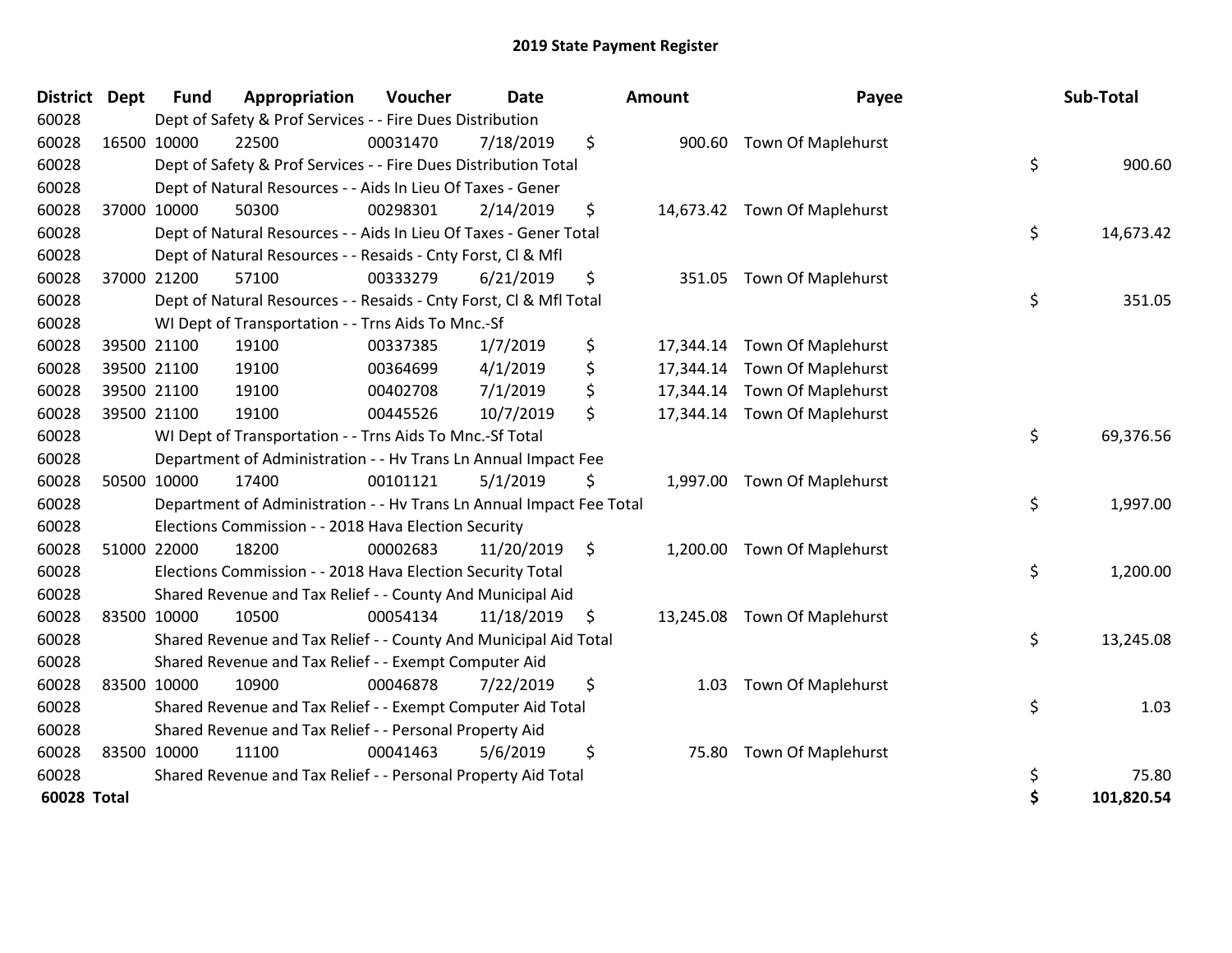# 2019 State Payment Register

| District | Dept | Fund | Appropriation | Voucher | Date | Amount | Payee | Sub-Total |
|---|---|---|---|---|---|---|---|---|
| 60028 | | Dept of Safety & Prof Services - - Fire Dues Distribution | | | | | | |
| 60028 | 16500 | 10000 | 22500 | 00031470 | 7/18/2019 | $ 900.60 | Town Of Maplehurst | |
| 60028 | | Dept of Safety & Prof Services - - Fire Dues Distribution Total | | | | | | $ 900.60 |
| 60028 | | Dept of Natural Resources - - Aids In Lieu Of Taxes - Gener | | | | | | |
| 60028 | 37000 | 10000 | 50300 | 00298301 | 2/14/2019 | $ 14,673.42 | Town Of Maplehurst | |
| 60028 | | Dept of Natural Resources - - Aids In Lieu Of Taxes - Gener Total | | | | | | $ 14,673.42 |
| 60028 | | Dept of Natural Resources - - Resaids - Cnty Forst, Cl & Mfl | | | | | | |
| 60028 | 37000 | 21200 | 57100 | 00333279 | 6/21/2019 | $ 351.05 | Town Of Maplehurst | |
| 60028 | | Dept of Natural Resources - - Resaids - Cnty Forst, Cl & Mfl Total | | | | | | $ 351.05 |
| 60028 | | WI Dept of Transportation - - Trns Aids To Mnc.-Sf | | | | | | |
| 60028 | 39500 | 21100 | 19100 | 00337385 | 1/7/2019 | $ 17,344.14 | Town Of Maplehurst | |
| 60028 | 39500 | 21100 | 19100 | 00364699 | 4/1/2019 | $ 17,344.14 | Town Of Maplehurst | |
| 60028 | 39500 | 21100 | 19100 | 00402708 | 7/1/2019 | $ 17,344.14 | Town Of Maplehurst | |
| 60028 | 39500 | 21100 | 19100 | 00445526 | 10/7/2019 | $ 17,344.14 | Town Of Maplehurst | |
| 60028 | | WI Dept of Transportation - - Trns Aids To Mnc.-Sf Total | | | | | | $ 69,376.56 |
| 60028 | | Department of Administration - - Hv Trans Ln Annual Impact Fee | | | | | | |
| 60028 | 50500 | 10000 | 17400 | 00101121 | 5/1/2019 | $ 1,997.00 | Town Of Maplehurst | |
| 60028 | | Department of Administration - - Hv Trans Ln Annual Impact Fee Total | | | | | | $ 1,997.00 |
| 60028 | | Elections Commission - - 2018 Hava Election Security | | | | | | |
| 60028 | 51000 | 22000 | 18200 | 00002683 | 11/20/2019 | $ 1,200.00 | Town Of Maplehurst | |
| 60028 | | Elections Commission - - 2018 Hava Election Security Total | | | | | | $ 1,200.00 |
| 60028 | | Shared Revenue and Tax Relief - - County And Municipal Aid | | | | | | |
| 60028 | 83500 | 10000 | 10500 | 00054134 | 11/18/2019 | $ 13,245.08 | Town Of Maplehurst | |
| 60028 | | Shared Revenue and Tax Relief - - County And Municipal Aid Total | | | | | | $ 13,245.08 |
| 60028 | | Shared Revenue and Tax Relief - - Exempt Computer Aid | | | | | | |
| 60028 | 83500 | 10000 | 10900 | 00046878 | 7/22/2019 | $ 1.03 | Town Of Maplehurst | |
| 60028 | | Shared Revenue and Tax Relief - - Exempt Computer Aid Total | | | | | | $ 1.03 |
| 60028 | | Shared Revenue and Tax Relief - - Personal Property Aid | | | | | | |
| 60028 | 83500 | 10000 | 11100 | 00041463 | 5/6/2019 | $ 75.80 | Town Of Maplehurst | |
| 60028 | | Shared Revenue and Tax Relief - - Personal Property Aid Total | | | | | | $ 75.80 |
| **60028 Total** | | | | | | | | **$ 101,820.54** |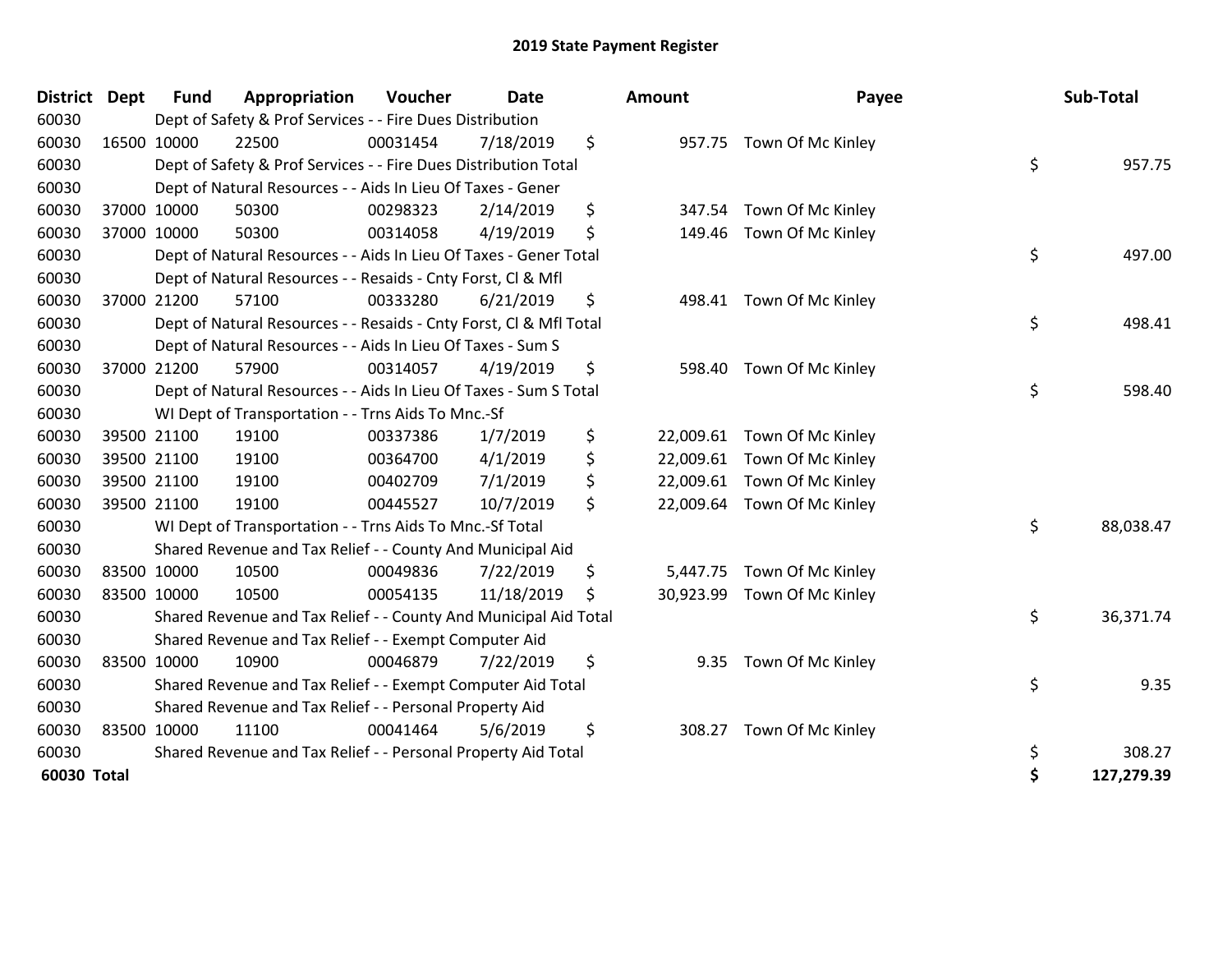# 2019 State Payment Register

| District | Dept | Fund | Appropriation | Voucher | Date | Amount | Payee | Sub-Total |
|---|---|---|---|---|---|---|---|---|
| 60030 | | Dept of Safety & Prof Services - - Fire Dues Distribution | | | | | | |
| 60030 | 16500 | 10000 | 22500 | 00031454 | 7/18/2019 | $ 957.75 | Town Of Mc Kinley | |
| 60030 | | Dept of Safety & Prof Services - - Fire Dues Distribution Total | | | | | | $ 957.75 |
| 60030 | | Dept of Natural Resources - - Aids In Lieu Of Taxes - Gener | | | | | | |
| 60030 | 37000 | 10000 | 50300 | 00298323 | 2/14/2019 | $ 347.54 | Town Of Mc Kinley | |
| 60030 | 37000 | 10000 | 50300 | 00314058 | 4/19/2019 | $ 149.46 | Town Of Mc Kinley | |
| 60030 | | Dept of Natural Resources - - Aids In Lieu Of Taxes - Gener Total | | | | | | $ 497.00 |
| 60030 | | Dept of Natural Resources - - Resaids - Cnty Forst, Cl & Mfl | | | | | | |
| 60030 | 37000 | 21200 | 57100 | 00333280 | 6/21/2019 | $ 498.41 | Town Of Mc Kinley | |
| 60030 | | Dept of Natural Resources - - Resaids - Cnty Forst, Cl & Mfl Total | | | | | | $ 498.41 |
| 60030 | | Dept of Natural Resources - - Aids In Lieu Of Taxes - Sum S | | | | | | |
| 60030 | 37000 | 21200 | 57900 | 00314057 | 4/19/2019 | $ 598.40 | Town Of Mc Kinley | |
| 60030 | | Dept of Natural Resources - - Aids In Lieu Of Taxes - Sum S Total | | | | | | $ 598.40 |
| 60030 | | WI Dept of Transportation - - Trns Aids To Mnc.-Sf | | | | | | |
| 60030 | 39500 | 21100 | 19100 | 00337386 | 1/7/2019 | $ 22,009.61 | Town Of Mc Kinley | |
| 60030 | 39500 | 21100 | 19100 | 00364700 | 4/1/2019 | $ 22,009.61 | Town Of Mc Kinley | |
| 60030 | 39500 | 21100 | 19100 | 00402709 | 7/1/2019 | $ 22,009.61 | Town Of Mc Kinley | |
| 60030 | 39500 | 21100 | 19100 | 00445527 | 10/7/2019 | $ 22,009.64 | Town Of Mc Kinley | |
| 60030 | | WI Dept of Transportation - - Trns Aids To Mnc.-Sf Total | | | | | | $ 88,038.47 |
| 60030 | | Shared Revenue and Tax Relief - - County And Municipal Aid | | | | | | |
| 60030 | 83500 | 10000 | 10500 | 00049836 | 7/22/2019 | $ 5,447.75 | Town Of Mc Kinley | |
| 60030 | 83500 | 10000 | 10500 | 00054135 | 11/18/2019 | $ 30,923.99 | Town Of Mc Kinley | |
| 60030 | | Shared Revenue and Tax Relief - - County And Municipal Aid Total | | | | | | $ 36,371.74 |
| 60030 | | Shared Revenue and Tax Relief - - Exempt Computer Aid | | | | | | |
| 60030 | 83500 | 10000 | 10900 | 00046879 | 7/22/2019 | $ 9.35 | Town Of Mc Kinley | |
| 60030 | | Shared Revenue and Tax Relief - - Exempt Computer Aid Total | | | | | | $ 9.35 |
| 60030 | | Shared Revenue and Tax Relief - - Personal Property Aid | | | | | | |
| 60030 | 83500 | 10000 | 11100 | 00041464 | 5/6/2019 | $ 308.27 | Town Of Mc Kinley | |
| 60030 | | Shared Revenue and Tax Relief - - Personal Property Aid Total | | | | | | $ 308.27 |
| **60030 Total** | | | | | | | | **$ 127,279.39** |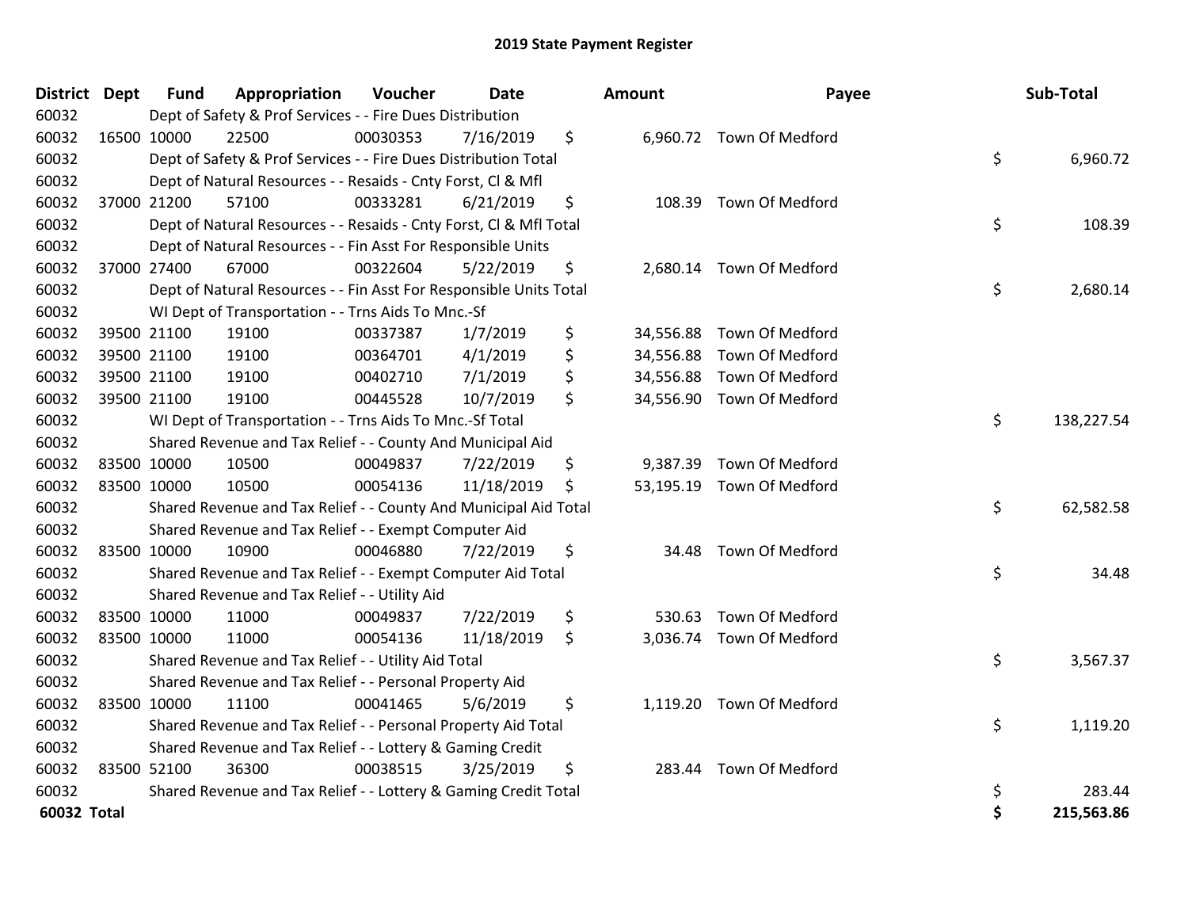# 2019 State Payment Register

| District | Dept | Fund | Appropriation | Voucher | Date | Amount | Payee | Sub-Total |
|---|---|---|---|---|---|---|---|---|
| 60032 | | Dept of Safety & Prof Services - - Fire Dues Distribution | | | | | | |
| 60032 | 16500 | 10000 | 22500 | 00030353 | 7/16/2019 | $ 6,960.72 | Town Of Medford | |
| 60032 | | Dept of Safety & Prof Services - - Fire Dues Distribution Total | | | | | | $ 6,960.72 |
| 60032 | | Dept of Natural Resources - - Resaids - Cnty Forst, Cl & Mfl | | | | | | |
| 60032 | 37000 | 21200 | 57100 | 00333281 | 6/21/2019 | $ 108.39 | Town Of Medford | |
| 60032 | | Dept of Natural Resources - - Resaids - Cnty Forst, Cl & Mfl Total | | | | | | $ 108.39 |
| 60032 | | Dept of Natural Resources - - Fin Asst For Responsible Units | | | | | | |
| 60032 | 37000 | 27400 | 67000 | 00322604 | 5/22/2019 | $ 2,680.14 | Town Of Medford | |
| 60032 | | Dept of Natural Resources - - Fin Asst For Responsible Units Total | | | | | | $ 2,680.14 |
| 60032 | | WI Dept of Transportation - - Trns Aids To Mnc.-Sf | | | | | | |
| 60032 | 39500 | 21100 | 19100 | 00337387 | 1/7/2019 | $ 34,556.88 | Town Of Medford | |
| 60032 | 39500 | 21100 | 19100 | 00364701 | 4/1/2019 | $ 34,556.88 | Town Of Medford | |
| 60032 | 39500 | 21100 | 19100 | 00402710 | 7/1/2019 | $ 34,556.88 | Town Of Medford | |
| 60032 | 39500 | 21100 | 19100 | 00445528 | 10/7/2019 | $ 34,556.90 | Town Of Medford | |
| 60032 | | WI Dept of Transportation - - Trns Aids To Mnc.-Sf Total | | | | | | $ 138,227.54 |
| 60032 | | Shared Revenue and Tax Relief - - County And Municipal Aid | | | | | | |
| 60032 | 83500 | 10000 | 10500 | 00049837 | 7/22/2019 | $ 9,387.39 | Town Of Medford | |
| 60032 | 83500 | 10000 | 10500 | 00054136 | 11/18/2019 | $ 53,195.19 | Town Of Medford | |
| 60032 | | Shared Revenue and Tax Relief - - County And Municipal Aid Total | | | | | | $ 62,582.58 |
| 60032 | | Shared Revenue and Tax Relief - - Exempt Computer Aid | | | | | | |
| 60032 | 83500 | 10000 | 10900 | 00046880 | 7/22/2019 | $ 34.48 | Town Of Medford | |
| 60032 | | Shared Revenue and Tax Relief - - Exempt Computer Aid Total | | | | | | $ 34.48 |
| 60032 | | Shared Revenue and Tax Relief - - Utility Aid | | | | | | |
| 60032 | 83500 | 10000 | 11000 | 00049837 | 7/22/2019 | $ 530.63 | Town Of Medford | |
| 60032 | 83500 | 10000 | 11000 | 00054136 | 11/18/2019 | $ 3,036.74 | Town Of Medford | |
| 60032 | | Shared Revenue and Tax Relief - - Utility Aid Total | | | | | | $ 3,567.37 |
| 60032 | | Shared Revenue and Tax Relief - - Personal Property Aid | | | | | | |
| 60032 | 83500 | 10000 | 11100 | 00041465 | 5/6/2019 | $ 1,119.20 | Town Of Medford | |
| 60032 | | Shared Revenue and Tax Relief - - Personal Property Aid Total | | | | | | $ 1,119.20 |
| 60032 | | Shared Revenue and Tax Relief - - Lottery & Gaming Credit | | | | | | |
| 60032 | 83500 | 52100 | 36300 | 00038515 | 3/25/2019 | $ 283.44 | Town Of Medford | |
| 60032 | | Shared Revenue and Tax Relief - - Lottery & Gaming Credit Total | | | | | | $ 283.44 |
| **60032 Total** | | | | | | | | **$ 215,563.86** |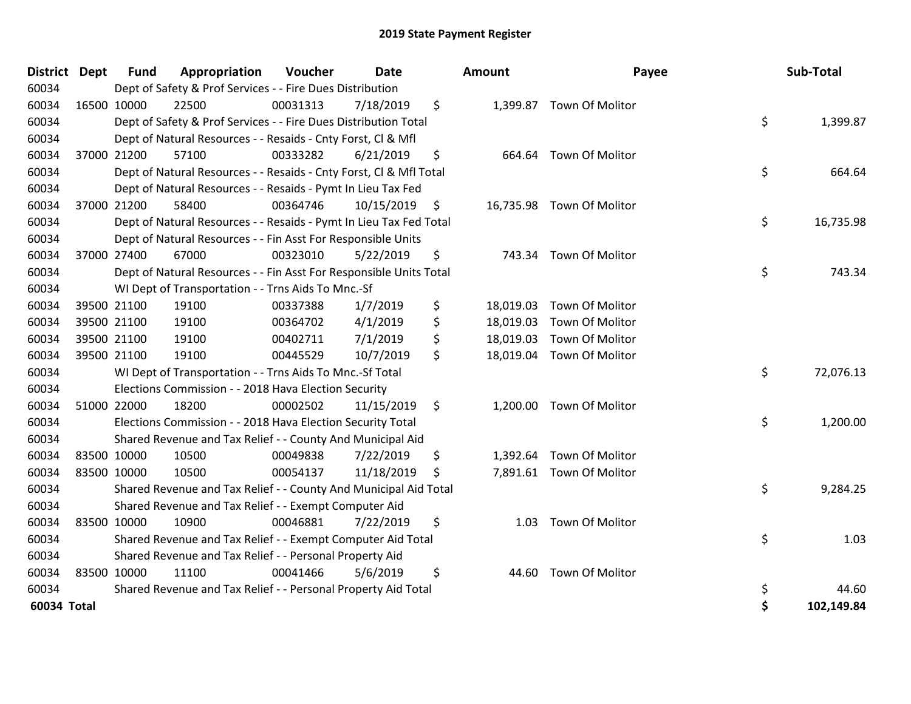# 2019 State Payment Register

| District | Dept | Fund | Appropriation | Voucher | Date | Amount | Payee | Sub-Total |
|---|---|---|---|---|---|---|---|---|
| 60034 | | Dept of Safety & Prof Services - - Fire Dues Distribution | | | | | | |
| 60034 | 16500 | 10000 | 22500 | 00031313 | 7/18/2019 | $ 1,399.87 | Town Of Molitor | |
| 60034 | | Dept of Safety & Prof Services - - Fire Dues Distribution Total | | | | | | $ 1,399.87 |
| 60034 | | Dept of Natural Resources - - Resaids - Cnty Forst, Cl & Mfl | | | | | | |
| 60034 | 37000 | 21200 | 57100 | 00333282 | 6/21/2019 | $ 664.64 | Town Of Molitor | |
| 60034 | | Dept of Natural Resources - - Resaids - Cnty Forst, Cl & Mfl Total | | | | | | $ 664.64 |
| 60034 | | Dept of Natural Resources - - Resaids - Pymt In Lieu Tax Fed | | | | | | |
| 60034 | 37000 | 21200 | 58400 | 00364746 | 10/15/2019 | $ 16,735.98 | Town Of Molitor | |
| 60034 | | Dept of Natural Resources - - Resaids - Pymt In Lieu Tax Fed Total | | | | | | $ 16,735.98 |
| 60034 | | Dept of Natural Resources - - Fin Asst For Responsible Units | | | | | | |
| 60034 | 37000 | 27400 | 67000 | 00323010 | 5/22/2019 | $ 743.34 | Town Of Molitor | |
| 60034 | | Dept of Natural Resources - - Fin Asst For Responsible Units Total | | | | | | $ 743.34 |
| 60034 | | WI Dept of Transportation - - Trns Aids To Mnc.-Sf | | | | | | |
| 60034 | 39500 | 21100 | 19100 | 00337388 | 1/7/2019 | $ 18,019.03 | Town Of Molitor | |
| 60034 | 39500 | 21100 | 19100 | 00364702 | 4/1/2019 | $ 18,019.03 | Town Of Molitor | |
| 60034 | 39500 | 21100 | 19100 | 00402711 | 7/1/2019 | $ 18,019.03 | Town Of Molitor | |
| 60034 | 39500 | 21100 | 19100 | 00445529 | 10/7/2019 | $ 18,019.04 | Town Of Molitor | |
| 60034 | | WI Dept of Transportation - - Trns Aids To Mnc.-Sf Total | | | | | | $ 72,076.13 |
| 60034 | | Elections Commission - - 2018 Hava Election Security | | | | | | |
| 60034 | 51000 | 22000 | 18200 | 00002502 | 11/15/2019 | $ 1,200.00 | Town Of Molitor | |
| 60034 | | Elections Commission - - 2018 Hava Election Security Total | | | | | | $ 1,200.00 |
| 60034 | | Shared Revenue and Tax Relief - - County And Municipal Aid | | | | | | |
| 60034 | 83500 | 10000 | 10500 | 00049838 | 7/22/2019 | $ 1,392.64 | Town Of Molitor | |
| 60034 | 83500 | 10000 | 10500 | 00054137 | 11/18/2019 | $ 7,891.61 | Town Of Molitor | |
| 60034 | | Shared Revenue and Tax Relief - - County And Municipal Aid Total | | | | | | $ 9,284.25 |
| 60034 | | Shared Revenue and Tax Relief - - Exempt Computer Aid | | | | | | |
| 60034 | 83500 | 10000 | 10900 | 00046881 | 7/22/2019 | $ 1.03 | Town Of Molitor | |
| 60034 | | Shared Revenue and Tax Relief - - Exempt Computer Aid Total | | | | | | $ 1.03 |
| 60034 | | Shared Revenue and Tax Relief - - Personal Property Aid | | | | | | |
| 60034 | 83500 | 10000 | 11100 | 00041466 | 5/6/2019 | $ 44.60 | Town Of Molitor | |
| 60034 | | Shared Revenue and Tax Relief - - Personal Property Aid Total | | | | | | $ 44.60 |
| **60034 Total** | | | | | | | | **$ 102,149.84** |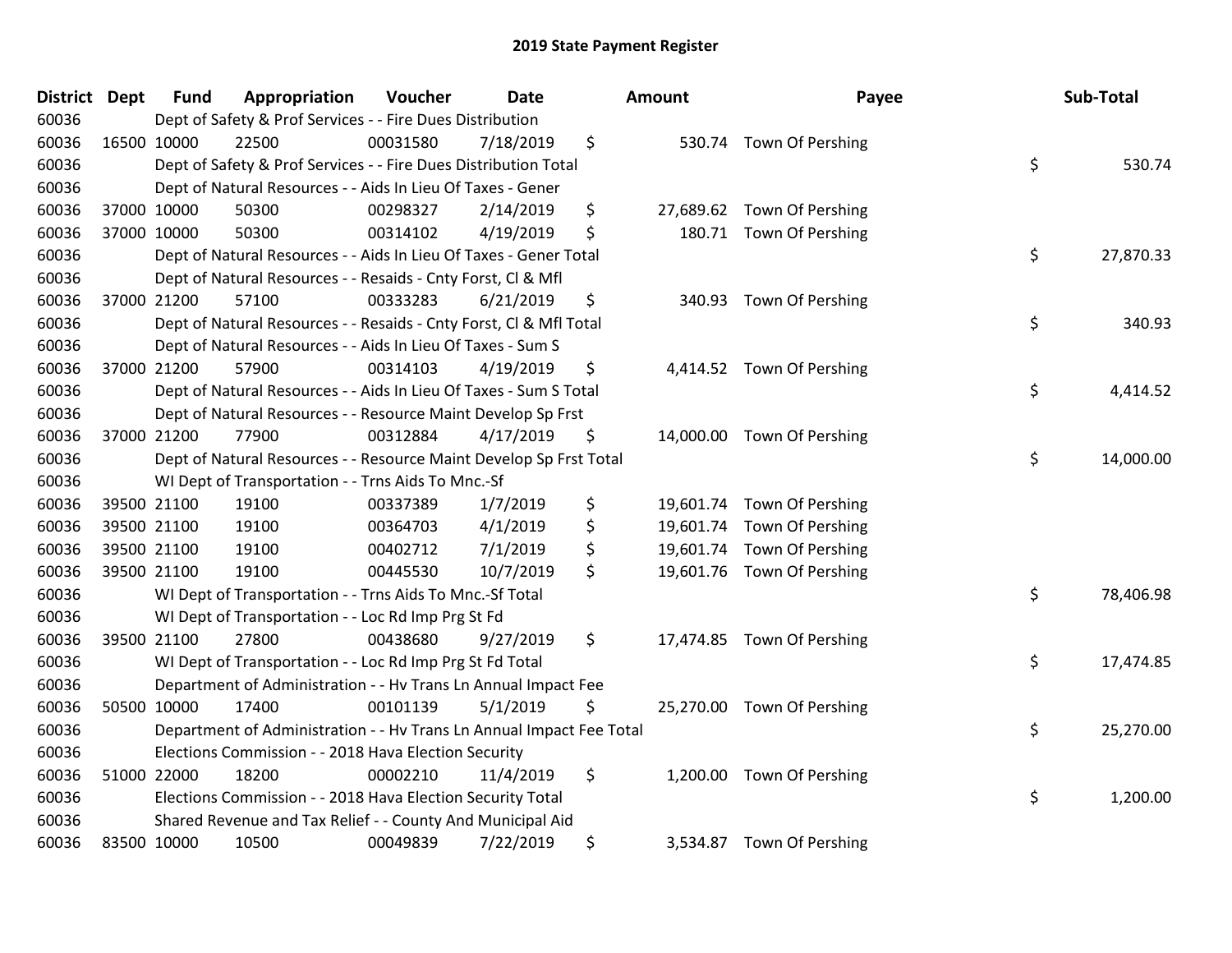# 2019 State Payment Register

| District | Dept | Fund | Appropriation | Voucher | Date | Amount | Payee | Sub-Total |
|---|---|---|---|---|---|---|---|---|
| 60036 | | Dept of Safety & Prof Services - - Fire Dues Distribution | | | | | | |
| 60036 | 16500 | 10000 | 22500 | 00031580 | 7/18/2019 | $ 530.74 | Town Of Pershing | |
| 60036 | | Dept of Safety & Prof Services - - Fire Dues Distribution Total | | | | | | $ 530.74 |
| 60036 | | Dept of Natural Resources - - Aids In Lieu Of Taxes - Gener | | | | | | |
| 60036 | 37000 | 10000 | 50300 | 00298327 | 2/14/2019 | $ 27,689.62 | Town Of Pershing | |
| 60036 | 37000 | 10000 | 50300 | 00314102 | 4/19/2019 | $ 180.71 | Town Of Pershing | |
| 60036 | | Dept of Natural Resources - - Aids In Lieu Of Taxes - Gener Total | | | | | | $ 27,870.33 |
| 60036 | | Dept of Natural Resources - - Resaids - Cnty Forst, Cl & Mfl | | | | | | |
| 60036 | 37000 | 21200 | 57100 | 00333283 | 6/21/2019 | $ 340.93 | Town Of Pershing | |
| 60036 | | Dept of Natural Resources - - Resaids - Cnty Forst, Cl & Mfl Total | | | | | | $ 340.93 |
| 60036 | | Dept of Natural Resources - - Aids In Lieu Of Taxes - Sum S | | | | | | |
| 60036 | 37000 | 21200 | 57900 | 00314103 | 4/19/2019 | $ 4,414.52 | Town Of Pershing | |
| 60036 | | Dept of Natural Resources - - Aids In Lieu Of Taxes - Sum S Total | | | | | | $ 4,414.52 |
| 60036 | | Dept of Natural Resources - - Resource Maint Develop Sp Frst | | | | | | |
| 60036 | 37000 | 21200 | 77900 | 00312884 | 4/17/2019 | $ 14,000.00 | Town Of Pershing | |
| 60036 | | Dept of Natural Resources - - Resource Maint Develop Sp Frst Total | | | | | | $ 14,000.00 |
| 60036 | | WI Dept of Transportation - - Trns Aids To Mnc.-Sf | | | | | | |
| 60036 | 39500 | 21100 | 19100 | 00337389 | 1/7/2019 | $ 19,601.74 | Town Of Pershing | |
| 60036 | 39500 | 21100 | 19100 | 00364703 | 4/1/2019 | $ 19,601.74 | Town Of Pershing | |
| 60036 | 39500 | 21100 | 19100 | 00402712 | 7/1/2019 | $ 19,601.74 | Town Of Pershing | |
| 60036 | 39500 | 21100 | 19100 | 00445530 | 10/7/2019 | $ 19,601.76 | Town Of Pershing | |
| 60036 | | WI Dept of Transportation - - Trns Aids To Mnc.-Sf Total | | | | | | $ 78,406.98 |
| 60036 | | WI Dept of Transportation - - Loc Rd Imp Prg St Fd | | | | | | |
| 60036 | 39500 | 21100 | 27800 | 00438680 | 9/27/2019 | $ 17,474.85 | Town Of Pershing | |
| 60036 | | WI Dept of Transportation - - Loc Rd Imp Prg St Fd Total | | | | | | $ 17,474.85 |
| 60036 | | Department of Administration - - Hv Trans Ln Annual Impact Fee | | | | | | |
| 60036 | 50500 | 10000 | 17400 | 00101139 | 5/1/2019 | $ 25,270.00 | Town Of Pershing | |
| 60036 | | Department of Administration - - Hv Trans Ln Annual Impact Fee Total | | | | | | $ 25,270.00 |
| 60036 | | Elections Commission - - 2018 Hava Election Security | | | | | | |
| 60036 | 51000 | 22000 | 18200 | 00002210 | 11/4/2019 | $ 1,200.00 | Town Of Pershing | |
| 60036 | | Elections Commission - - 2018 Hava Election Security Total | | | | | | $ 1,200.00 |
| 60036 | | Shared Revenue and Tax Relief - - County And Municipal Aid | | | | | | |
| 60036 | 83500 | 10000 | 10500 | 00049839 | 7/22/2019 | $ 3,534.87 | Town Of Pershing | |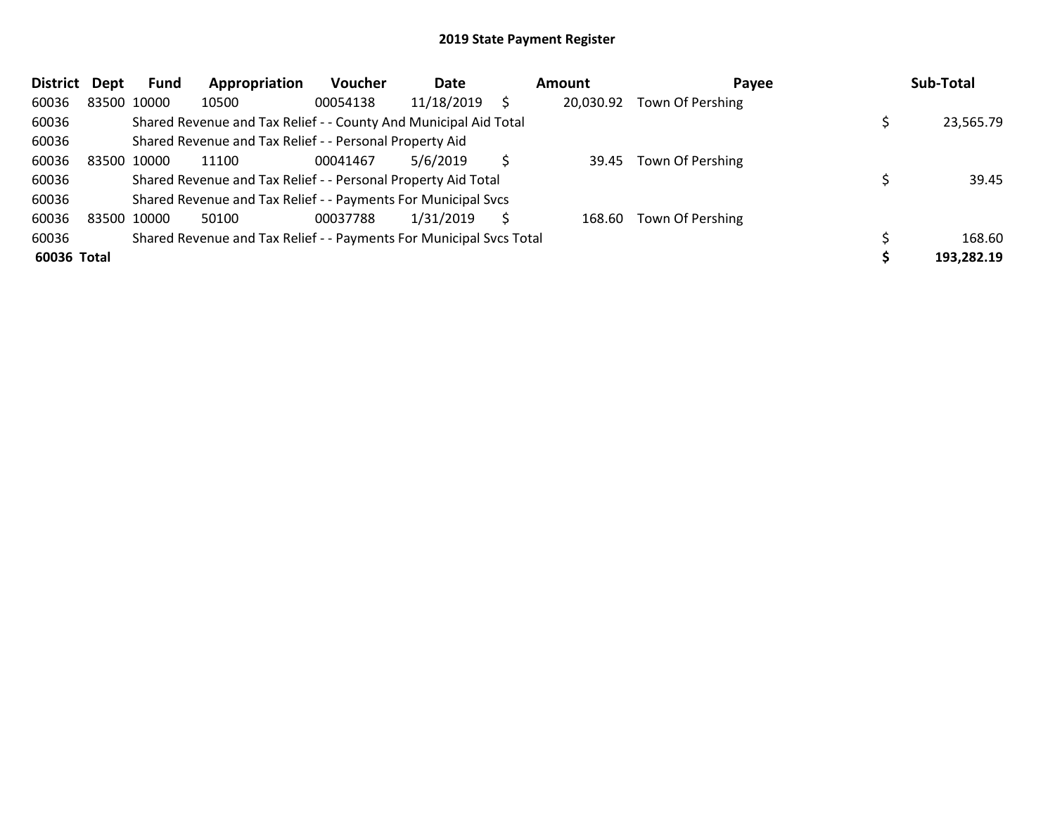# 2019 State Payment Register

| District | Dept | Fund | Appropriation | Voucher | Date | Amount | Payee | Sub-Total |
|---|---|---|---|---|---|---|---|---|
| 60036 | 83500 | 10000 | 10500 | 00054138 | 11/18/2019 | $ 20,030.92 | Town Of Pershing | |
| 60036 | | Shared Revenue and Tax Relief - - County And Municipal Aid Total | | | | | | $ 23,565.79 |
| 60036 | | Shared Revenue and Tax Relief - - Personal Property Aid | | | | | | |
| 60036 | 83500 | 10000 | 11100 | 00041467 | 5/6/2019 | $ 39.45 | Town Of Pershing | |
| 60036 | | Shared Revenue and Tax Relief - - Personal Property Aid Total | | | | | | $ 39.45 |
| 60036 | | Shared Revenue and Tax Relief - - Payments For Municipal Svcs | | | | | | |
| 60036 | 83500 | 10000 | 50100 | 00037788 | 1/31/2019 | $ 168.60 | Town Of Pershing | |
| 60036 | | Shared Revenue and Tax Relief - - Payments For Municipal Svcs Total | | | | | | $ 168.60 |
| **60036 Total** | | | | | | | | **$ 193,282.19** |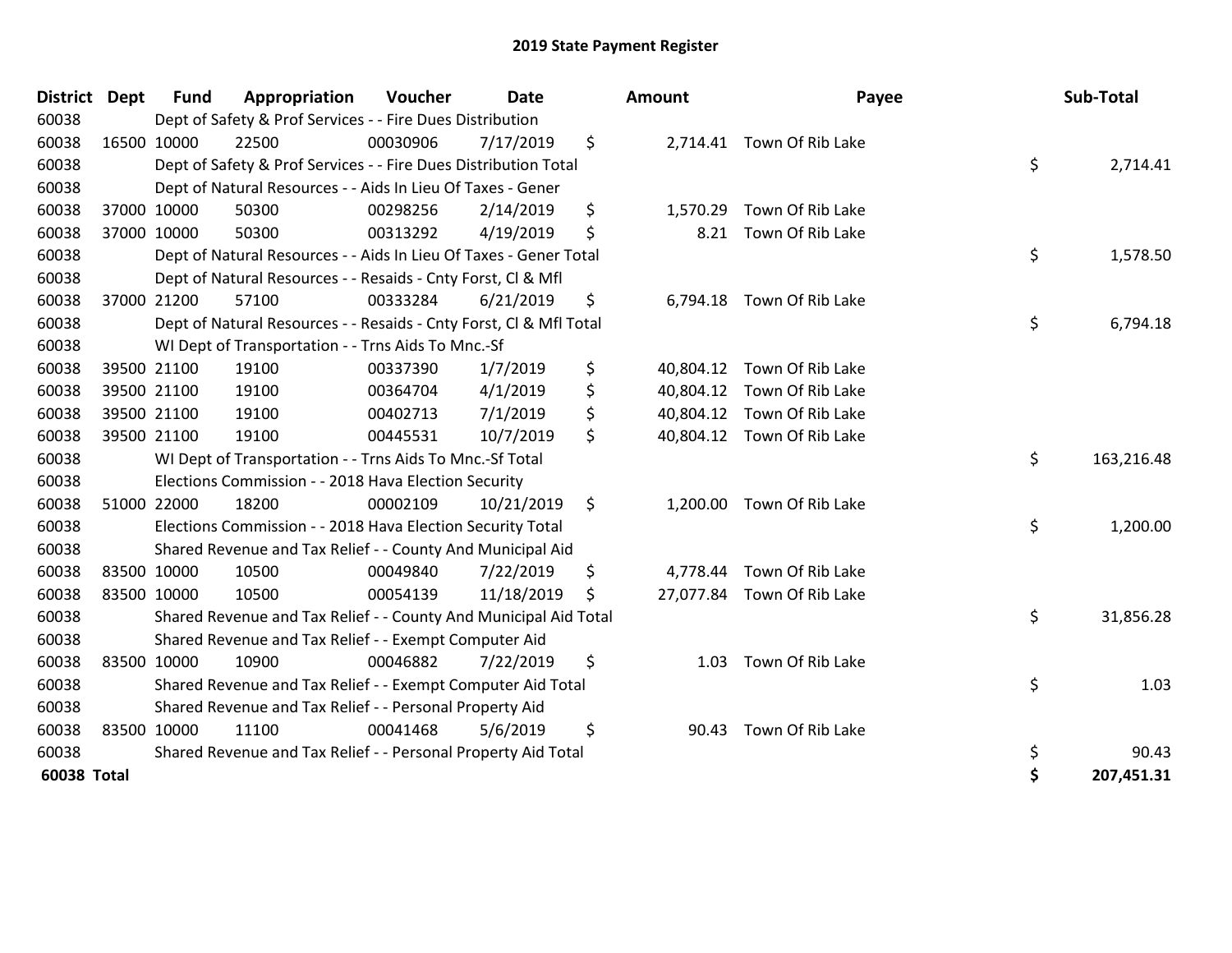# 2019 State Payment Register

| District | Dept | Fund | Appropriation | Voucher | Date | Amount | Payee | Sub-Total |
|---|---|---|---|---|---|---|---|---|
| 60038 | Dept of Safety & Prof Services - - Fire Dues Distribution | | | | | | | |
| 60038 | 16500 | 10000 | 22500 | 00030906 | 7/17/2019 | $ 2,714.41 | Town Of Rib Lake | |
| 60038 | Dept of Safety & Prof Services - - Fire Dues Distribution Total | | | | | | | $ 2,714.41 |
| 60038 | Dept of Natural Resources - - Aids In Lieu Of Taxes - Gener | | | | | | | |
| 60038 | 37000 | 10000 | 50300 | 00298256 | 2/14/2019 | $ 1,570.29 | Town Of Rib Lake | |
| 60038 | 37000 | 10000 | 50300 | 00313292 | 4/19/2019 | $ 8.21 | Town Of Rib Lake | |
| 60038 | Dept of Natural Resources - - Aids In Lieu Of Taxes - Gener Total | | | | | | | $ 1,578.50 |
| 60038 | Dept of Natural Resources - - Resaids - Cnty Forst, Cl & Mfl | | | | | | | |
| 60038 | 37000 | 21200 | 57100 | 00333284 | 6/21/2019 | $ 6,794.18 | Town Of Rib Lake | |
| 60038 | Dept of Natural Resources - - Resaids - Cnty Forst, Cl & Mfl Total | | | | | | | $ 6,794.18 |
| 60038 | WI Dept of Transportation - - Trns Aids To Mnc.-Sf | | | | | | | |
| 60038 | 39500 | 21100 | 19100 | 00337390 | 1/7/2019 | $ 40,804.12 | Town Of Rib Lake | |
| 60038 | 39500 | 21100 | 19100 | 00364704 | 4/1/2019 | $ 40,804.12 | Town Of Rib Lake | |
| 60038 | 39500 | 21100 | 19100 | 00402713 | 7/1/2019 | $ 40,804.12 | Town Of Rib Lake | |
| 60038 | 39500 | 21100 | 19100 | 00445531 | 10/7/2019 | $ 40,804.12 | Town Of Rib Lake | |
| 60038 | WI Dept of Transportation - - Trns Aids To Mnc.-Sf Total | | | | | | | $ 163,216.48 |
| 60038 | Elections Commission - - 2018 Hava Election Security | | | | | | | |
| 60038 | 51000 | 22000 | 18200 | 00002109 | 10/21/2019 | $ 1,200.00 | Town Of Rib Lake | |
| 60038 | Elections Commission - - 2018 Hava Election Security Total | | | | | | | $ 1,200.00 |
| 60038 | Shared Revenue and Tax Relief - - County And Municipal Aid | | | | | | | |
| 60038 | 83500 | 10000 | 10500 | 00049840 | 7/22/2019 | $ 4,778.44 | Town Of Rib Lake | |
| 60038 | 83500 | 10000 | 10500 | 00054139 | 11/18/2019 | $ 27,077.84 | Town Of Rib Lake | |
| 60038 | Shared Revenue and Tax Relief - - County And Municipal Aid Total | | | | | | | $ 31,856.28 |
| 60038 | Shared Revenue and Tax Relief - - Exempt Computer Aid | | | | | | | |
| 60038 | 83500 | 10000 | 10900 | 00046882 | 7/22/2019 | $ 1.03 | Town Of Rib Lake | |
| 60038 | Shared Revenue and Tax Relief - - Exempt Computer Aid Total | | | | | | | $ 1.03 |
| 60038 | Shared Revenue and Tax Relief - - Personal Property Aid | | | | | | | |
| 60038 | 83500 | 10000 | 11100 | 00041468 | 5/6/2019 | $ 90.43 | Town Of Rib Lake | |
| 60038 | Shared Revenue and Tax Relief - - Personal Property Aid Total | | | | | | | $ 90.43 |
| **60038 Total** | | | | | | | | **$ 207,451.31** |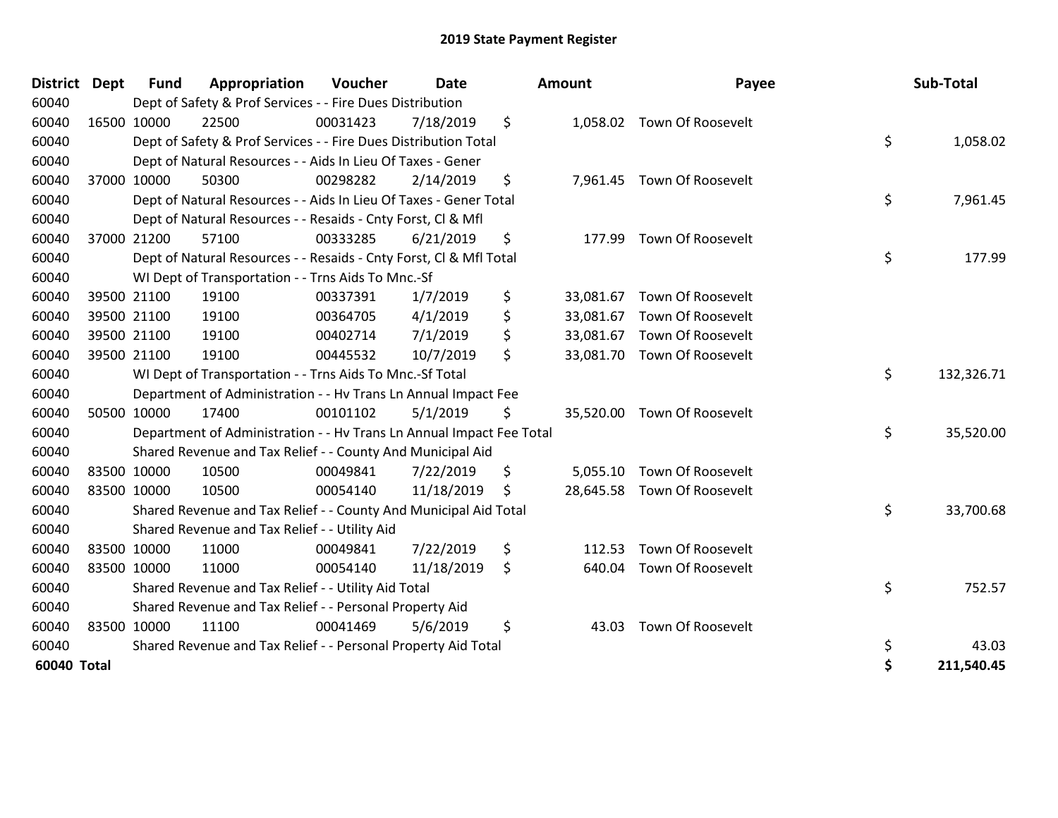# 2019 State Payment Register

| District | Dept | Fund | Appropriation | Voucher | Date | Amount | Payee | Sub-Total |
|---|---|---|---|---|---|---|---|---|
| 60040 | Dept of Safety & Prof Services - - Fire Dues Distribution | | | | | | | |
| 60040 | 16500 | 10000 | 22500 | 00031423 | 7/18/2019 | $ 1,058.02 | Town Of Roosevelt | |
| 60040 | Dept of Safety & Prof Services - - Fire Dues Distribution Total | | | | | | | $ 1,058.02 |
| 60040 | Dept of Natural Resources - - Aids In Lieu Of Taxes - Gener | | | | | | | |
| 60040 | 37000 | 10000 | 50300 | 00298282 | 2/14/2019 | $ 7,961.45 | Town Of Roosevelt | |
| 60040 | Dept of Natural Resources - - Aids In Lieu Of Taxes - Gener Total | | | | | | | $ 7,961.45 |
| 60040 | Dept of Natural Resources - - Resaids - Cnty Forst, Cl & Mfl | | | | | | | |
| 60040 | 37000 | 21200 | 57100 | 00333285 | 6/21/2019 | $ 177.99 | Town Of Roosevelt | |
| 60040 | Dept of Natural Resources - - Resaids - Cnty Forst, Cl & Mfl Total | | | | | | | $ 177.99 |
| 60040 | WI Dept of Transportation - - Trns Aids To Mnc.-Sf | | | | | | | |
| 60040 | 39500 | 21100 | 19100 | 00337391 | 1/7/2019 | $ 33,081.67 | Town Of Roosevelt | |
| 60040 | 39500 | 21100 | 19100 | 00364705 | 4/1/2019 | $ 33,081.67 | Town Of Roosevelt | |
| 60040 | 39500 | 21100 | 19100 | 00402714 | 7/1/2019 | $ 33,081.67 | Town Of Roosevelt | |
| 60040 | 39500 | 21100 | 19100 | 00445532 | 10/7/2019 | $ 33,081.70 | Town Of Roosevelt | |
| 60040 | WI Dept of Transportation - - Trns Aids To Mnc.-Sf Total | | | | | | | $ 132,326.71 |
| 60040 | Department of Administration - - Hv Trans Ln Annual Impact Fee | | | | | | | |
| 60040 | 50500 | 10000 | 17400 | 00101102 | 5/1/2019 | $ 35,520.00 | Town Of Roosevelt | |
| 60040 | Department of Administration - - Hv Trans Ln Annual Impact Fee Total | | | | | | | $ 35,520.00 |
| 60040 | Shared Revenue and Tax Relief - - County And Municipal Aid | | | | | | | |
| 60040 | 83500 | 10000 | 10500 | 00049841 | 7/22/2019 | $ 5,055.10 | Town Of Roosevelt | |
| 60040 | 83500 | 10000 | 10500 | 00054140 | 11/18/2019 | $ 28,645.58 | Town Of Roosevelt | |
| 60040 | Shared Revenue and Tax Relief - - County And Municipal Aid Total | | | | | | | $ 33,700.68 |
| 60040 | Shared Revenue and Tax Relief - - Utility Aid | | | | | | | |
| 60040 | 83500 | 10000 | 11000 | 00049841 | 7/22/2019 | $ 112.53 | Town Of Roosevelt | |
| 60040 | 83500 | 10000 | 11000 | 00054140 | 11/18/2019 | $ 640.04 | Town Of Roosevelt | |
| 60040 | Shared Revenue and Tax Relief - - Utility Aid Total | | | | | | | $ 752.57 |
| 60040 | Shared Revenue and Tax Relief - - Personal Property Aid | | | | | | | |
| 60040 | 83500 | 10000 | 11100 | 00041469 | 5/6/2019 | $ 43.03 | Town Of Roosevelt | |
| 60040 | Shared Revenue and Tax Relief - - Personal Property Aid Total | | | | | | | $ 43.03 |
| **60040 Total** | | | | | | | | **$ 211,540.45** |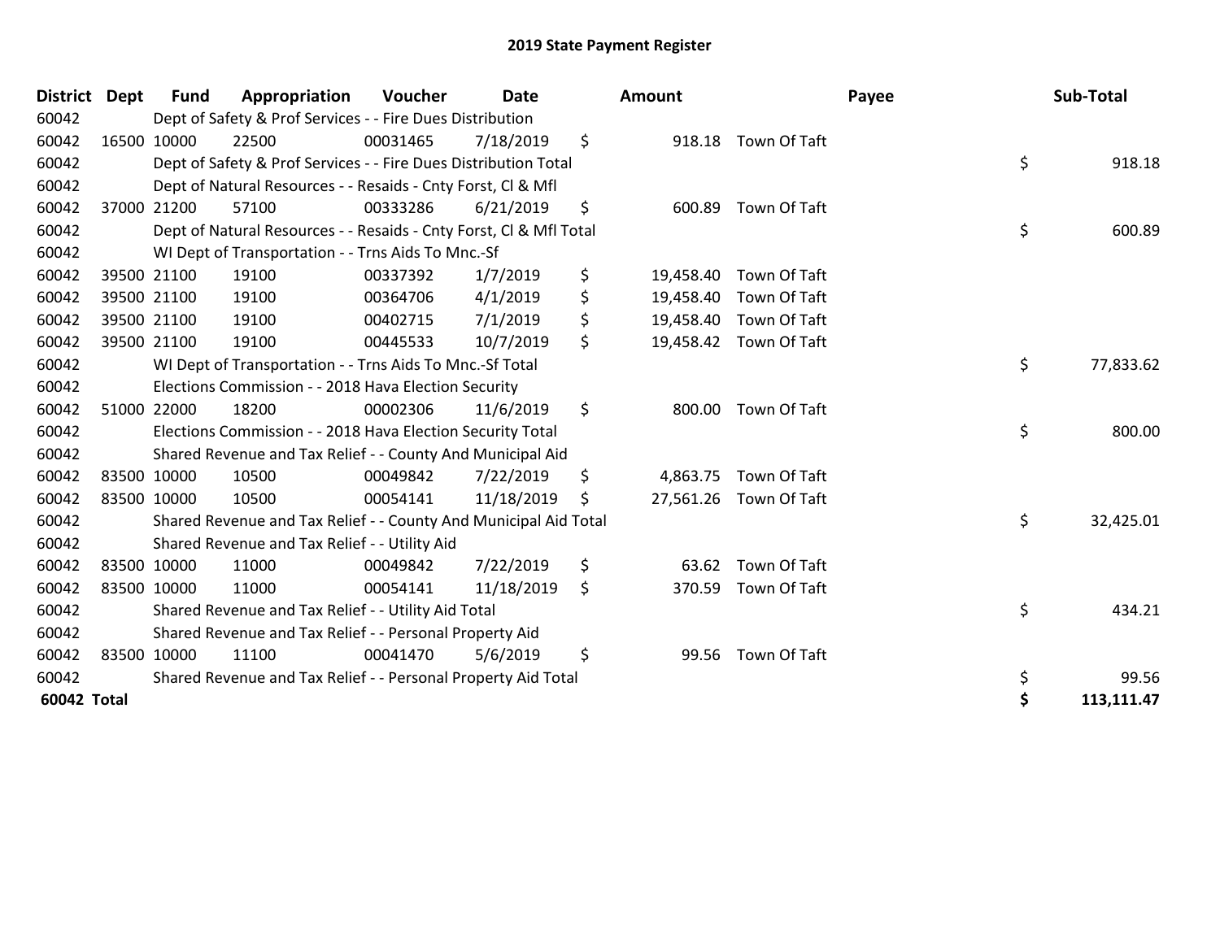# 2019 State Payment Register

| District | Dept | Fund | Appropriation | Voucher | Date | Amount | Payee | Sub-Total |
|---|---|---|---|---|---|---|---|---|
| 60042 | | Dept of Safety & Prof Services - - Fire Dues Distribution | | | | | | |
| 60042 | 16500 | 10000 | 22500 | 00031465 | 7/18/2019 | $ 918.18 | Town Of Taft | |
| 60042 | | Dept of Safety & Prof Services - - Fire Dues Distribution Total | | | | | | $ 918.18 |
| 60042 | | Dept of Natural Resources - - Resaids - Cnty Forst, Cl & Mfl | | | | | | |
| 60042 | 37000 | 21200 | 57100 | 00333286 | 6/21/2019 | $ 600.89 | Town Of Taft | |
| 60042 | | Dept of Natural Resources - - Resaids - Cnty Forst, Cl & Mfl Total | | | | | | $ 600.89 |
| 60042 | | WI Dept of Transportation - - Trns Aids To Mnc.-Sf | | | | | | |
| 60042 | 39500 | 21100 | 19100 | 00337392 | 1/7/2019 | $ 19,458.40 | Town Of Taft | |
| 60042 | 39500 | 21100 | 19100 | 00364706 | 4/1/2019 | $ 19,458.40 | Town Of Taft | |
| 60042 | 39500 | 21100 | 19100 | 00402715 | 7/1/2019 | $ 19,458.40 | Town Of Taft | |
| 60042 | 39500 | 21100 | 19100 | 00445533 | 10/7/2019 | $ 19,458.42 | Town Of Taft | |
| 60042 | | WI Dept of Transportation - - Trns Aids To Mnc.-Sf Total | | | | | | $ 77,833.62 |
| 60042 | | Elections Commission - - 2018 Hava Election Security | | | | | | |
| 60042 | 51000 | 22000 | 18200 | 00002306 | 11/6/2019 | $ 800.00 | Town Of Taft | |
| 60042 | | Elections Commission - - 2018 Hava Election Security Total | | | | | | $ 800.00 |
| 60042 | | Shared Revenue and Tax Relief - - County And Municipal Aid | | | | | | |
| 60042 | 83500 | 10000 | 10500 | 00049842 | 7/22/2019 | $ 4,863.75 | Town Of Taft | |
| 60042 | 83500 | 10000 | 10500 | 00054141 | 11/18/2019 | $ 27,561.26 | Town Of Taft | |
| 60042 | | Shared Revenue and Tax Relief - - County And Municipal Aid Total | | | | | | $ 32,425.01 |
| 60042 | | Shared Revenue and Tax Relief - - Utility Aid | | | | | | |
| 60042 | 83500 | 10000 | 11000 | 00049842 | 7/22/2019 | $ 63.62 | Town Of Taft | |
| 60042 | 83500 | 10000 | 11000 | 00054141 | 11/18/2019 | $ 370.59 | Town Of Taft | |
| 60042 | | Shared Revenue and Tax Relief - - Utility Aid Total | | | | | | $ 434.21 |
| 60042 | | Shared Revenue and Tax Relief - - Personal Property Aid | | | | | | |
| 60042 | 83500 | 10000 | 11100 | 00041470 | 5/6/2019 | $ 99.56 | Town Of Taft | |
| 60042 | | Shared Revenue and Tax Relief - - Personal Property Aid Total | | | | | | $ 99.56 |
| **60042 Total** | | | | | | | | **$ 113,111.47** |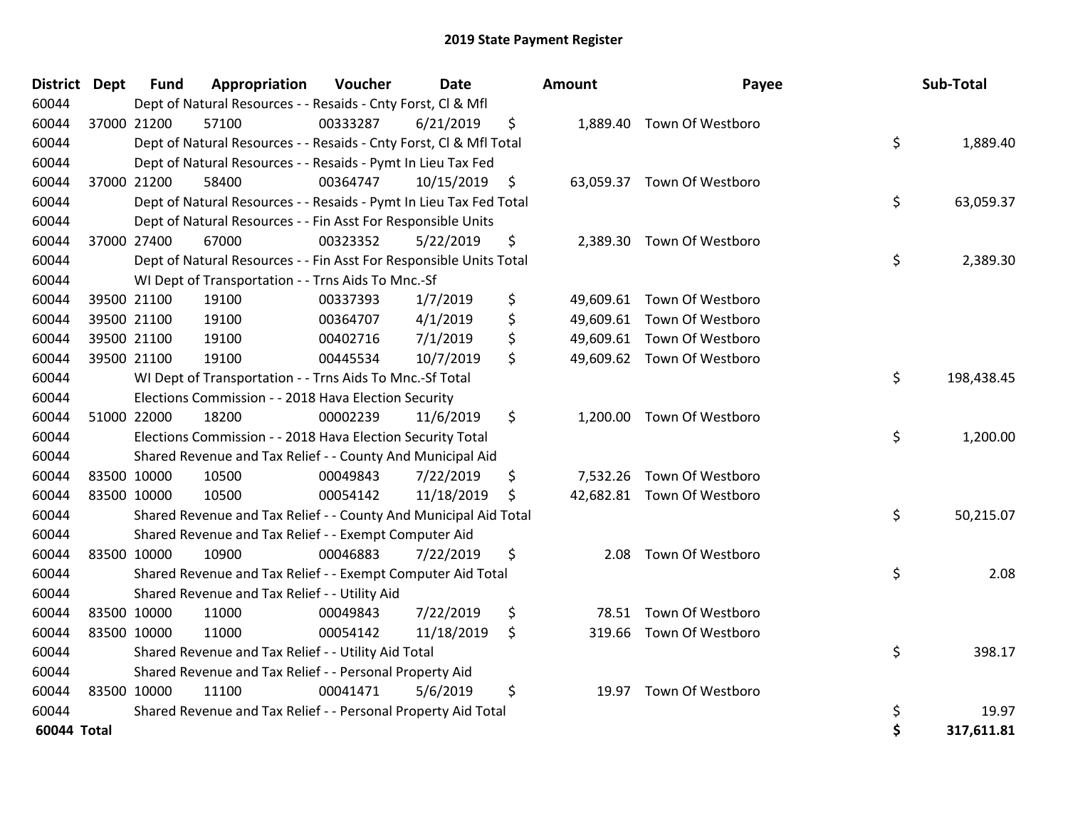# 2019 State Payment Register

| District | Dept | Fund | Appropriation | Voucher | Date | Amount | Payee | Sub-Total |
|---|---|---|---|---|---|---|---|---|
| 60044 | Dept of Natural Resources - - Resaids - Cnty Forst, Cl & Mfl | | | | | | | |
| 60044 | 37000 | 21200 | 57100 | 00333287 | 6/21/2019 | $ 1,889.40 | Town Of Westboro | |
| 60044 | Dept of Natural Resources - - Resaids - Cnty Forst, Cl & Mfl Total | | | | | | | $ 1,889.40 |
| 60044 | Dept of Natural Resources - - Resaids - Pymt In Lieu Tax Fed | | | | | | | |
| 60044 | 37000 | 21200 | 58400 | 00364747 | 10/15/2019 | $ 63,059.37 | Town Of Westboro | |
| 60044 | Dept of Natural Resources - - Resaids - Pymt In Lieu Tax Fed Total | | | | | | | $ 63,059.37 |
| 60044 | Dept of Natural Resources - - Fin Asst For Responsible Units | | | | | | | |
| 60044 | 37000 | 27400 | 67000 | 00323352 | 5/22/2019 | $ 2,389.30 | Town Of Westboro | |
| 60044 | Dept of Natural Resources - - Fin Asst For Responsible Units Total | | | | | | | $ 2,389.30 |
| 60044 | WI Dept of Transportation - - Trns Aids To Mnc.-Sf | | | | | | | |
| 60044 | 39500 | 21100 | 19100 | 00337393 | 1/7/2019 | $ 49,609.61 | Town Of Westboro | |
| 60044 | 39500 | 21100 | 19100 | 00364707 | 4/1/2019 | $ 49,609.61 | Town Of Westboro | |
| 60044 | 39500 | 21100 | 19100 | 00402716 | 7/1/2019 | $ 49,609.61 | Town Of Westboro | |
| 60044 | 39500 | 21100 | 19100 | 00445534 | 10/7/2019 | $ 49,609.62 | Town Of Westboro | |
| 60044 | WI Dept of Transportation - - Trns Aids To Mnc.-Sf Total | | | | | | | $ 198,438.45 |
| 60044 | Elections Commission - - 2018 Hava Election Security | | | | | | | |
| 60044 | 51000 | 22000 | 18200 | 00002239 | 11/6/2019 | $ 1,200.00 | Town Of Westboro | |
| 60044 | Elections Commission - - 2018 Hava Election Security Total | | | | | | | $ 1,200.00 |
| 60044 | Shared Revenue and Tax Relief - - County And Municipal Aid | | | | | | | |
| 60044 | 83500 | 10000 | 10500 | 00049843 | 7/22/2019 | $ 7,532.26 | Town Of Westboro | |
| 60044 | 83500 | 10000 | 10500 | 00054142 | 11/18/2019 | $ 42,682.81 | Town Of Westboro | |
| 60044 | Shared Revenue and Tax Relief - - County And Municipal Aid Total | | | | | | | $ 50,215.07 |
| 60044 | Shared Revenue and Tax Relief - - Exempt Computer Aid | | | | | | | |
| 60044 | 83500 | 10000 | 10900 | 00046883 | 7/22/2019 | $ 2.08 | Town Of Westboro | |
| 60044 | Shared Revenue and Tax Relief - - Exempt Computer Aid Total | | | | | | | $ 2.08 |
| 60044 | Shared Revenue and Tax Relief - - Utility Aid | | | | | | | |
| 60044 | 83500 | 10000 | 11000 | 00049843 | 7/22/2019 | $ 78.51 | Town Of Westboro | |
| 60044 | 83500 | 10000 | 11000 | 00054142 | 11/18/2019 | $ 319.66 | Town Of Westboro | |
| 60044 | Shared Revenue and Tax Relief - - Utility Aid Total | | | | | | | $ 398.17 |
| 60044 | Shared Revenue and Tax Relief - - Personal Property Aid | | | | | | | |
| 60044 | 83500 | 10000 | 11100 | 00041471 | 5/6/2019 | $ 19.97 | Town Of Westboro | |
| 60044 | Shared Revenue and Tax Relief - - Personal Property Aid Total | | | | | | | $ 19.97 |
| **60044 Total** | | | | | | | | **$ 317,611.81** |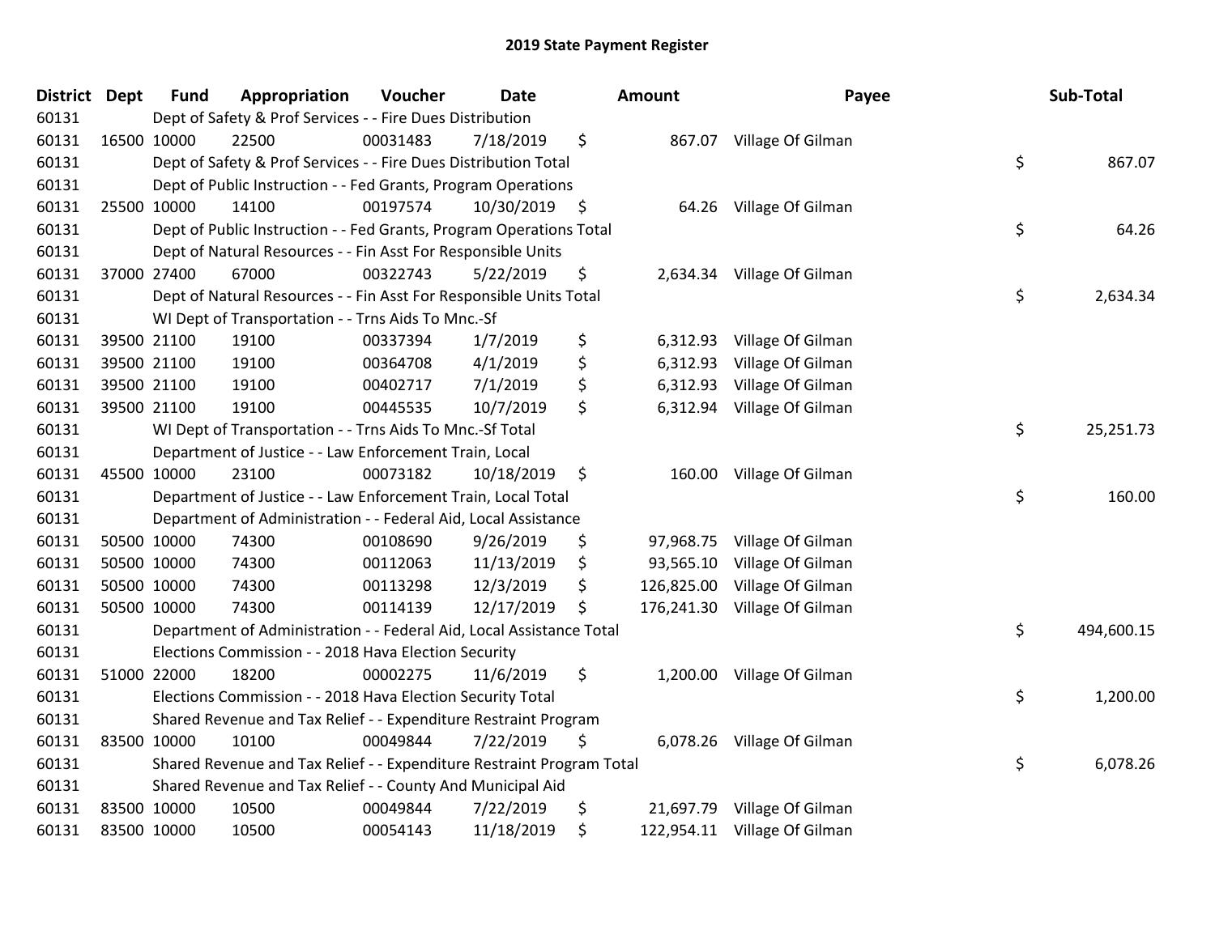# 2019 State Payment Register

| District | Dept | Fund | Appropriation | Voucher | Date | Amount | Payee | Sub-Total |
|---|---|---|---|---|---|---|---|---|
| 60131 | | Dept of Safety & Prof Services - - Fire Dues Distribution | | | | | | |
| 60131 | 16500 | 10000 | 22500 | 00031483 | 7/18/2019 | $ 867.07 | Village Of Gilman | |
| 60131 | | Dept of Safety & Prof Services - - Fire Dues Distribution Total | | | | | | $ 867.07 |
| 60131 | | Dept of Public Instruction - - Fed Grants, Program Operations | | | | | | |
| 60131 | 25500 | 10000 | 14100 | 00197574 | 10/30/2019 | $ 64.26 | Village Of Gilman | |
| 60131 | | Dept of Public Instruction - - Fed Grants, Program Operations Total | | | | | | $ 64.26 |
| 60131 | | Dept of Natural Resources - - Fin Asst For Responsible Units | | | | | | |
| 60131 | 37000 | 27400 | 67000 | 00322743 | 5/22/2019 | $ 2,634.34 | Village Of Gilman | |
| 60131 | | Dept of Natural Resources - - Fin Asst For Responsible Units Total | | | | | | $ 2,634.34 |
| 60131 | | WI Dept of Transportation - - Trns Aids To Mnc.-Sf | | | | | | |
| 60131 | 39500 | 21100 | 19100 | 00337394 | 1/7/2019 | $ 6,312.93 | Village Of Gilman | |
| 60131 | 39500 | 21100 | 19100 | 00364708 | 4/1/2019 | $ 6,312.93 | Village Of Gilman | |
| 60131 | 39500 | 21100 | 19100 | 00402717 | 7/1/2019 | $ 6,312.93 | Village Of Gilman | |
| 60131 | 39500 | 21100 | 19100 | 00445535 | 10/7/2019 | $ 6,312.94 | Village Of Gilman | |
| 60131 | | WI Dept of Transportation - - Trns Aids To Mnc.-Sf Total | | | | | | $ 25,251.73 |
| 60131 | | Department of Justice - - Law Enforcement Train, Local | | | | | | |
| 60131 | 45500 | 10000 | 23100 | 00073182 | 10/18/2019 | $ 160.00 | Village Of Gilman | |
| 60131 | | Department of Justice - - Law Enforcement Train, Local Total | | | | | | $ 160.00 |
| 60131 | | Department of Administration - - Federal Aid, Local Assistance | | | | | | |
| 60131 | 50500 | 10000 | 74300 | 00108690 | 9/26/2019 | $ 97,968.75 | Village Of Gilman | |
| 60131 | 50500 | 10000 | 74300 | 00112063 | 11/13/2019 | $ 93,565.10 | Village Of Gilman | |
| 60131 | 50500 | 10000 | 74300 | 00113298 | 12/3/2019 | $ 126,825.00 | Village Of Gilman | |
| 60131 | 50500 | 10000 | 74300 | 00114139 | 12/17/2019 | $ 176,241.30 | Village Of Gilman | |
| 60131 | | Department of Administration - - Federal Aid, Local Assistance Total | | | | | | $ 494,600.15 |
| 60131 | | Elections Commission - - 2018 Hava Election Security | | | | | | |
| 60131 | 51000 | 22000 | 18200 | 00002275 | 11/6/2019 | $ 1,200.00 | Village Of Gilman | |
| 60131 | | Elections Commission - - 2018 Hava Election Security Total | | | | | | $ 1,200.00 |
| 60131 | | Shared Revenue and Tax Relief - - Expenditure Restraint Program | | | | | | |
| 60131 | 83500 | 10000 | 10100 | 00049844 | 7/22/2019 | $ 6,078.26 | Village Of Gilman | |
| 60131 | | Shared Revenue and Tax Relief - - Expenditure Restraint Program Total | | | | | | $ 6,078.26 |
| 60131 | | Shared Revenue and Tax Relief - - County And Municipal Aid | | | | | | |
| 60131 | 83500 | 10000 | 10500 | 00049844 | 7/22/2019 | $ 21,697.79 | Village Of Gilman | |
| 60131 | 83500 | 10000 | 10500 | 00054143 | 11/18/2019 | $ 122,954.11 | Village Of Gilman | |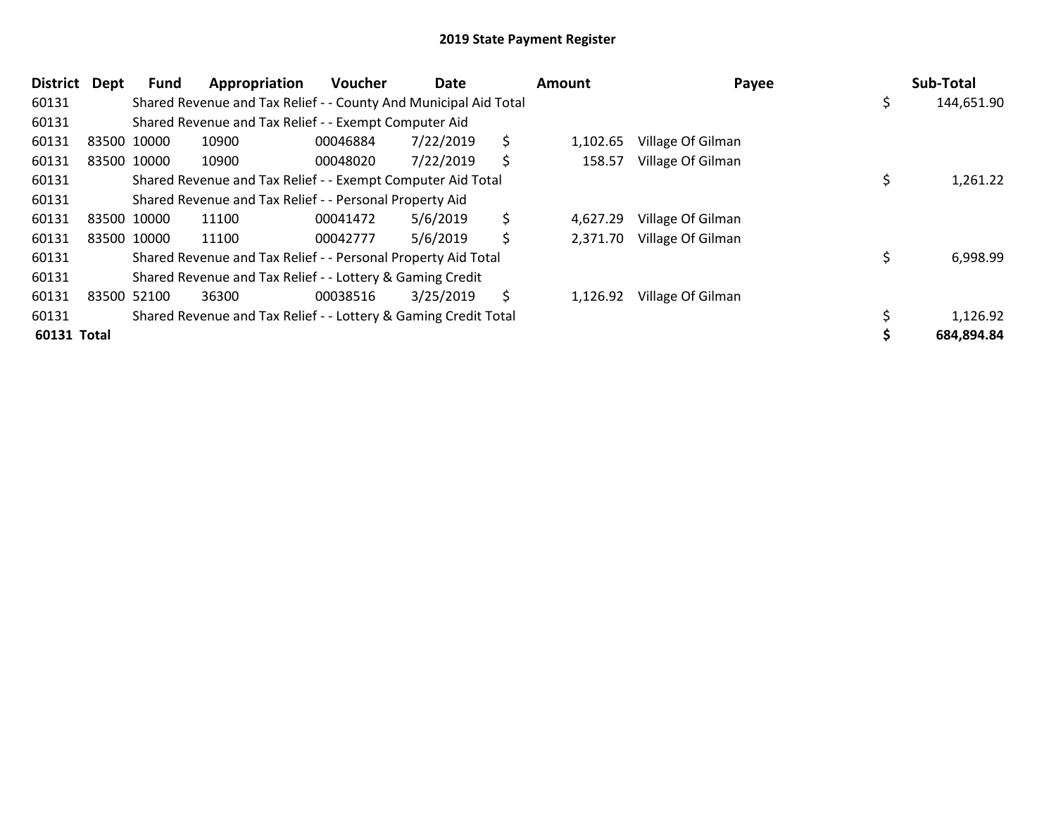## 2019 State Payment Register

| District | Dept | Fund | Appropriation | Voucher | Date | Amount | Payee | Sub-Total |
|---|---|---|---|---|---|---|---|---|
| 60131 | | Shared Revenue and Tax Relief - - County And Municipal Aid Total | | | | | | $ 144,651.90 |
| 60131 | | Shared Revenue and Tax Relief - - Exempt Computer Aid | | | | | | |
| 60131 | 83500 | 10000 | 10900 | 00046884 | 7/22/2019 | $ 1,102.65 | Village Of Gilman | |
| 60131 | 83500 | 10000 | 10900 | 00048020 | 7/22/2019 | $ 158.57 | Village Of Gilman | |
| 60131 | | Shared Revenue and Tax Relief - - Exempt Computer Aid Total | | | | | | $ 1,261.22 |
| 60131 | | Shared Revenue and Tax Relief - - Personal Property Aid | | | | | | |
| 60131 | 83500 | 10000 | 11100 | 00041472 | 5/6/2019 | $ 4,627.29 | Village Of Gilman | |
| 60131 | 83500 | 10000 | 11100 | 00042777 | 5/6/2019 | $ 2,371.70 | Village Of Gilman | |
| 60131 | | Shared Revenue and Tax Relief - - Personal Property Aid Total | | | | | | $ 6,998.99 |
| 60131 | | Shared Revenue and Tax Relief - - Lottery & Gaming Credit | | | | | | |
| 60131 | 83500 | 52100 | 36300 | 00038516 | 3/25/2019 | $ 1,126.92 | Village Of Gilman | |
| 60131 | | Shared Revenue and Tax Relief - - Lottery & Gaming Credit Total | | | | | | $ 1,126.92 |
| **60131 Total** | | | | | | | | **$ 684,894.84** |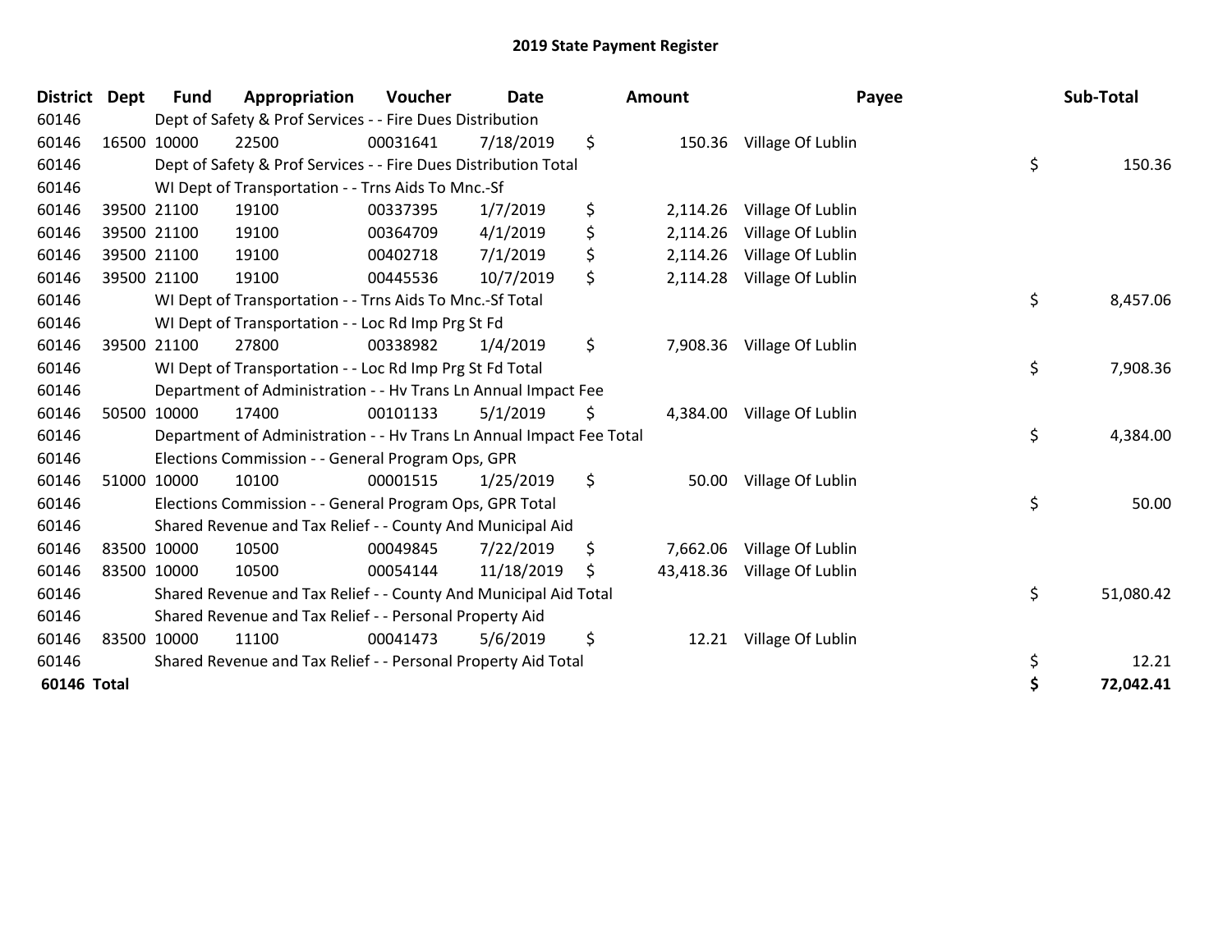# 2019 State Payment Register

| District | Dept | Fund | Appropriation | Voucher | Date | Amount | Payee | Sub-Total |
|---|---|---|---|---|---|---|---|---|
| 60146 | | Dept of Safety & Prof Services - - Fire Dues Distribution | | | | | | |
| 60146 | 16500 | 10000 | 22500 | 00031641 | 7/18/2019 | $ 150.36 | Village Of Lublin | |
| 60146 | | Dept of Safety & Prof Services - - Fire Dues Distribution Total | | | | | | $ 150.36 |
| 60146 | | WI Dept of Transportation - - Trns Aids To Mnc.-Sf | | | | | | |
| 60146 | 39500 | 21100 | 19100 | 00337395 | 1/7/2019 | $ 2,114.26 | Village Of Lublin | |
| 60146 | 39500 | 21100 | 19100 | 00364709 | 4/1/2019 | $ 2,114.26 | Village Of Lublin | |
| 60146 | 39500 | 21100 | 19100 | 00402718 | 7/1/2019 | $ 2,114.26 | Village Of Lublin | |
| 60146 | 39500 | 21100 | 19100 | 00445536 | 10/7/2019 | $ 2,114.28 | Village Of Lublin | |
| 60146 | | WI Dept of Transportation - - Trns Aids To Mnc.-Sf Total | | | | | | $ 8,457.06 |
| 60146 | | WI Dept of Transportation - - Loc Rd Imp Prg St Fd | | | | | | |
| 60146 | 39500 | 21100 | 27800 | 00338982 | 1/4/2019 | $ 7,908.36 | Village Of Lublin | |
| 60146 | | WI Dept of Transportation - - Loc Rd Imp Prg St Fd Total | | | | | | $ 7,908.36 |
| 60146 | | Department of Administration - - Hv Trans Ln Annual Impact Fee | | | | | | |
| 60146 | 50500 | 10000 | 17400 | 00101133 | 5/1/2019 | $ 4,384.00 | Village Of Lublin | |
| 60146 | | Department of Administration - - Hv Trans Ln Annual Impact Fee Total | | | | | | $ 4,384.00 |
| 60146 | | Elections Commission - - General Program Ops, GPR | | | | | | |
| 60146 | 51000 | 10000 | 10100 | 00001515 | 1/25/2019 | $ 50.00 | Village Of Lublin | |
| 60146 | | Elections Commission - - General Program Ops, GPR Total | | | | | | $ 50.00 |
| 60146 | | Shared Revenue and Tax Relief - - County And Municipal Aid | | | | | | |
| 60146 | 83500 | 10000 | 10500 | 00049845 | 7/22/2019 | $ 7,662.06 | Village Of Lublin | |
| 60146 | 83500 | 10000 | 10500 | 00054144 | 11/18/2019 | $ 43,418.36 | Village Of Lublin | |
| 60146 | | Shared Revenue and Tax Relief - - County And Municipal Aid Total | | | | | | $ 51,080.42 |
| 60146 | | Shared Revenue and Tax Relief - - Personal Property Aid | | | | | | |
| 60146 | 83500 | 10000 | 11100 | 00041473 | 5/6/2019 | $ 12.21 | Village Of Lublin | |
| 60146 | | Shared Revenue and Tax Relief - - Personal Property Aid Total | | | | | | $ 12.21 |
| **60146 Total** | | | | | | | | **$ 72,042.41** |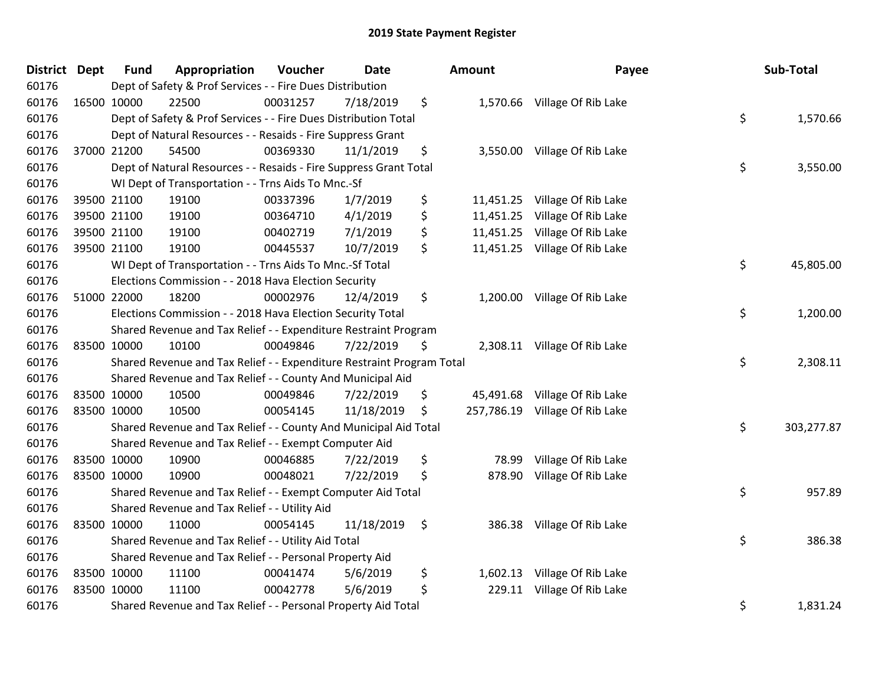# 2019 State Payment Register

| District | Dept | Fund | Appropriation | Voucher | Date | Amount | Payee | Sub-Total |
|---|---|---|---|---|---|---|---|---|
| 60176 | | Dept of Safety & Prof Services - - Fire Dues Distribution | | | | | | |
| 60176 | 16500 | 10000 | 22500 | 00031257 | 7/18/2019 | $ 1,570.66 | Village Of Rib Lake | |
| 60176 | | Dept of Safety & Prof Services - - Fire Dues Distribution Total | | | | | | $ 1,570.66 |
| 60176 | | Dept of Natural Resources - - Resaids - Fire Suppress Grant | | | | | | |
| 60176 | 37000 | 21200 | 54500 | 00369330 | 11/1/2019 | $ 3,550.00 | Village Of Rib Lake | |
| 60176 | | Dept of Natural Resources - - Resaids - Fire Suppress Grant Total | | | | | | $ 3,550.00 |
| 60176 | | WI Dept of Transportation - - Trns Aids To Mnc.-Sf | | | | | | |
| 60176 | 39500 | 21100 | 19100 | 00337396 | 1/7/2019 | $ 11,451.25 | Village Of Rib Lake | |
| 60176 | 39500 | 21100 | 19100 | 00364710 | 4/1/2019 | $ 11,451.25 | Village Of Rib Lake | |
| 60176 | 39500 | 21100 | 19100 | 00402719 | 7/1/2019 | $ 11,451.25 | Village Of Rib Lake | |
| 60176 | 39500 | 21100 | 19100 | 00445537 | 10/7/2019 | $ 11,451.25 | Village Of Rib Lake | |
| 60176 | | WI Dept of Transportation - - Trns Aids To Mnc.-Sf Total | | | | | | $ 45,805.00 |
| 60176 | | Elections Commission - - 2018 Hava Election Security | | | | | | |
| 60176 | 51000 | 22000 | 18200 | 00002976 | 12/4/2019 | $ 1,200.00 | Village Of Rib Lake | |
| 60176 | | Elections Commission - - 2018 Hava Election Security Total | | | | | | $ 1,200.00 |
| 60176 | | Shared Revenue and Tax Relief - - Expenditure Restraint Program | | | | | | |
| 60176 | 83500 | 10000 | 10100 | 00049846 | 7/22/2019 | $ 2,308.11 | Village Of Rib Lake | |
| 60176 | | Shared Revenue and Tax Relief - - Expenditure Restraint Program Total | | | | | | $ 2,308.11 |
| 60176 | | Shared Revenue and Tax Relief - - County And Municipal Aid | | | | | | |
| 60176 | 83500 | 10000 | 10500 | 00049846 | 7/22/2019 | $ 45,491.68 | Village Of Rib Lake | |
| 60176 | 83500 | 10000 | 10500 | 00054145 | 11/18/2019 | $ 257,786.19 | Village Of Rib Lake | |
| 60176 | | Shared Revenue and Tax Relief - - County And Municipal Aid Total | | | | | | $ 303,277.87 |
| 60176 | | Shared Revenue and Tax Relief - - Exempt Computer Aid | | | | | | |
| 60176 | 83500 | 10000 | 10900 | 00046885 | 7/22/2019 | $ 78.99 | Village Of Rib Lake | |
| 60176 | 83500 | 10000 | 10900 | 00048021 | 7/22/2019 | $ 878.90 | Village Of Rib Lake | |
| 60176 | | Shared Revenue and Tax Relief - - Exempt Computer Aid Total | | | | | | $ 957.89 |
| 60176 | | Shared Revenue and Tax Relief - - Utility Aid | | | | | | |
| 60176 | 83500 | 10000 | 11000 | 00054145 | 11/18/2019 | $ 386.38 | Village Of Rib Lake | |
| 60176 | | Shared Revenue and Tax Relief - - Utility Aid Total | | | | | | $ 386.38 |
| 60176 | | Shared Revenue and Tax Relief - - Personal Property Aid | | | | | | |
| 60176 | 83500 | 10000 | 11100 | 00041474 | 5/6/2019 | $ 1,602.13 | Village Of Rib Lake | |
| 60176 | 83500 | 10000 | 11100 | 00042778 | 5/6/2019 | $ 229.11 | Village Of Rib Lake | |
| 60176 | | Shared Revenue and Tax Relief - - Personal Property Aid Total | | | | | | $ 1,831.24 |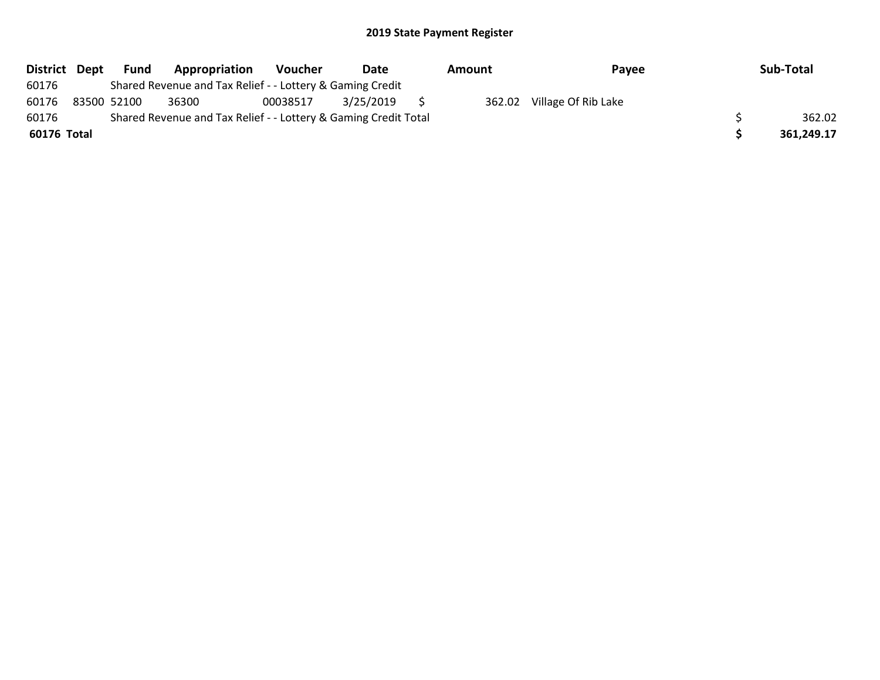## 2019 State Payment Register

| District | Dept | Fund | Appropriation | Voucher | Date | Amount | Payee | Sub-Total |
|---|---|---|---|---|---|---|---|---|
| 60176 | | Shared Revenue and Tax Relief - - Lottery & Gaming Credit | | | | | | |
| 60176 | 83500 | 52100 | 36300 | 00038517 | 3/25/2019 | $ 362.02 | Village Of Rib Lake | |
| 60176 | | Shared Revenue and Tax Relief - - Lottery & Gaming Credit Total | | | | | | $ 362.02 |
| **60176 Total** | | | | | | | | **$ 361,249.17** |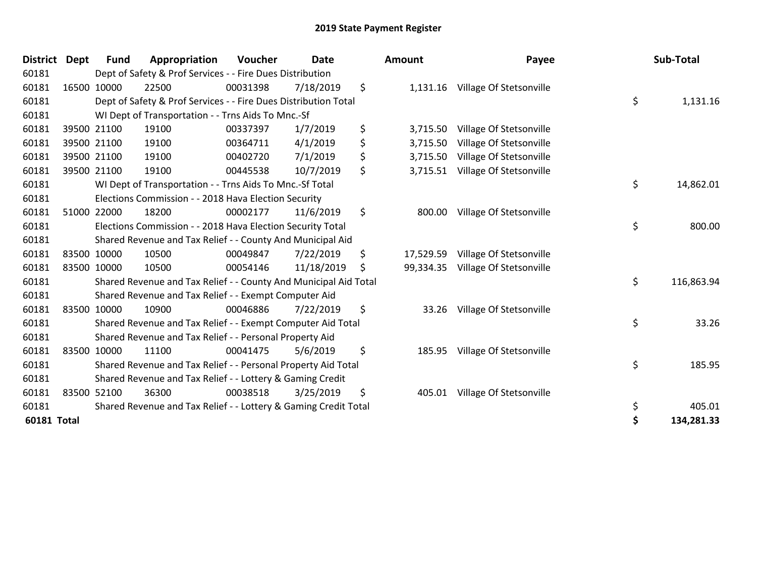# 2019 State Payment Register

| District | Dept | Fund | Appropriation | Voucher | Date | Amount | Payee | Sub-Total |
|---|---|---|---|---|---|---|---|---|
| 60181 | | Dept of Safety & Prof Services - - Fire Dues Distribution | | | | | | |
| 60181 | 16500 | 10000 | 22500 | 00031398 | 7/18/2019 | $ 1,131.16 | Village Of Stetsonville | |
| 60181 | | Dept of Safety & Prof Services - - Fire Dues Distribution Total | | | | | | $ 1,131.16 |
| 60181 | | WI Dept of Transportation - - Trns Aids To Mnc.-Sf | | | | | | |
| 60181 | 39500 | 21100 | 19100 | 00337397 | 1/7/2019 | $ 3,715.50 | Village Of Stetsonville | |
| 60181 | 39500 | 21100 | 19100 | 00364711 | 4/1/2019 | $ 3,715.50 | Village Of Stetsonville | |
| 60181 | 39500 | 21100 | 19100 | 00402720 | 7/1/2019 | $ 3,715.50 | Village Of Stetsonville | |
| 60181 | 39500 | 21100 | 19100 | 00445538 | 10/7/2019 | $ 3,715.51 | Village Of Stetsonville | |
| 60181 | | WI Dept of Transportation - - Trns Aids To Mnc.-Sf Total | | | | | | $ 14,862.01 |
| 60181 | | Elections Commission - - 2018 Hava Election Security | | | | | | |
| 60181 | 51000 | 22000 | 18200 | 00002177 | 11/6/2019 | $ 800.00 | Village Of Stetsonville | |
| 60181 | | Elections Commission - - 2018 Hava Election Security Total | | | | | | $ 800.00 |
| 60181 | | Shared Revenue and Tax Relief - - County And Municipal Aid | | | | | | |
| 60181 | 83500 | 10000 | 10500 | 00049847 | 7/22/2019 | $ 17,529.59 | Village Of Stetsonville | |
| 60181 | 83500 | 10000 | 10500 | 00054146 | 11/18/2019 | $ 99,334.35 | Village Of Stetsonville | |
| 60181 | | Shared Revenue and Tax Relief - - County And Municipal Aid Total | | | | | | $ 116,863.94 |
| 60181 | | Shared Revenue and Tax Relief - - Exempt Computer Aid | | | | | | |
| 60181 | 83500 | 10000 | 10900 | 00046886 | 7/22/2019 | $ 33.26 | Village Of Stetsonville | |
| 60181 | | Shared Revenue and Tax Relief - - Exempt Computer Aid Total | | | | | | $ 33.26 |
| 60181 | | Shared Revenue and Tax Relief - - Personal Property Aid | | | | | | |
| 60181 | 83500 | 10000 | 11100 | 00041475 | 5/6/2019 | $ 185.95 | Village Of Stetsonville | |
| 60181 | | Shared Revenue and Tax Relief - - Personal Property Aid Total | | | | | | $ 185.95 |
| 60181 | | Shared Revenue and Tax Relief - - Lottery & Gaming Credit | | | | | | |
| 60181 | 83500 | 52100 | 36300 | 00038518 | 3/25/2019 | $ 405.01 | Village Of Stetsonville | |
| 60181 | | Shared Revenue and Tax Relief - - Lottery & Gaming Credit Total | | | | | | $ 405.01 |
| **60181 Total** | | | | | | | | **$ 134,281.33** |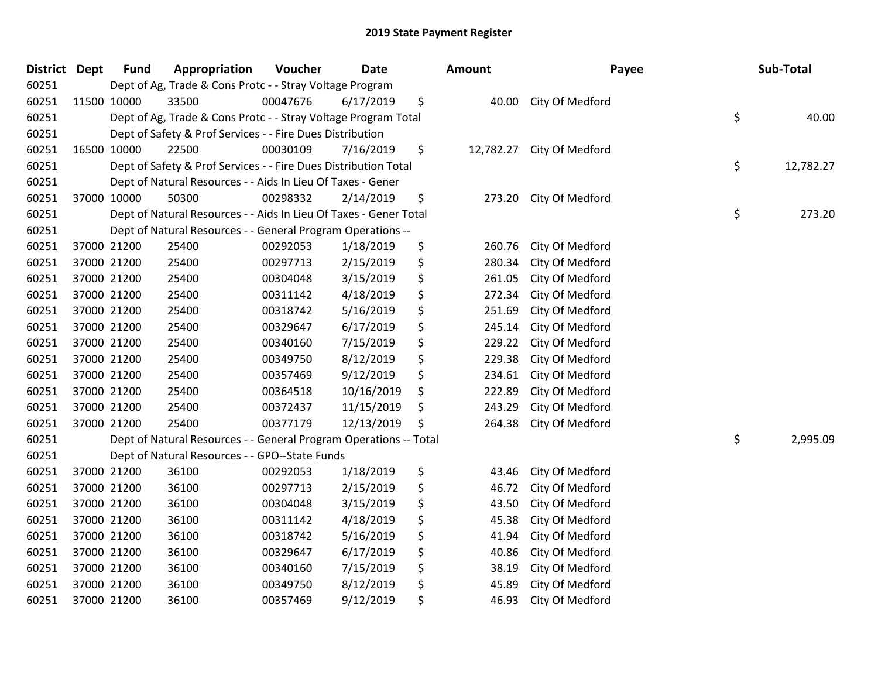# 2019 State Payment Register

| District | Dept | Fund | Appropriation | Voucher | Date | Amount | Payee | Sub-Total |
|---|---|---|---|---|---|---|---|---|
| 60251 | | Dept of Ag, Trade & Cons Protc - - Stray Voltage Program | | | | | | |
| 60251 | 11500 | 10000 | 33500 | 00047676 | 6/17/2019 | $ 40.00 | City Of Medford | |
| 60251 | | Dept of Ag, Trade & Cons Protc - - Stray Voltage Program Total | | | | | | $ 40.00 |
| 60251 | | Dept of Safety & Prof Services - - Fire Dues Distribution | | | | | | |
| 60251 | 16500 | 10000 | 22500 | 00030109 | 7/16/2019 | $ 12,782.27 | City Of Medford | |
| 60251 | | Dept of Safety & Prof Services - - Fire Dues Distribution Total | | | | | | $ 12,782.27 |
| 60251 | | Dept of Natural Resources - - Aids In Lieu Of Taxes - Gener | | | | | | |
| 60251 | 37000 | 10000 | 50300 | 00298332 | 2/14/2019 | $ 273.20 | City Of Medford | |
| 60251 | | Dept of Natural Resources - - Aids In Lieu Of Taxes - Gener Total | | | | | | $ 273.20 |
| 60251 | | Dept of Natural Resources - - General Program Operations -- | | | | | | |
| 60251 | 37000 | 21200 | 25400 | 00292053 | 1/18/2019 | $ 260.76 | City Of Medford | |
| 60251 | 37000 | 21200 | 25400 | 00297713 | 2/15/2019 | $ 280.34 | City Of Medford | |
| 60251 | 37000 | 21200 | 25400 | 00304048 | 3/15/2019 | $ 261.05 | City Of Medford | |
| 60251 | 37000 | 21200 | 25400 | 00311142 | 4/18/2019 | $ 272.34 | City Of Medford | |
| 60251 | 37000 | 21200 | 25400 | 00318742 | 5/16/2019 | $ 251.69 | City Of Medford | |
| 60251 | 37000 | 21200 | 25400 | 00329647 | 6/17/2019 | $ 245.14 | City Of Medford | |
| 60251 | 37000 | 21200 | 25400 | 00340160 | 7/15/2019 | $ 229.22 | City Of Medford | |
| 60251 | 37000 | 21200 | 25400 | 00349750 | 8/12/2019 | $ 229.38 | City Of Medford | |
| 60251 | 37000 | 21200 | 25400 | 00357469 | 9/12/2019 | $ 234.61 | City Of Medford | |
| 60251 | 37000 | 21200 | 25400 | 00364518 | 10/16/2019 | $ 222.89 | City Of Medford | |
| 60251 | 37000 | 21200 | 25400 | 00372437 | 11/15/2019 | $ 243.29 | City Of Medford | |
| 60251 | 37000 | 21200 | 25400 | 00377179 | 12/13/2019 | $ 264.38 | City Of Medford | |
| 60251 | | Dept of Natural Resources - - General Program Operations -- Total | | | | | | $ 2,995.09 |
| 60251 | | Dept of Natural Resources - - GPO--State Funds | | | | | | |
| 60251 | 37000 | 21200 | 36100 | 00292053 | 1/18/2019 | $ 43.46 | City Of Medford | |
| 60251 | 37000 | 21200 | 36100 | 00297713 | 2/15/2019 | $ 46.72 | City Of Medford | |
| 60251 | 37000 | 21200 | 36100 | 00304048 | 3/15/2019 | $ 43.50 | City Of Medford | |
| 60251 | 37000 | 21200 | 36100 | 00311142 | 4/18/2019 | $ 45.38 | City Of Medford | |
| 60251 | 37000 | 21200 | 36100 | 00318742 | 5/16/2019 | $ 41.94 | City Of Medford | |
| 60251 | 37000 | 21200 | 36100 | 00329647 | 6/17/2019 | $ 40.86 | City Of Medford | |
| 60251 | 37000 | 21200 | 36100 | 00340160 | 7/15/2019 | $ 38.19 | City Of Medford | |
| 60251 | 37000 | 21200 | 36100 | 00349750 | 8/12/2019 | $ 45.89 | City Of Medford | |
| 60251 | 37000 | 21200 | 36100 | 00357469 | 9/12/2019 | $ 46.93 | City Of Medford | |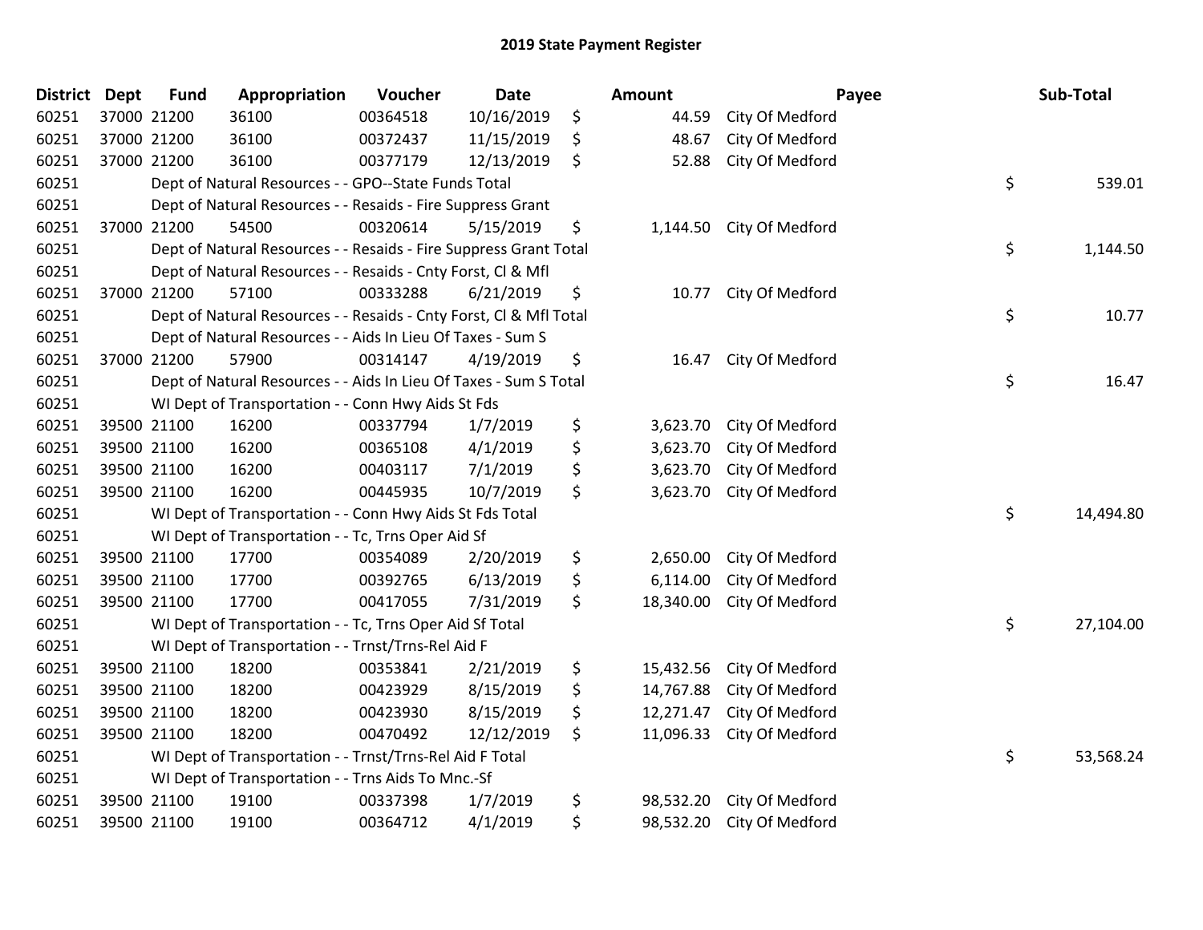## 2019 State Payment Register

| District | Dept | Fund | Appropriation | Voucher | Date | | Amount | Payee | | Sub-Total |
|---|---|---|---|---|---|---|---|---|---|---|
| 60251 | 37000 | 21200 | 36100 | 00364518 | 10/16/2019 | $ | 44.59 | City Of Medford | | |
| 60251 | 37000 | 21200 | 36100 | 00372437 | 11/15/2019 | $ | 48.67 | City Of Medford | | |
| 60251 | 37000 | 21200 | 36100 | 00377179 | 12/13/2019 | $ | 52.88 | City Of Medford | | |
| 60251 | | | Dept of Natural Resources - - GPO--State Funds Total | | | | | | $ | 539.01 |
| 60251 | | | Dept of Natural Resources - - Resaids - Fire Suppress Grant | | | | | | | |
| 60251 | 37000 | 21200 | 54500 | 00320614 | 5/15/2019 | $ | 1,144.50 | City Of Medford | | |
| 60251 | | | Dept of Natural Resources - - Resaids - Fire Suppress Grant Total | | | | | | $ | 1,144.50 |
| 60251 | | | Dept of Natural Resources - - Resaids - Cnty Forst, Cl & Mfl | | | | | | | |
| 60251 | 37000 | 21200 | 57100 | 00333288 | 6/21/2019 | $ | 10.77 | City Of Medford | | |
| 60251 | | | Dept of Natural Resources - - Resaids - Cnty Forst, Cl & Mfl Total | | | | | | $ | 10.77 |
| 60251 | | | Dept of Natural Resources - - Aids In Lieu Of Taxes - Sum S | | | | | | | |
| 60251 | 37000 | 21200 | 57900 | 00314147 | 4/19/2019 | $ | 16.47 | City Of Medford | | |
| 60251 | | | Dept of Natural Resources - - Aids In Lieu Of Taxes - Sum S Total | | | | | | $ | 16.47 |
| 60251 | | | WI Dept of Transportation - - Conn Hwy Aids St Fds | | | | | | | |
| 60251 | 39500 | 21100 | 16200 | 00337794 | 1/7/2019 | $ | 3,623.70 | City Of Medford | | |
| 60251 | 39500 | 21100 | 16200 | 00365108 | 4/1/2019 | $ | 3,623.70 | City Of Medford | | |
| 60251 | 39500 | 21100 | 16200 | 00403117 | 7/1/2019 | $ | 3,623.70 | City Of Medford | | |
| 60251 | 39500 | 21100 | 16200 | 00445935 | 10/7/2019 | $ | 3,623.70 | City Of Medford | | |
| 60251 | | | WI Dept of Transportation - - Conn Hwy Aids St Fds Total | | | | | | $ | 14,494.80 |
| 60251 | | | WI Dept of Transportation - - Tc, Trns Oper Aid Sf | | | | | | | |
| 60251 | 39500 | 21100 | 17700 | 00354089 | 2/20/2019 | $ | 2,650.00 | City Of Medford | | |
| 60251 | 39500 | 21100 | 17700 | 00392765 | 6/13/2019 | $ | 6,114.00 | City Of Medford | | |
| 60251 | 39500 | 21100 | 17700 | 00417055 | 7/31/2019 | $ | 18,340.00 | City Of Medford | | |
| 60251 | | | WI Dept of Transportation - - Tc, Trns Oper Aid Sf Total | | | | | | $ | 27,104.00 |
| 60251 | | | WI Dept of Transportation - - Trnst/Trns-Rel Aid F | | | | | | | |
| 60251 | 39500 | 21100 | 18200 | 00353841 | 2/21/2019 | $ | 15,432.56 | City Of Medford | | |
| 60251 | 39500 | 21100 | 18200 | 00423929 | 8/15/2019 | $ | 14,767.88 | City Of Medford | | |
| 60251 | 39500 | 21100 | 18200 | 00423930 | 8/15/2019 | $ | 12,271.47 | City Of Medford | | |
| 60251 | 39500 | 21100 | 18200 | 00470492 | 12/12/2019 | $ | 11,096.33 | City Of Medford | | |
| 60251 | | | WI Dept of Transportation - - Trnst/Trns-Rel Aid F Total | | | | | | $ | 53,568.24 |
| 60251 | | | WI Dept of Transportation - - Trns Aids To Mnc.-Sf | | | | | | | |
| 60251 | 39500 | 21100 | 19100 | 00337398 | 1/7/2019 | $ | 98,532.20 | City Of Medford | | |
| 60251 | 39500 | 21100 | 19100 | 00364712 | 4/1/2019 | $ | 98,532.20 | City Of Medford | | |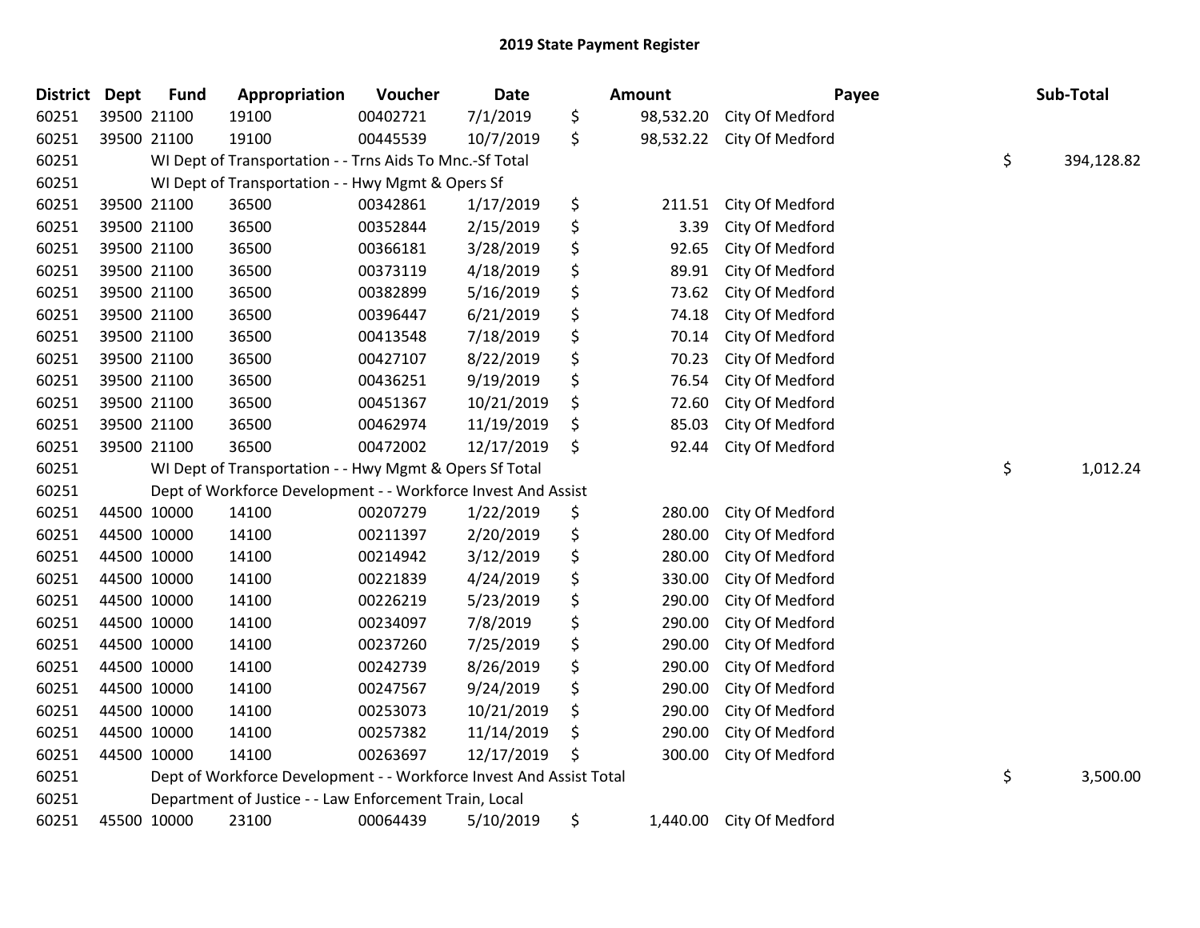# 2019 State Payment Register

| District | Dept | Fund | Appropriation | Voucher | Date | Amount | Payee | Sub-Total |
|---|---|---|---|---|---|---|---|---|
| 60251 | 39500 | 21100 | 19100 | 00402721 | 7/1/2019 | $ 98,532.20 | City Of Medford | |
| 60251 | 39500 | 21100 | 19100 | 00445539 | 10/7/2019 | $ 98,532.22 | City Of Medford | |
| 60251 | | WI Dept of Transportation - - Trns Aids To Mnc.-Sf Total | | | | | | $ 394,128.82 |
| 60251 | | WI Dept of Transportation - - Hwy Mgmt & Opers Sf | | | | | | |
| 60251 | 39500 | 21100 | 36500 | 00342861 | 1/17/2019 | $ 211.51 | City Of Medford | |
| 60251 | 39500 | 21100 | 36500 | 00352844 | 2/15/2019 | $ 3.39 | City Of Medford | |
| 60251 | 39500 | 21100 | 36500 | 00366181 | 3/28/2019 | $ 92.65 | City Of Medford | |
| 60251 | 39500 | 21100 | 36500 | 00373119 | 4/18/2019 | $ 89.91 | City Of Medford | |
| 60251 | 39500 | 21100 | 36500 | 00382899 | 5/16/2019 | $ 73.62 | City Of Medford | |
| 60251 | 39500 | 21100 | 36500 | 00396447 | 6/21/2019 | $ 74.18 | City Of Medford | |
| 60251 | 39500 | 21100 | 36500 | 00413548 | 7/18/2019 | $ 70.14 | City Of Medford | |
| 60251 | 39500 | 21100 | 36500 | 00427107 | 8/22/2019 | $ 70.23 | City Of Medford | |
| 60251 | 39500 | 21100 | 36500 | 00436251 | 9/19/2019 | $ 76.54 | City Of Medford | |
| 60251 | 39500 | 21100 | 36500 | 00451367 | 10/21/2019 | $ 72.60 | City Of Medford | |
| 60251 | 39500 | 21100 | 36500 | 00462974 | 11/19/2019 | $ 85.03 | City Of Medford | |
| 60251 | 39500 | 21100 | 36500 | 00472002 | 12/17/2019 | $ 92.44 | City Of Medford | |
| 60251 | | WI Dept of Transportation - - Hwy Mgmt & Opers Sf Total | | | | | | $ 1,012.24 |
| 60251 | | Dept of Workforce Development - - Workforce Invest And Assist | | | | | | |
| 60251 | 44500 | 10000 | 14100 | 00207279 | 1/22/2019 | $ 280.00 | City Of Medford | |
| 60251 | 44500 | 10000 | 14100 | 00211397 | 2/20/2019 | $ 280.00 | City Of Medford | |
| 60251 | 44500 | 10000 | 14100 | 00214942 | 3/12/2019 | $ 280.00 | City Of Medford | |
| 60251 | 44500 | 10000 | 14100 | 00221839 | 4/24/2019 | $ 330.00 | City Of Medford | |
| 60251 | 44500 | 10000 | 14100 | 00226219 | 5/23/2019 | $ 290.00 | City Of Medford | |
| 60251 | 44500 | 10000 | 14100 | 00234097 | 7/8/2019 | $ 290.00 | City Of Medford | |
| 60251 | 44500 | 10000 | 14100 | 00237260 | 7/25/2019 | $ 290.00 | City Of Medford | |
| 60251 | 44500 | 10000 | 14100 | 00242739 | 8/26/2019 | $ 290.00 | City Of Medford | |
| 60251 | 44500 | 10000 | 14100 | 00247567 | 9/24/2019 | $ 290.00 | City Of Medford | |
| 60251 | 44500 | 10000 | 14100 | 00253073 | 10/21/2019 | $ 290.00 | City Of Medford | |
| 60251 | 44500 | 10000 | 14100 | 00257382 | 11/14/2019 | $ 290.00 | City Of Medford | |
| 60251 | 44500 | 10000 | 14100 | 00263697 | 12/17/2019 | $ 300.00 | City Of Medford | |
| 60251 | | Dept of Workforce Development - - Workforce Invest And Assist Total | | | | | | $ 3,500.00 |
| 60251 | | Department of Justice - - Law Enforcement Train, Local | | | | | | |
| 60251 | 45500 | 10000 | 23100 | 00064439 | 5/10/2019 | $ 1,440.00 | City Of Medford | |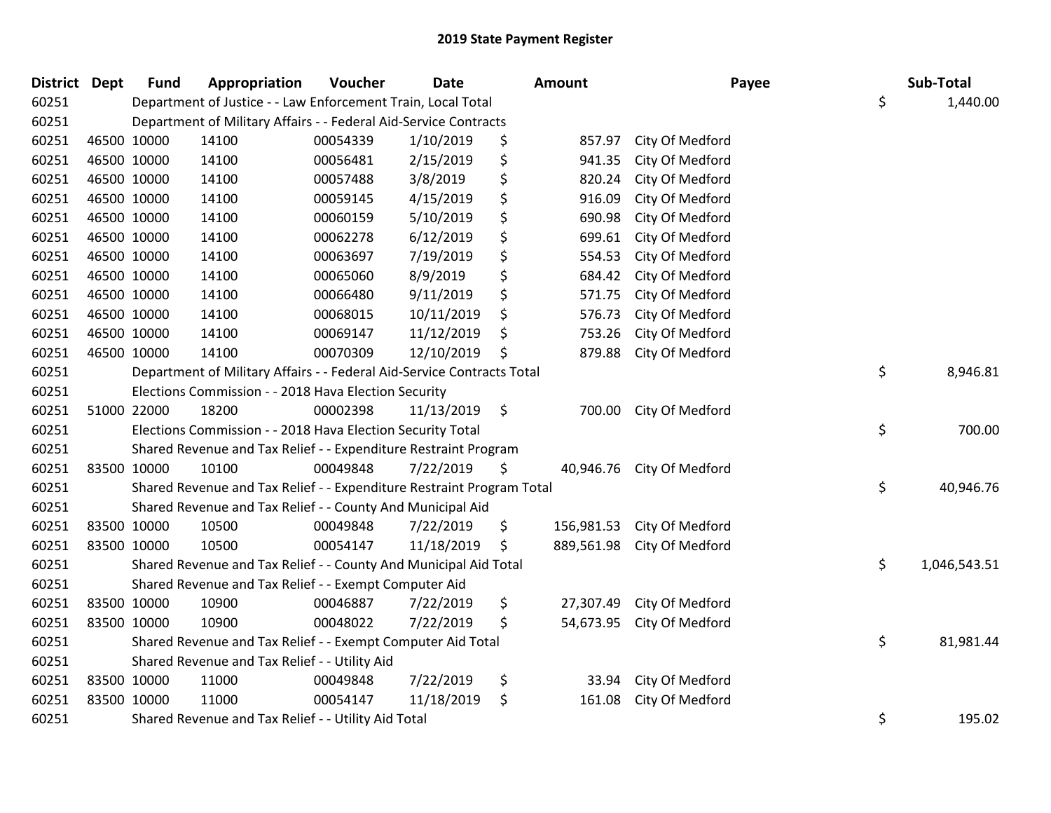# 2019 State Payment Register

| District | Dept | Fund | Appropriation | Voucher | Date | Amount | Payee | Sub-Total |
|---|---|---|---|---|---|---|---|---|
| 60251 | | Department of Justice - - Law Enforcement Train, Local Total | | | | | | $ 1,440.00 |
| 60251 | | Department of Military Affairs - - Federal Aid-Service Contracts | | | | | | |
| 60251 | 46500 | 10000 | 14100 | 00054339 | 1/10/2019 | $ 857.97 | City Of Medford | |
| 60251 | 46500 | 10000 | 14100 | 00056481 | 2/15/2019 | $ 941.35 | City Of Medford | |
| 60251 | 46500 | 10000 | 14100 | 00057488 | 3/8/2019 | $ 820.24 | City Of Medford | |
| 60251 | 46500 | 10000 | 14100 | 00059145 | 4/15/2019 | $ 916.09 | City Of Medford | |
| 60251 | 46500 | 10000 | 14100 | 00060159 | 5/10/2019 | $ 690.98 | City Of Medford | |
| 60251 | 46500 | 10000 | 14100 | 00062278 | 6/12/2019 | $ 699.61 | City Of Medford | |
| 60251 | 46500 | 10000 | 14100 | 00063697 | 7/19/2019 | $ 554.53 | City Of Medford | |
| 60251 | 46500 | 10000 | 14100 | 00065060 | 8/9/2019 | $ 684.42 | City Of Medford | |
| 60251 | 46500 | 10000 | 14100 | 00066480 | 9/11/2019 | $ 571.75 | City Of Medford | |
| 60251 | 46500 | 10000 | 14100 | 00068015 | 10/11/2019 | $ 576.73 | City Of Medford | |
| 60251 | 46500 | 10000 | 14100 | 00069147 | 11/12/2019 | $ 753.26 | City Of Medford | |
| 60251 | 46500 | 10000 | 14100 | 00070309 | 12/10/2019 | $ 879.88 | City Of Medford | |
| 60251 | | Department of Military Affairs - - Federal Aid-Service Contracts Total | | | | | | $ 8,946.81 |
| 60251 | | Elections Commission - - 2018 Hava Election Security | | | | | | |
| 60251 | 51000 | 22000 | 18200 | 00002398 | 11/13/2019 | $ 700.00 | City Of Medford | |
| 60251 | | Elections Commission - - 2018 Hava Election Security Total | | | | | | $ 700.00 |
| 60251 | | Shared Revenue and Tax Relief - - Expenditure Restraint Program | | | | | | |
| 60251 | 83500 | 10000 | 10100 | 00049848 | 7/22/2019 | $ 40,946.76 | City Of Medford | |
| 60251 | | Shared Revenue and Tax Relief - - Expenditure Restraint Program Total | | | | | | $ 40,946.76 |
| 60251 | | Shared Revenue and Tax Relief - - County And Municipal Aid | | | | | | |
| 60251 | 83500 | 10000 | 10500 | 00049848 | 7/22/2019 | $ 156,981.53 | City Of Medford | |
| 60251 | 83500 | 10000 | 10500 | 00054147 | 11/18/2019 | $ 889,561.98 | City Of Medford | |
| 60251 | | Shared Revenue and Tax Relief - - County And Municipal Aid Total | | | | | | $ 1,046,543.51 |
| 60251 | | Shared Revenue and Tax Relief - - Exempt Computer Aid | | | | | | |
| 60251 | 83500 | 10000 | 10900 | 00046887 | 7/22/2019 | $ 27,307.49 | City Of Medford | |
| 60251 | 83500 | 10000 | 10900 | 00048022 | 7/22/2019 | $ 54,673.95 | City Of Medford | |
| 60251 | | Shared Revenue and Tax Relief - - Exempt Computer Aid Total | | | | | | $ 81,981.44 |
| 60251 | | Shared Revenue and Tax Relief - - Utility Aid | | | | | | |
| 60251 | 83500 | 10000 | 11000 | 00049848 | 7/22/2019 | $ 33.94 | City Of Medford | |
| 60251 | 83500 | 10000 | 11000 | 00054147 | 11/18/2019 | $ 161.08 | City Of Medford | |
| 60251 | | Shared Revenue and Tax Relief - - Utility Aid Total | | | | | | $ 195.02 |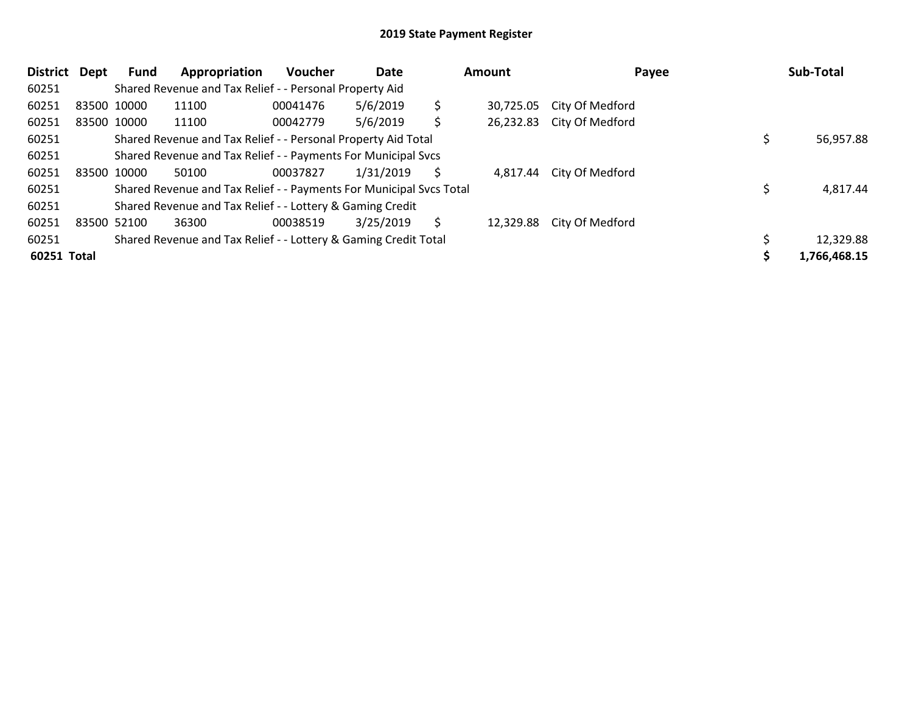## 2019 State Payment Register

| District | Dept | Fund | Appropriation | Voucher | Date | Amount | Payee | Sub-Total |
|---|---|---|---|---|---|---|---|---|
| 60251 | | Shared Revenue and Tax Relief - - Personal Property Aid | | | | | | |
| 60251 | 83500 | 10000 | 11100 | 00041476 | 5/6/2019 | $ 30,725.05 | City Of Medford | |
| 60251 | 83500 | 10000 | 11100 | 00042779 | 5/6/2019 | $ 26,232.83 | City Of Medford | |
| 60251 | | Shared Revenue and Tax Relief - - Personal Property Aid Total | | | | | | $ 56,957.88 |
| 60251 | | Shared Revenue and Tax Relief - - Payments For Municipal Svcs | | | | | | |
| 60251 | 83500 | 10000 | 50100 | 00037827 | 1/31/2019 | $ 4,817.44 | City Of Medford | |
| 60251 | | Shared Revenue and Tax Relief - - Payments For Municipal Svcs Total | | | | | | $ 4,817.44 |
| 60251 | | Shared Revenue and Tax Relief - - Lottery & Gaming Credit | | | | | | |
| 60251 | 83500 | 52100 | 36300 | 00038519 | 3/25/2019 | $ 12,329.88 | City Of Medford | |
| 60251 | | Shared Revenue and Tax Relief - - Lottery & Gaming Credit Total | | | | | | $ 12,329.88 |
| **60251** | **Total** | | | | | | | **$ 1,766,468.15** |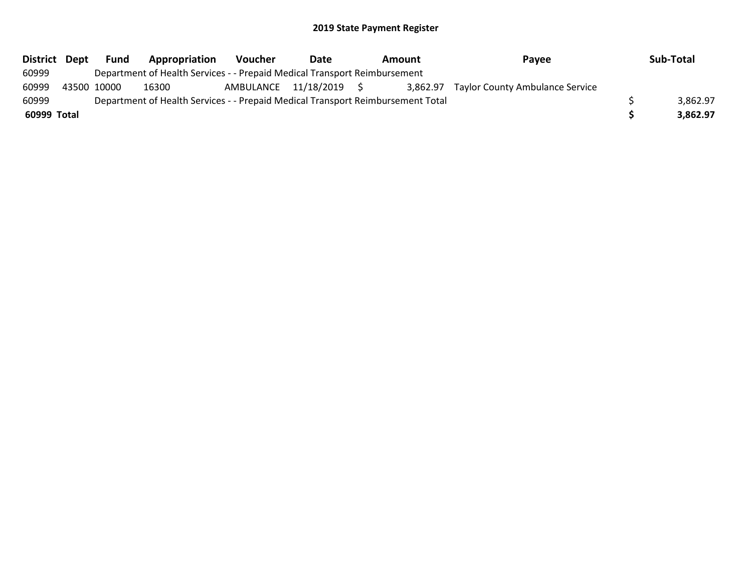## 2019 State Payment Register

| District | Dept | Fund | Appropriation | Voucher | Date | Amount | Payee | Sub-Total |
|---|---|---|---|---|---|---|---|---|
| 60999 | | Department of Health Services - - Prepaid Medical Transport Reimbursement | | | | | | |
| 60999 | 43500 | 10000 | 16300 | AMBULANCE | 11/18/2019 | $ 3,862.97 | Taylor County Ambulance Service | |
| 60999 | | Department of Health Services - - Prepaid Medical Transport Reimbursement Total | | | | | | $ 3,862.97 |
| **60999 Total** | | | | | | | | **$ 3,862.97** |